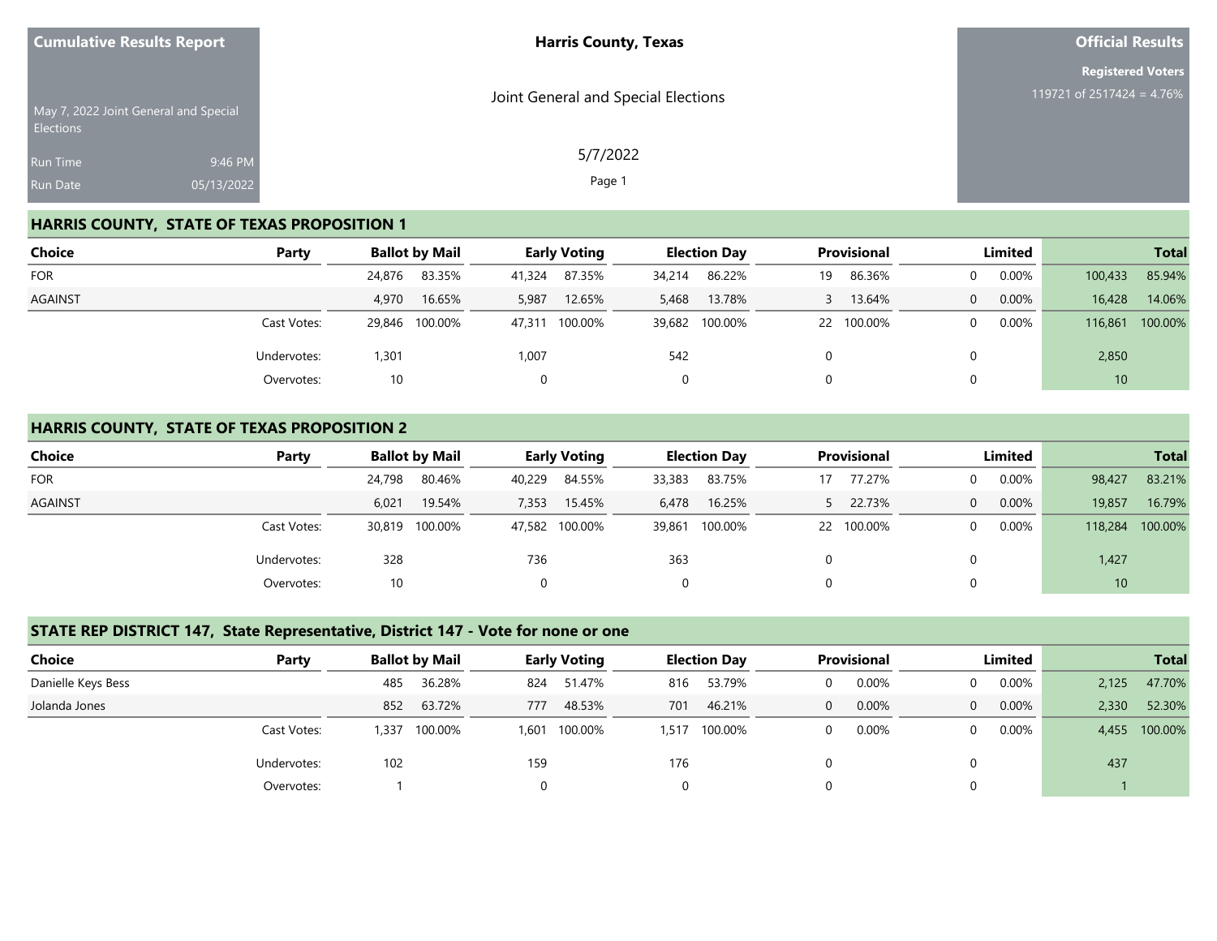**Cumulative Results Report**

May 7, 2022 Joint General and Special Elections

Run Time 9:46 PM
Run Date 05/13/2022

**Harris County, Texas**

Joint General and Special Elections

5/7/2022

**Official Results**

**Registered Voters**
119721 of 2517424 = 4.76%

## HARRIS COUNTY, STATE OF TEXAS PROPOSITION 1

| Choice | Party | Ballot by Mail | | Early Voting | | Election Day | | Provisional | | Limited | | Total | |
|---|---|---|---|---|---|---|---|---|---|---|---|---|---|
| FOR | | 24,876 | 83.35% | 41,324 | 87.35% | 34,214 | 86.22% | 19 | 86.36% | 0 | 0.00% | 100,433 | 85.94% |
| AGAINST | | 4,970 | 16.65% | 5,987 | 12.65% | 5,468 | 13.78% | 3 | 13.64% | 0 | 0.00% | 16,428 | 14.06% |
| | Cast Votes: | 29,846 | 100.00% | 47,311 | 100.00% | 39,682 | 100.00% | 22 | 100.00% | 0 | 0.00% | 116,861 | 100.00% |
| | Undervotes: | 1,301 | | 1,007 | | 542 | | 0 | | 0 | | 2,850 | |
| | Overvotes: | 10 | | 0 | | 0 | | 0 | | 0 | | 10 | |

## HARRIS COUNTY, STATE OF TEXAS PROPOSITION 2

| Choice | Party | Ballot by Mail | | Early Voting | | Election Day | | Provisional | | Limited | | Total | |
|---|---|---|---|---|---|---|---|---|---|---|---|---|---|
| FOR | | 24,798 | 80.46% | 40,229 | 84.55% | 33,383 | 83.75% | 17 | 77.27% | 0 | 0.00% | 98,427 | 83.21% |
| AGAINST | | 6,021 | 19.54% | 7,353 | 15.45% | 6,478 | 16.25% | 5 | 22.73% | 0 | 0.00% | 19,857 | 16.79% |
| | Cast Votes: | 30,819 | 100.00% | 47,582 | 100.00% | 39,861 | 100.00% | 22 | 100.00% | 0 | 0.00% | 118,284 | 100.00% |
| | Undervotes: | 328 | | 736 | | 363 | | 0 | | 0 | | 1,427 | |
| | Overvotes: | 10 | | 0 | | 0 | | 0 | | 0 | | 10 | |

## STATE REP DISTRICT 147, State Representative, District 147 - Vote for none or one

| Choice | Party | Ballot by Mail | | Early Voting | | Election Day | | Provisional | | Limited | | Total | |
|---|---|---|---|---|---|---|---|---|---|---|---|---|---|
| Danielle Keys Bess | | 485 | 36.28% | 824 | 51.47% | 816 | 53.79% | 0 | 0.00% | 0 | 0.00% | 2,125 | 47.70% |
| Jolanda Jones | | 852 | 63.72% | 777 | 48.53% | 701 | 46.21% | 0 | 0.00% | 0 | 0.00% | 2,330 | 52.30% |
| | Cast Votes: | 1,337 | 100.00% | 1,601 | 100.00% | 1,517 | 100.00% | 0 | 0.00% | 0 | 0.00% | 4,455 | 100.00% |
| | Undervotes: | 102 | | 159 | | 176 | | 0 | | 0 | | 437 | |
| | Overvotes: | 1 | | 0 | | 0 | | 0 | | 0 | | 1 | |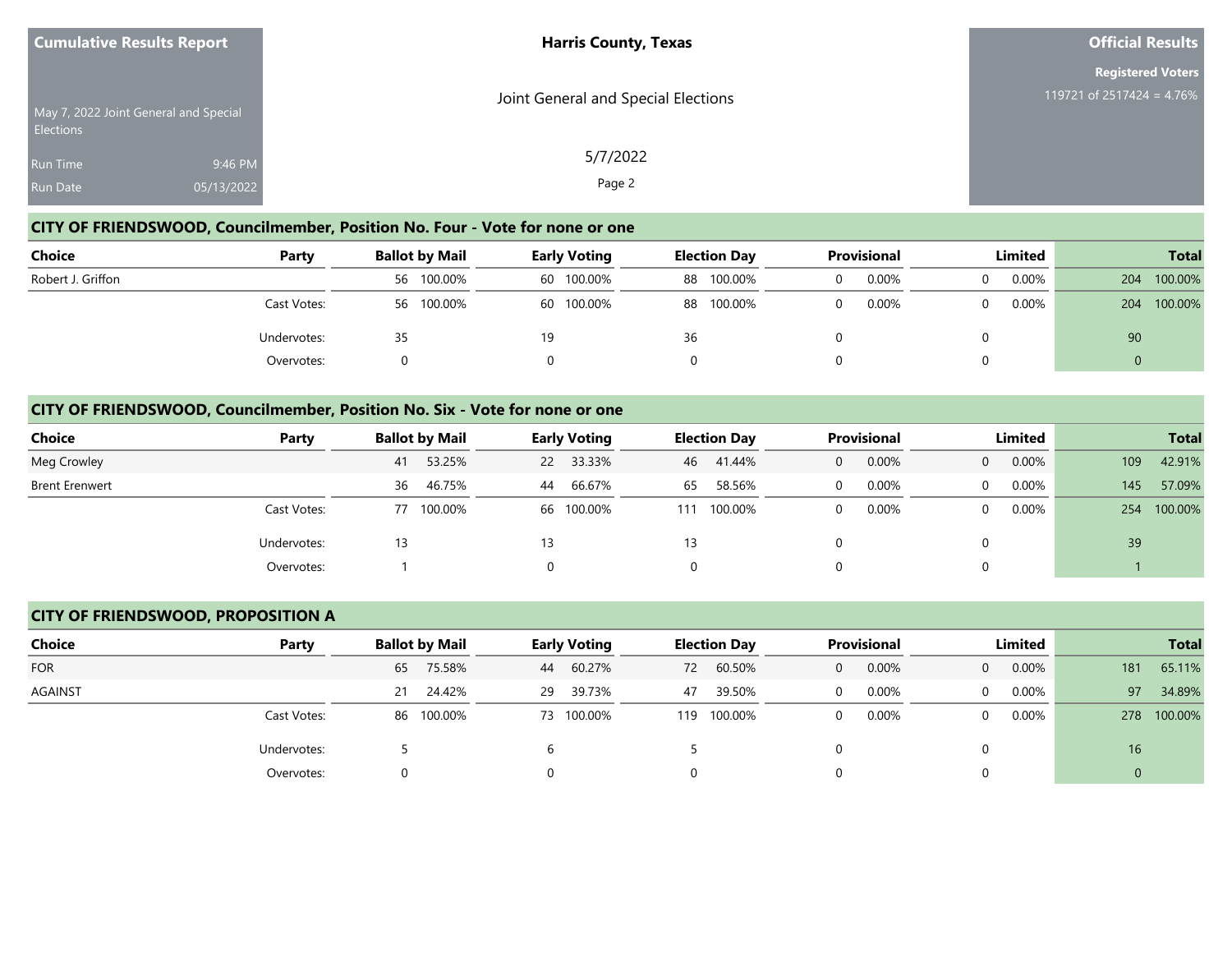## CITY OF FRIENDSWOOD, Councilmember, Position No. Four - Vote for none or one

| Choice | Party | Ballot by Mail | | Early Voting | | Election Day | | Provisional | | Limited | | Total | |
|---|---|---|---|---|---|---|---|---|---|---|---|---|---|
| Robert J. Griffon | | 56 | 100.00% | 60 | 100.00% | 88 | 100.00% | 0 | 0.00% | 0 | 0.00% | 204 | 100.00% |
| | Cast Votes: | 56 | 100.00% | 60 | 100.00% | 88 | 100.00% | 0 | 0.00% | 0 | 0.00% | 204 | 100.00% |
| | Undervotes: | 35 | | 19 | | 36 | | 0 | | 0 | | 90 | |
| | Overvotes: | 0 | | 0 | | 0 | | 0 | | 0 | | 0 | |

## CITY OF FRIENDSWOOD, Councilmember, Position No. Six - Vote for none or one

| Choice | Party | Ballot by Mail | | Early Voting | | Election Day | | Provisional | | Limited | | Total | |
|---|---|---|---|---|---|---|---|---|---|---|---|---|---|
| Meg Crowley | | 41 | 53.25% | 22 | 33.33% | 46 | 41.44% | 0 | 0.00% | 0 | 0.00% | 109 | 42.91% |
| Brent Erenwert | | 36 | 46.75% | 44 | 66.67% | 65 | 58.56% | 0 | 0.00% | 0 | 0.00% | 145 | 57.09% |
| | Cast Votes: | 77 | 100.00% | 66 | 100.00% | 111 | 100.00% | 0 | 0.00% | 0 | 0.00% | 254 | 100.00% |
| | Undervotes: | 13 | | 13 | | 13 | | 0 | | 0 | | 39 | |
| | Overvotes: | 1 | | 0 | | 0 | | 0 | | 0 | | 1 | |

## CITY OF FRIENDSWOOD, PROPOSITION A

| Choice | Party | Ballot by Mail | | Early Voting | | Election Day | | Provisional | | Limited | | Total | |
|---|---|---|---|---|---|---|---|---|---|---|---|---|---|
| FOR | | 65 | 75.58% | 44 | 60.27% | 72 | 60.50% | 0 | 0.00% | 0 | 0.00% | 181 | 65.11% |
| AGAINST | | 21 | 24.42% | 29 | 39.73% | 47 | 39.50% | 0 | 0.00% | 0 | 0.00% | 97 | 34.89% |
| | Cast Votes: | 86 | 100.00% | 73 | 100.00% | 119 | 100.00% | 0 | 0.00% | 0 | 0.00% | 278 | 100.00% |
| | Undervotes: | 5 | | 6 | | 5 | | 0 | | 0 | | 16 | |
| | Overvotes: | 0 | | 0 | | 0 | | 0 | | 0 | | 0 | |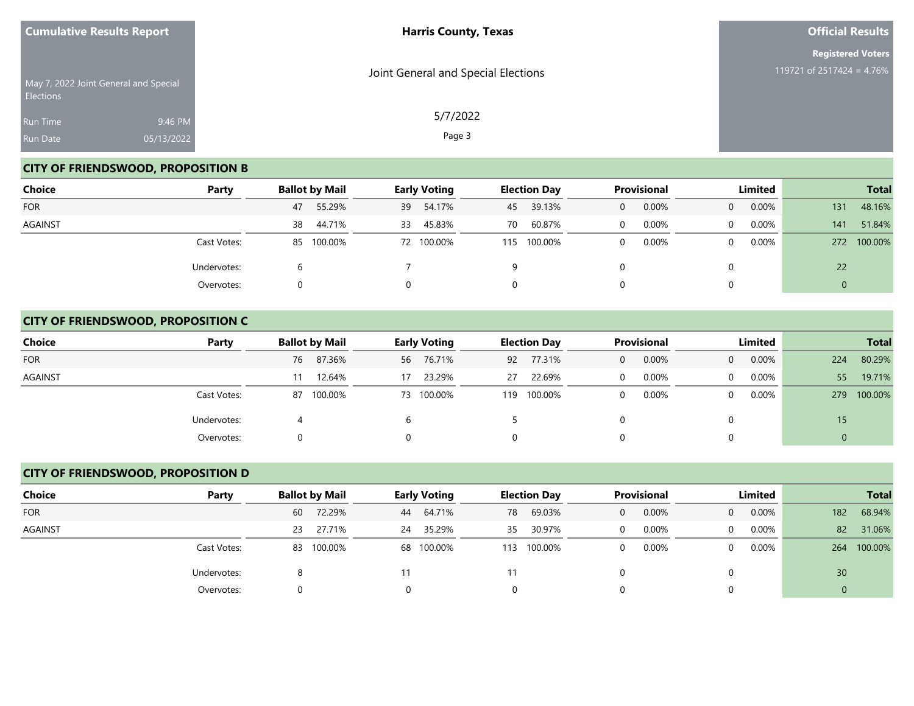Cumulative Results Report

May 7, 2022 Joint General and Special Elections

Run Time 9:46 PM

Run Date 05/13/2022

**Harris County, Texas**

Joint General and Special Elections

5/7/2022

**Official Results**

**Registered Voters**

119721 of 2517424 = 4.76%

## CITY OF FRIENDSWOOD, PROPOSITION B

| Choice | Party | Ballot by Mail | | Early Voting | | Election Day | | Provisional | | Limited | | Total | |
|---|---|---|---|---|---|---|---|---|---|---|---|---|---|
| FOR | | 47 | 55.29% | 39 | 54.17% | 45 | 39.13% | 0 | 0.00% | 0 | 0.00% | 131 | 48.16% |
| AGAINST | | 38 | 44.71% | 33 | 45.83% | 70 | 60.87% | 0 | 0.00% | 0 | 0.00% | 141 | 51.84% |
| | Cast Votes: | 85 | 100.00% | 72 | 100.00% | 115 | 100.00% | 0 | 0.00% | 0 | 0.00% | 272 | 100.00% |
| | Undervotes: | 6 | | 7 | | 9 | | 0 | | 0 | | 22 | |
| | Overvotes: | 0 | | 0 | | 0 | | 0 | | 0 | | 0 | |

## CITY OF FRIENDSWOOD, PROPOSITION C

| Choice | Party | Ballot by Mail | | Early Voting | | Election Day | | Provisional | | Limited | | Total | |
|---|---|---|---|---|---|---|---|---|---|---|---|---|---|
| FOR | | 76 | 87.36% | 56 | 76.71% | 92 | 77.31% | 0 | 0.00% | 0 | 0.00% | 224 | 80.29% |
| AGAINST | | 11 | 12.64% | 17 | 23.29% | 27 | 22.69% | 0 | 0.00% | 0 | 0.00% | 55 | 19.71% |
| | Cast Votes: | 87 | 100.00% | 73 | 100.00% | 119 | 100.00% | 0 | 0.00% | 0 | 0.00% | 279 | 100.00% |
| | Undervotes: | 4 | | 6 | | 5 | | 0 | | 0 | | 15 | |
| | Overvotes: | 0 | | 0 | | 0 | | 0 | | 0 | | 0 | |

## CITY OF FRIENDSWOOD, PROPOSITION D

| Choice | Party | Ballot by Mail | | Early Voting | | Election Day | | Provisional | | Limited | | Total | |
|---|---|---|---|---|---|---|---|---|---|---|---|---|---|
| FOR | | 60 | 72.29% | 44 | 64.71% | 78 | 69.03% | 0 | 0.00% | 0 | 0.00% | 182 | 68.94% |
| AGAINST | | 23 | 27.71% | 24 | 35.29% | 35 | 30.97% | 0 | 0.00% | 0 | 0.00% | 82 | 31.06% |
| | Cast Votes: | 83 | 100.00% | 68 | 100.00% | 113 | 100.00% | 0 | 0.00% | 0 | 0.00% | 264 | 100.00% |
| | Undervotes: | 8 | | 11 | | 11 | | 0 | | 0 | | 30 | |
| | Overvotes: | 0 | | 0 | | 0 | | 0 | | 0 | | 0 | |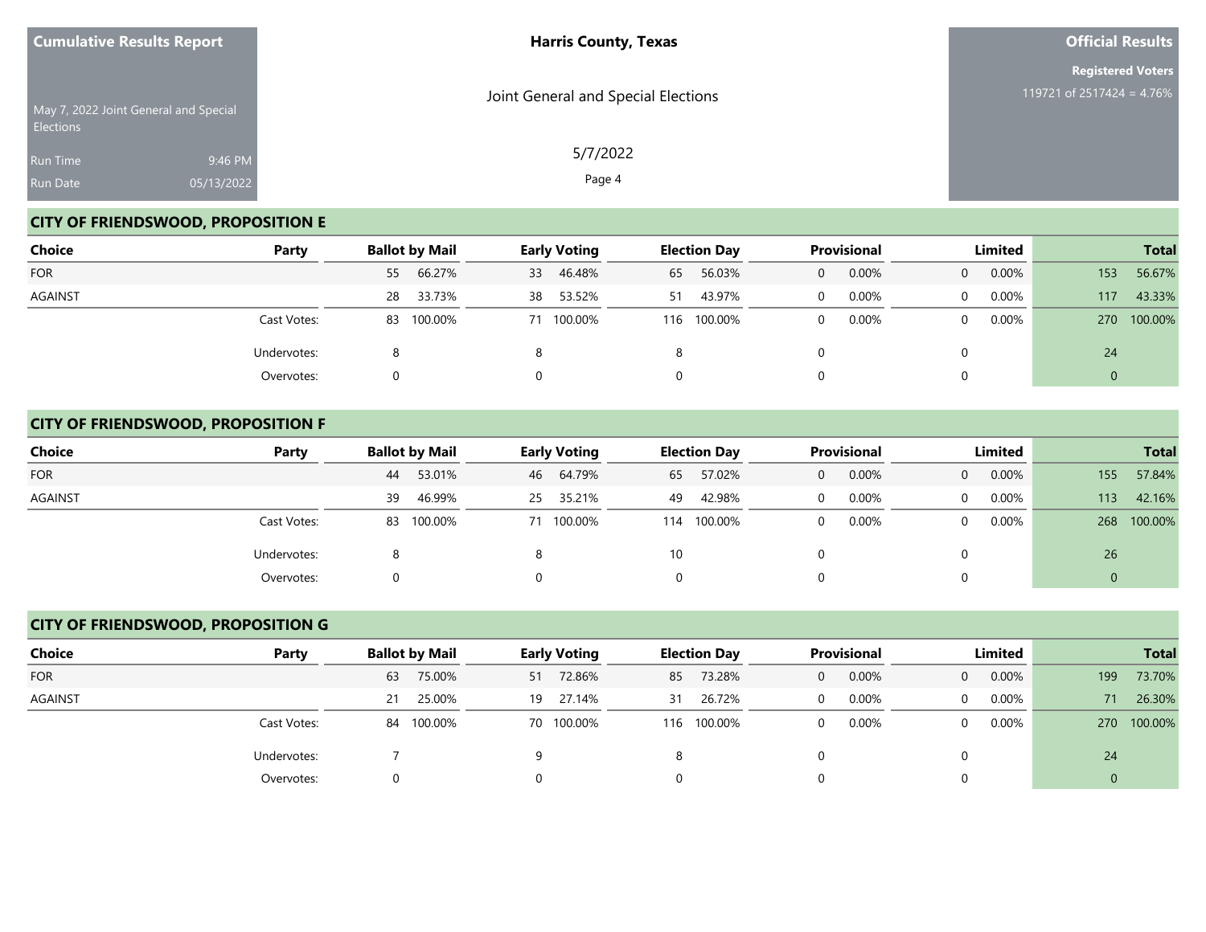**Cumulative Results Report**

May 7, 2022 Joint General and Special Elections

Run Time 9:46 PM

Run Date 05/13/2022

**Harris County, Texas**

Joint General and Special Elections

5/7/2022

**Official Results**

**Registered Voters**

119721 of 2517424 = 4.76%

## CITY OF FRIENDSWOOD, PROPOSITION E

| Choice | Party | Ballot by Mail | | Early Voting | | Election Day | | Provisional | | Limited | | Total | |
|---|---|---|---|---|---|---|---|---|---|---|---|---|---|
| FOR | | 55 | 66.27% | 33 | 46.48% | 65 | 56.03% | 0 | 0.00% | 0 | 0.00% | 153 | 56.67% |
| AGAINST | | 28 | 33.73% | 38 | 53.52% | 51 | 43.97% | 0 | 0.00% | 0 | 0.00% | 117 | 43.33% |
| | Cast Votes: | 83 | 100.00% | 71 | 100.00% | 116 | 100.00% | 0 | 0.00% | 0 | 0.00% | 270 | 100.00% |
| | Undervotes: | 8 | | 8 | | 8 | | 0 | | 0 | | 24 | |
| | Overvotes: | 0 | | 0 | | 0 | | 0 | | 0 | | 0 | |

## CITY OF FRIENDSWOOD, PROPOSITION F

| Choice | Party | Ballot by Mail | | Early Voting | | Election Day | | Provisional | | Limited | | Total | |
|---|---|---|---|---|---|---|---|---|---|---|---|---|---|
| FOR | | 44 | 53.01% | 46 | 64.79% | 65 | 57.02% | 0 | 0.00% | 0 | 0.00% | 155 | 57.84% |
| AGAINST | | 39 | 46.99% | 25 | 35.21% | 49 | 42.98% | 0 | 0.00% | 0 | 0.00% | 113 | 42.16% |
| | Cast Votes: | 83 | 100.00% | 71 | 100.00% | 114 | 100.00% | 0 | 0.00% | 0 | 0.00% | 268 | 100.00% |
| | Undervotes: | 8 | | 8 | | 10 | | 0 | | 0 | | 26 | |
| | Overvotes: | 0 | | 0 | | 0 | | 0 | | 0 | | 0 | |

## CITY OF FRIENDSWOOD, PROPOSITION G

| Choice | Party | Ballot by Mail | | Early Voting | | Election Day | | Provisional | | Limited | | Total | |
|---|---|---|---|---|---|---|---|---|---|---|---|---|---|
| FOR | | 63 | 75.00% | 51 | 72.86% | 85 | 73.28% | 0 | 0.00% | 0 | 0.00% | 199 | 73.70% |
| AGAINST | | 21 | 25.00% | 19 | 27.14% | 31 | 26.72% | 0 | 0.00% | 0 | 0.00% | 71 | 26.30% |
| | Cast Votes: | 84 | 100.00% | 70 | 100.00% | 116 | 100.00% | 0 | 0.00% | 0 | 0.00% | 270 | 100.00% |
| | Undervotes: | 7 | | 9 | | 8 | | 0 | | 0 | | 24 | |
| | Overvotes: | 0 | | 0 | | 0 | | 0 | | 0 | | 0 | |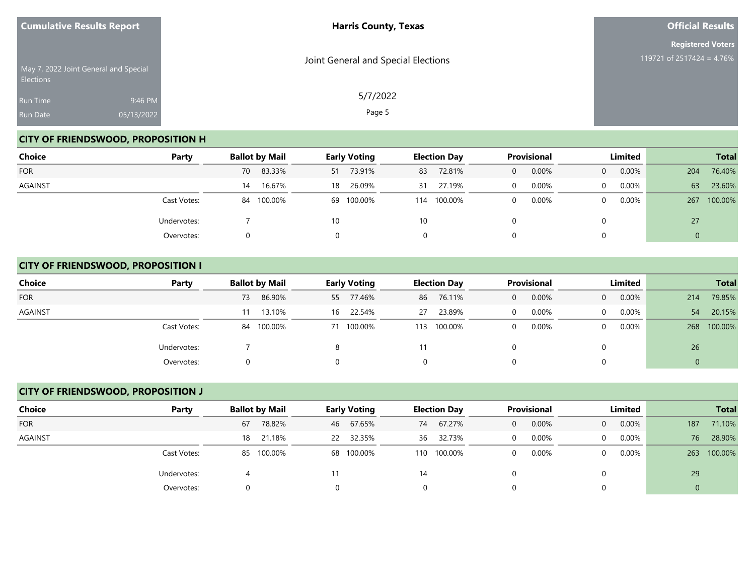## CITY OF FRIENDSWOOD, PROPOSITION H

| Choice | Party | Ballot by Mail | | Early Voting | | Election Day | | Provisional | | Limited | | Total | |
|---|---|---|---|---|---|---|---|---|---|---|---|---|---|
| FOR | | 70 | 83.33% | 51 | 73.91% | 83 | 72.81% | 0 | 0.00% | 0 | 0.00% | 204 | 76.40% |
| AGAINST | | 14 | 16.67% | 18 | 26.09% | 31 | 27.19% | 0 | 0.00% | 0 | 0.00% | 63 | 23.60% |
| | Cast Votes: | 84 | 100.00% | 69 | 100.00% | 114 | 100.00% | 0 | 0.00% | 0 | 0.00% | 267 | 100.00% |
| | Undervotes: | 7 | | 10 | | 10 | | 0 | | 0 | | 27 | |
| | Overvotes: | 0 | | 0 | | 0 | | 0 | | 0 | | 0 | |

## CITY OF FRIENDSWOOD, PROPOSITION I

| Choice | Party | Ballot by Mail | | Early Voting | | Election Day | | Provisional | | Limited | | Total | |
|---|---|---|---|---|---|---|---|---|---|---|---|---|---|
| FOR | | 73 | 86.90% | 55 | 77.46% | 86 | 76.11% | 0 | 0.00% | 0 | 0.00% | 214 | 79.85% |
| AGAINST | | 11 | 13.10% | 16 | 22.54% | 27 | 23.89% | 0 | 0.00% | 0 | 0.00% | 54 | 20.15% |
| | Cast Votes: | 84 | 100.00% | 71 | 100.00% | 113 | 100.00% | 0 | 0.00% | 0 | 0.00% | 268 | 100.00% |
| | Undervotes: | 7 | | 8 | | 11 | | 0 | | 0 | | 26 | |
| | Overvotes: | 0 | | 0 | | 0 | | 0 | | 0 | | 0 | |

## CITY OF FRIENDSWOOD, PROPOSITION J

| Choice | Party | Ballot by Mail | | Early Voting | | Election Day | | Provisional | | Limited | | Total | |
|---|---|---|---|---|---|---|---|---|---|---|---|---|---|
| FOR | | 67 | 78.82% | 46 | 67.65% | 74 | 67.27% | 0 | 0.00% | 0 | 0.00% | 187 | 71.10% |
| AGAINST | | 18 | 21.18% | 22 | 32.35% | 36 | 32.73% | 0 | 0.00% | 0 | 0.00% | 76 | 28.90% |
| | Cast Votes: | 85 | 100.00% | 68 | 100.00% | 110 | 100.00% | 0 | 0.00% | 0 | 0.00% | 263 | 100.00% |
| | Undervotes: | 4 | | 11 | | 14 | | 0 | | 0 | | 29 | |
| | Overvotes: | 0 | | 0 | | 0 | | 0 | | 0 | | 0 | |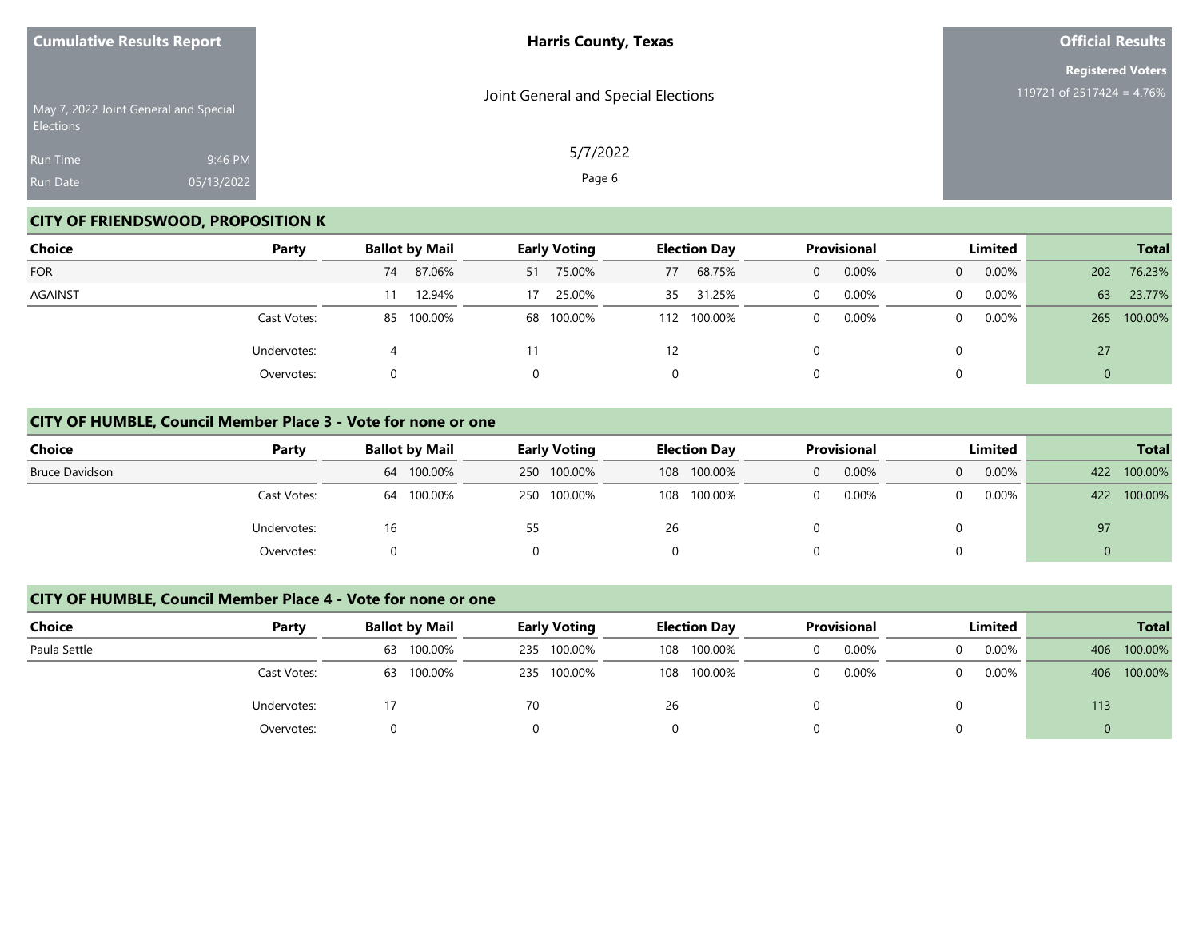## CITY OF FRIENDSWOOD, PROPOSITION K

| Choice | Party | Ballot by Mail | | Early Voting | | Election Day | | Provisional | | Limited | | Total | |
|---|---|---|---|---|---|---|---|---|---|---|---|---|---|
| FOR | | 74 | 87.06% | 51 | 75.00% | 77 | 68.75% | 0 | 0.00% | 0 | 0.00% | 202 | 76.23% |
| AGAINST | | 11 | 12.94% | 17 | 25.00% | 35 | 31.25% | 0 | 0.00% | 0 | 0.00% | 63 | 23.77% |
| | Cast Votes: | 85 | 100.00% | 68 | 100.00% | 112 | 100.00% | 0 | 0.00% | 0 | 0.00% | 265 | 100.00% |
| | Undervotes: | 4 | | 11 | | 12 | | 0 | | 0 | | 27 | |
| | Overvotes: | 0 | | 0 | | 0 | | 0 | | 0 | | 0 | |

## CITY OF HUMBLE, Council Member Place 3 - Vote for none or one

| Choice | Party | Ballot by Mail | | Early Voting | | Election Day | | Provisional | | Limited | | Total | |
|---|---|---|---|---|---|---|---|---|---|---|---|---|---|
| Bruce Davidson | | 64 | 100.00% | 250 | 100.00% | 108 | 100.00% | 0 | 0.00% | 0 | 0.00% | 422 | 100.00% |
| | Cast Votes: | 64 | 100.00% | 250 | 100.00% | 108 | 100.00% | 0 | 0.00% | 0 | 0.00% | 422 | 100.00% |
| | Undervotes: | 16 | | 55 | | 26 | | 0 | | 0 | | 97 | |
| | Overvotes: | 0 | | 0 | | 0 | | 0 | | 0 | | 0 | |

## CITY OF HUMBLE, Council Member Place 4 - Vote for none or one

| Choice | Party | Ballot by Mail | | Early Voting | | Election Day | | Provisional | | Limited | | Total | |
|---|---|---|---|---|---|---|---|---|---|---|---|---|---|
| Paula Settle | | 63 | 100.00% | 235 | 100.00% | 108 | 100.00% | 0 | 0.00% | 0 | 0.00% | 406 | 100.00% |
| | Cast Votes: | 63 | 100.00% | 235 | 100.00% | 108 | 100.00% | 0 | 0.00% | 0 | 0.00% | 406 | 100.00% |
| | Undervotes: | 17 | | 70 | | 26 | | 0 | | 0 | | 113 | |
| | Overvotes: | 0 | | 0 | | 0 | | 0 | | 0 | | 0 | |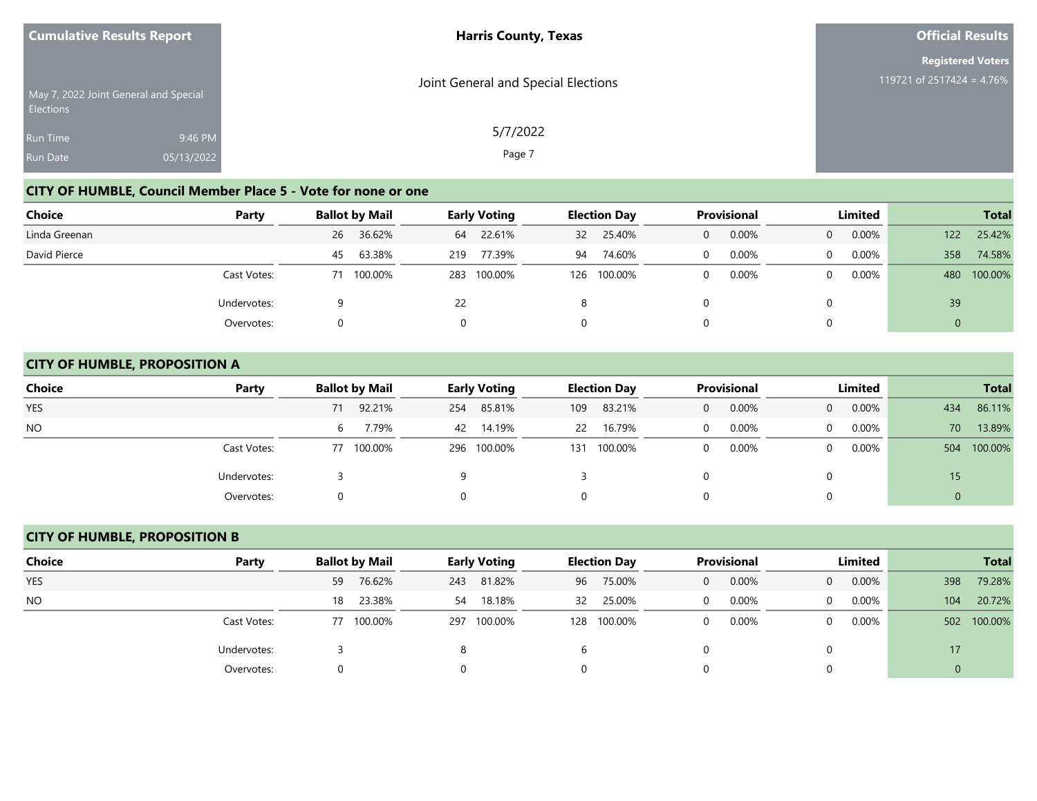Cumulative Results Report

May 7, 2022 Joint General and Special Elections

Run Time 9:46 PM

Run Date 05/13/2022

**Harris County, Texas**

Joint General and Special Elections

5/7/2022

**Official Results**

**Registered Voters**

119721 of 2517424 = 4.76%

## CITY OF HUMBLE, Council Member Place 5 - Vote for none or one

| Choice | Party | Ballot by Mail | | Early Voting | | Election Day | | Provisional | | Limited | | Total | |
|---|---|---|---|---|---|---|---|---|---|---|---|---|---|
| Linda Greenan | | 26 | 36.62% | 64 | 22.61% | 32 | 25.40% | 0 | 0.00% | 0 | 0.00% | 122 | 25.42% |
| David Pierce | | 45 | 63.38% | 219 | 77.39% | 94 | 74.60% | 0 | 0.00% | 0 | 0.00% | 358 | 74.58% |
| | Cast Votes: | 71 | 100.00% | 283 | 100.00% | 126 | 100.00% | 0 | 0.00% | 0 | 0.00% | 480 | 100.00% |
| | Undervotes: | 9 | | 22 | | 8 | | 0 | | 0 | | 39 | |
| | Overvotes: | 0 | | 0 | | 0 | | 0 | | 0 | | 0 | |

## CITY OF HUMBLE, PROPOSITION A

| Choice | Party | Ballot by Mail | | Early Voting | | Election Day | | Provisional | | Limited | | Total | |
|---|---|---|---|---|---|---|---|---|---|---|---|---|---|
| YES | | 71 | 92.21% | 254 | 85.81% | 109 | 83.21% | 0 | 0.00% | 0 | 0.00% | 434 | 86.11% |
| NO | | 6 | 7.79% | 42 | 14.19% | 22 | 16.79% | 0 | 0.00% | 0 | 0.00% | 70 | 13.89% |
| | Cast Votes: | 77 | 100.00% | 296 | 100.00% | 131 | 100.00% | 0 | 0.00% | 0 | 0.00% | 504 | 100.00% |
| | Undervotes: | 3 | | 9 | | 3 | | 0 | | 0 | | 15 | |
| | Overvotes: | 0 | | 0 | | 0 | | 0 | | 0 | | 0 | |

## CITY OF HUMBLE, PROPOSITION B

| Choice | Party | Ballot by Mail | | Early Voting | | Election Day | | Provisional | | Limited | | Total | |
|---|---|---|---|---|---|---|---|---|---|---|---|---|---|
| YES | | 59 | 76.62% | 243 | 81.82% | 96 | 75.00% | 0 | 0.00% | 0 | 0.00% | 398 | 79.28% |
| NO | | 18 | 23.38% | 54 | 18.18% | 32 | 25.00% | 0 | 0.00% | 0 | 0.00% | 104 | 20.72% |
| | Cast Votes: | 77 | 100.00% | 297 | 100.00% | 128 | 100.00% | 0 | 0.00% | 0 | 0.00% | 502 | 100.00% |
| | Undervotes: | 3 | | 8 | | 6 | | 0 | | 0 | | 17 | |
| | Overvotes: | 0 | | 0 | | 0 | | 0 | | 0 | | 0 | |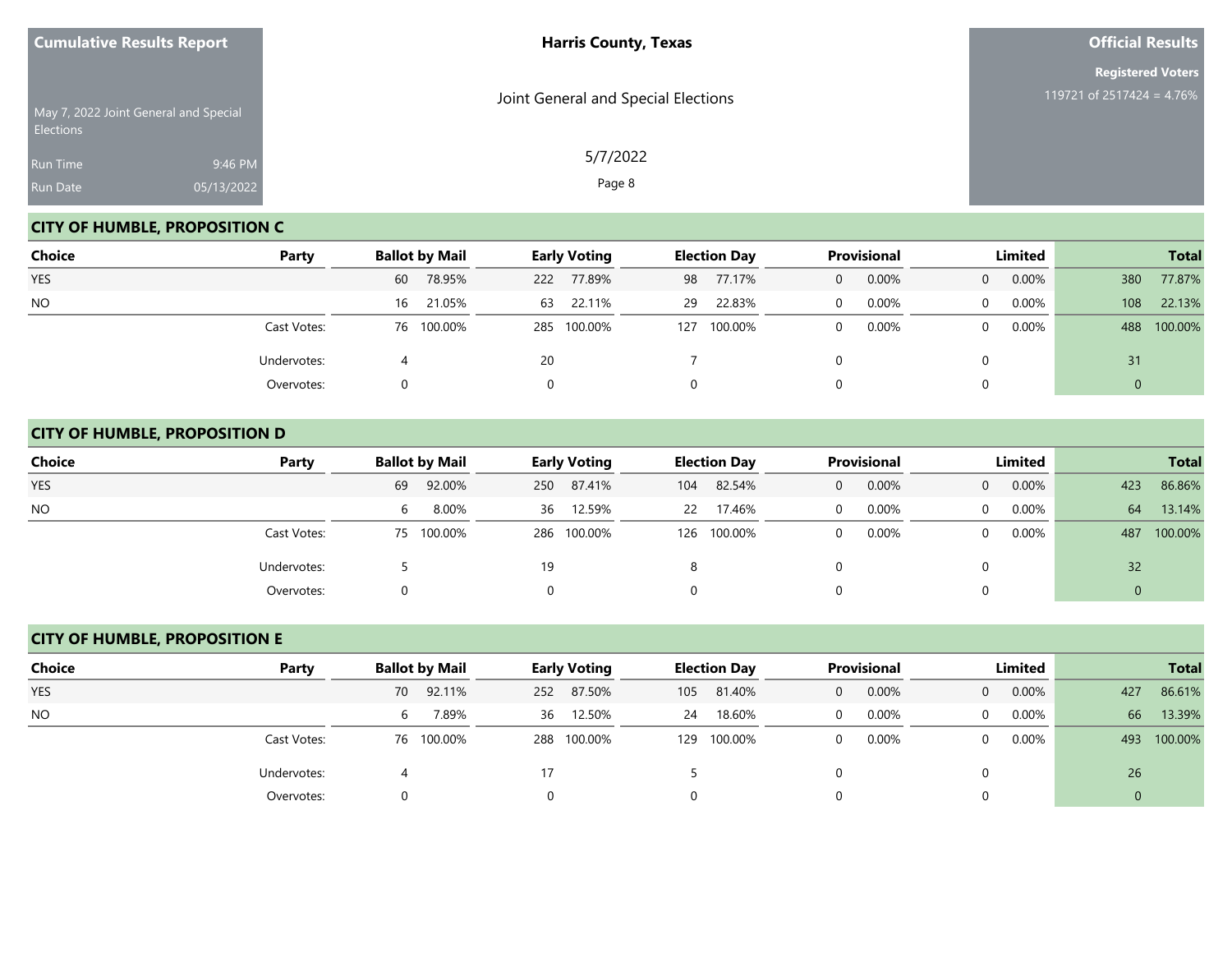## CITY OF HUMBLE, PROPOSITION C

| Choice | Party | Ballot by Mail | | Early Voting | | Election Day | | Provisional | | Limited | | Total | |
|---|---|---|---|---|---|---|---|---|---|---|---|---|---|
| YES | | 60 | 78.95% | 222 | 77.89% | 98 | 77.17% | 0 | 0.00% | 0 | 0.00% | 380 | 77.87% |
| NO | | 16 | 21.05% | 63 | 22.11% | 29 | 22.83% | 0 | 0.00% | 0 | 0.00% | 108 | 22.13% |
| | Cast Votes: | 76 | 100.00% | 285 | 100.00% | 127 | 100.00% | 0 | 0.00% | 0 | 0.00% | 488 | 100.00% |
| | Undervotes: | 4 | | 20 | | 7 | | 0 | | 0 | | 31 | |
| | Overvotes: | 0 | | 0 | | 0 | | 0 | | 0 | | 0 | |

## CITY OF HUMBLE, PROPOSITION D

| Choice | Party | Ballot by Mail | | Early Voting | | Election Day | | Provisional | | Limited | | Total | |
|---|---|---|---|---|---|---|---|---|---|---|---|---|---|
| YES | | 69 | 92.00% | 250 | 87.41% | 104 | 82.54% | 0 | 0.00% | 0 | 0.00% | 423 | 86.86% |
| NO | | 6 | 8.00% | 36 | 12.59% | 22 | 17.46% | 0 | 0.00% | 0 | 0.00% | 64 | 13.14% |
| | Cast Votes: | 75 | 100.00% | 286 | 100.00% | 126 | 100.00% | 0 | 0.00% | 0 | 0.00% | 487 | 100.00% |
| | Undervotes: | 5 | | 19 | | 8 | | 0 | | 0 | | 32 | |
| | Overvotes: | 0 | | 0 | | 0 | | 0 | | 0 | | 0 | |

## CITY OF HUMBLE, PROPOSITION E

| Choice | Party | Ballot by Mail | | Early Voting | | Election Day | | Provisional | | Limited | | Total | |
|---|---|---|---|---|---|---|---|---|---|---|---|---|---|
| YES | | 70 | 92.11% | 252 | 87.50% | 105 | 81.40% | 0 | 0.00% | 0 | 0.00% | 427 | 86.61% |
| NO | | 6 | 7.89% | 36 | 12.50% | 24 | 18.60% | 0 | 0.00% | 0 | 0.00% | 66 | 13.39% |
| | Cast Votes: | 76 | 100.00% | 288 | 100.00% | 129 | 100.00% | 0 | 0.00% | 0 | 0.00% | 493 | 100.00% |
| | Undervotes: | 4 | | 17 | | 5 | | 0 | | 0 | | 26 | |
| | Overvotes: | 0 | | 0 | | 0 | | 0 | | 0 | | 0 | |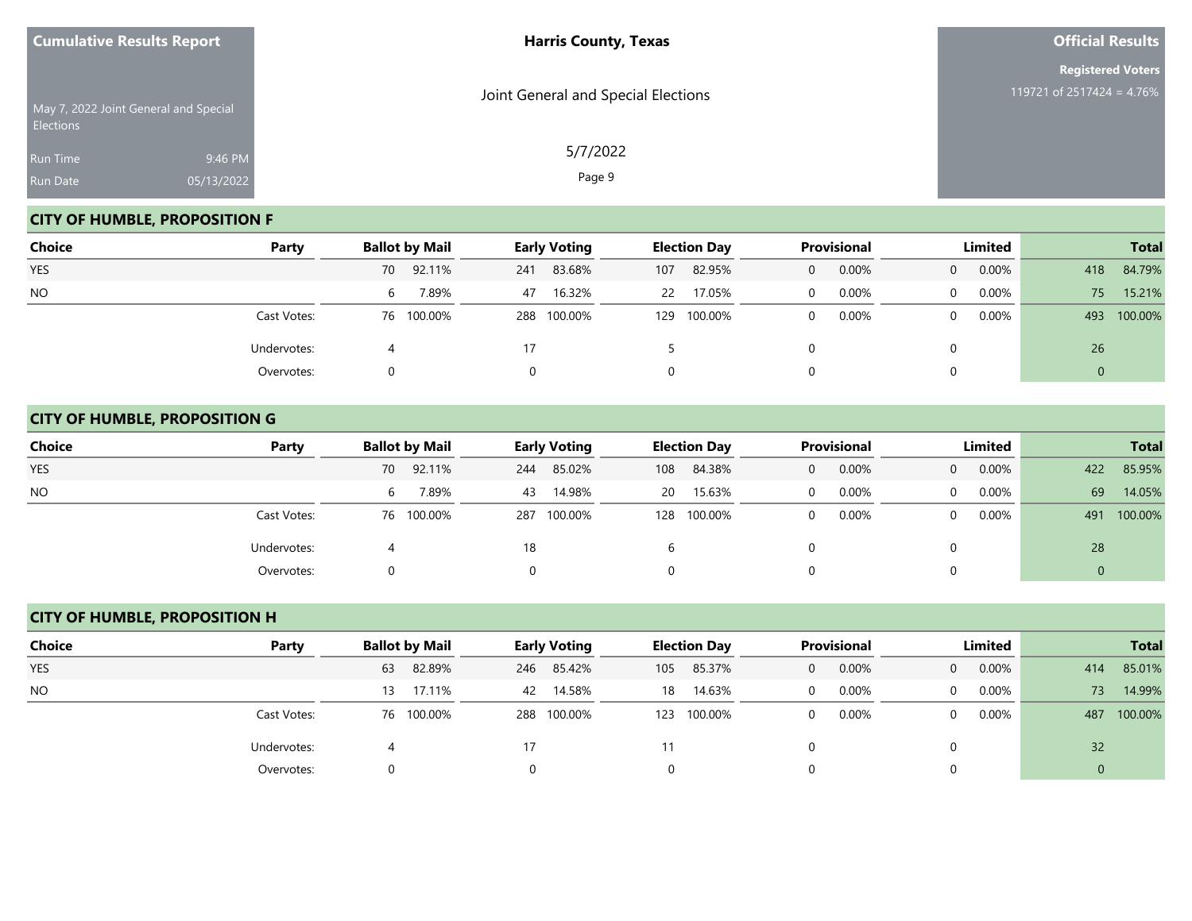## CITY OF HUMBLE, PROPOSITION F

| Choice | Party | Ballot by Mail | | Early Voting | | Election Day | | Provisional | | Limited | | Total | |
|---|---|---|---|---|---|---|---|---|---|---|---|---|---|
| YES | | 70 | 92.11% | 241 | 83.68% | 107 | 82.95% | 0 | 0.00% | 0 | 0.00% | 418 | 84.79% |
| NO | | 6 | 7.89% | 47 | 16.32% | 22 | 17.05% | 0 | 0.00% | 0 | 0.00% | 75 | 15.21% |
| | Cast Votes: | 76 | 100.00% | 288 | 100.00% | 129 | 100.00% | 0 | 0.00% | 0 | 0.00% | 493 | 100.00% |
| | Undervotes: | 4 | | 17 | | 5 | | 0 | | 0 | | 26 | |
| | Overvotes: | 0 | | 0 | | 0 | | 0 | | 0 | | 0 | |

## CITY OF HUMBLE, PROPOSITION G

| Choice | Party | Ballot by Mail | | Early Voting | | Election Day | | Provisional | | Limited | | Total | |
|---|---|---|---|---|---|---|---|---|---|---|---|---|---|
| YES | | 70 | 92.11% | 244 | 85.02% | 108 | 84.38% | 0 | 0.00% | 0 | 0.00% | 422 | 85.95% |
| NO | | 6 | 7.89% | 43 | 14.98% | 20 | 15.63% | 0 | 0.00% | 0 | 0.00% | 69 | 14.05% |
| | Cast Votes: | 76 | 100.00% | 287 | 100.00% | 128 | 100.00% | 0 | 0.00% | 0 | 0.00% | 491 | 100.00% |
| | Undervotes: | 4 | | 18 | | 6 | | 0 | | 0 | | 28 | |
| | Overvotes: | 0 | | 0 | | 0 | | 0 | | 0 | | 0 | |

## CITY OF HUMBLE, PROPOSITION H

| Choice | Party | Ballot by Mail | | Early Voting | | Election Day | | Provisional | | Limited | | Total | |
|---|---|---|---|---|---|---|---|---|---|---|---|---|---|
| YES | | 63 | 82.89% | 246 | 85.42% | 105 | 85.37% | 0 | 0.00% | 0 | 0.00% | 414 | 85.01% |
| NO | | 13 | 17.11% | 42 | 14.58% | 18 | 14.63% | 0 | 0.00% | 0 | 0.00% | 73 | 14.99% |
| | Cast Votes: | 76 | 100.00% | 288 | 100.00% | 123 | 100.00% | 0 | 0.00% | 0 | 0.00% | 487 | 100.00% |
| | Undervotes: | 4 | | 17 | | 11 | | 0 | | 0 | | 32 | |
| | Overvotes: | 0 | | 0 | | 0 | | 0 | | 0 | | 0 | |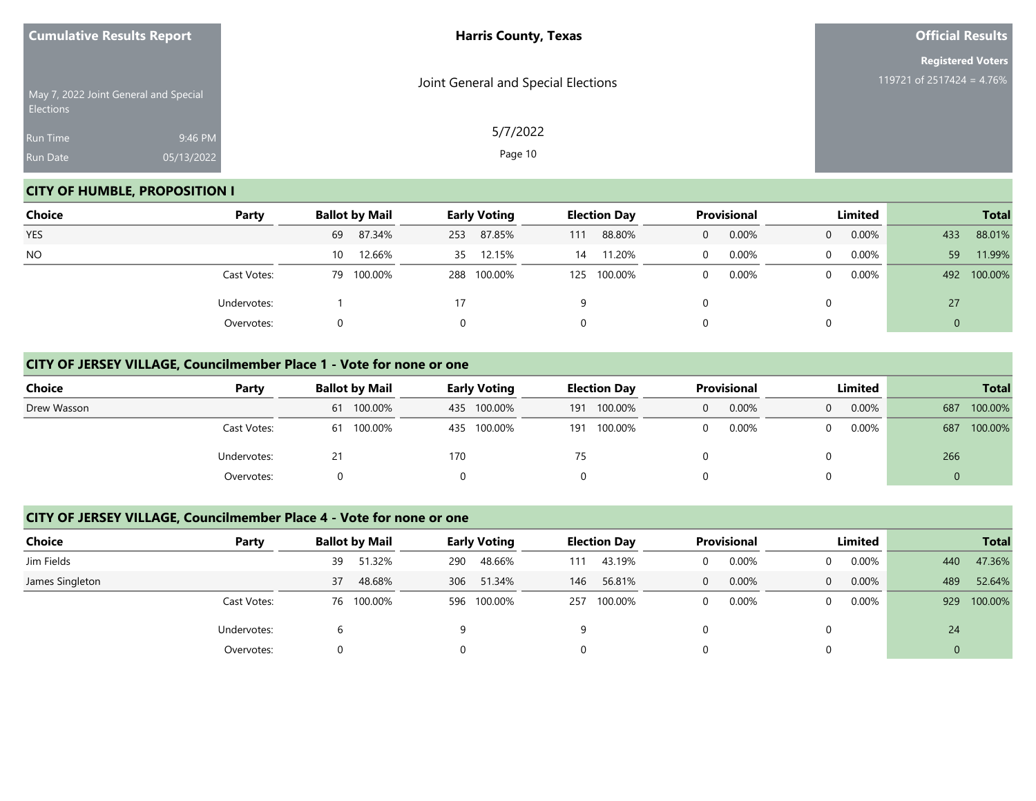## CITY OF HUMBLE, PROPOSITION I

| Choice | Party | Ballot by Mail | | Early Voting | | Election Day | | Provisional | | Limited | | Total | |
|---|---|---|---|---|---|---|---|---|---|---|---|---|---|
| YES | | 69 | 87.34% | 253 | 87.85% | 111 | 88.80% | 0 | 0.00% | 0 | 0.00% | 433 | 88.01% |
| NO | | 10 | 12.66% | 35 | 12.15% | 14 | 11.20% | 0 | 0.00% | 0 | 0.00% | 59 | 11.99% |
| | Cast Votes: | 79 | 100.00% | 288 | 100.00% | 125 | 100.00% | 0 | 0.00% | 0 | 0.00% | 492 | 100.00% |
| | Undervotes: | 1 | | 17 | | 9 | | 0 | | 0 | | 27 | |
| | Overvotes: | 0 | | 0 | | 0 | | 0 | | 0 | | 0 | |

## CITY OF JERSEY VILLAGE, Councilmember Place 1 - Vote for none or one

| Choice | Party | Ballot by Mail | | Early Voting | | Election Day | | Provisional | | Limited | | Total | |
|---|---|---|---|---|---|---|---|---|---|---|---|---|---|
| Drew Wasson | | 61 | 100.00% | 435 | 100.00% | 191 | 100.00% | 0 | 0.00% | 0 | 0.00% | 687 | 100.00% |
| | Cast Votes: | 61 | 100.00% | 435 | 100.00% | 191 | 100.00% | 0 | 0.00% | 0 | 0.00% | 687 | 100.00% |
| | Undervotes: | 21 | | 170 | | 75 | | 0 | | 0 | | 266 | |
| | Overvotes: | 0 | | 0 | | 0 | | 0 | | 0 | | 0 | |

## CITY OF JERSEY VILLAGE, Councilmember Place 4 - Vote for none or one

| Choice | Party | Ballot by Mail | | Early Voting | | Election Day | | Provisional | | Limited | | Total | |
|---|---|---|---|---|---|---|---|---|---|---|---|---|---|
| Jim Fields | | 39 | 51.32% | 290 | 48.66% | 111 | 43.19% | 0 | 0.00% | 0 | 0.00% | 440 | 47.36% |
| James Singleton | | 37 | 48.68% | 306 | 51.34% | 146 | 56.81% | 0 | 0.00% | 0 | 0.00% | 489 | 52.64% |
| | Cast Votes: | 76 | 100.00% | 596 | 100.00% | 257 | 100.00% | 0 | 0.00% | 0 | 0.00% | 929 | 100.00% |
| | Undervotes: | 6 | | 9 | | 9 | | 0 | | 0 | | 24 | |
| | Overvotes: | 0 | | 0 | | 0 | | 0 | | 0 | | 0 | |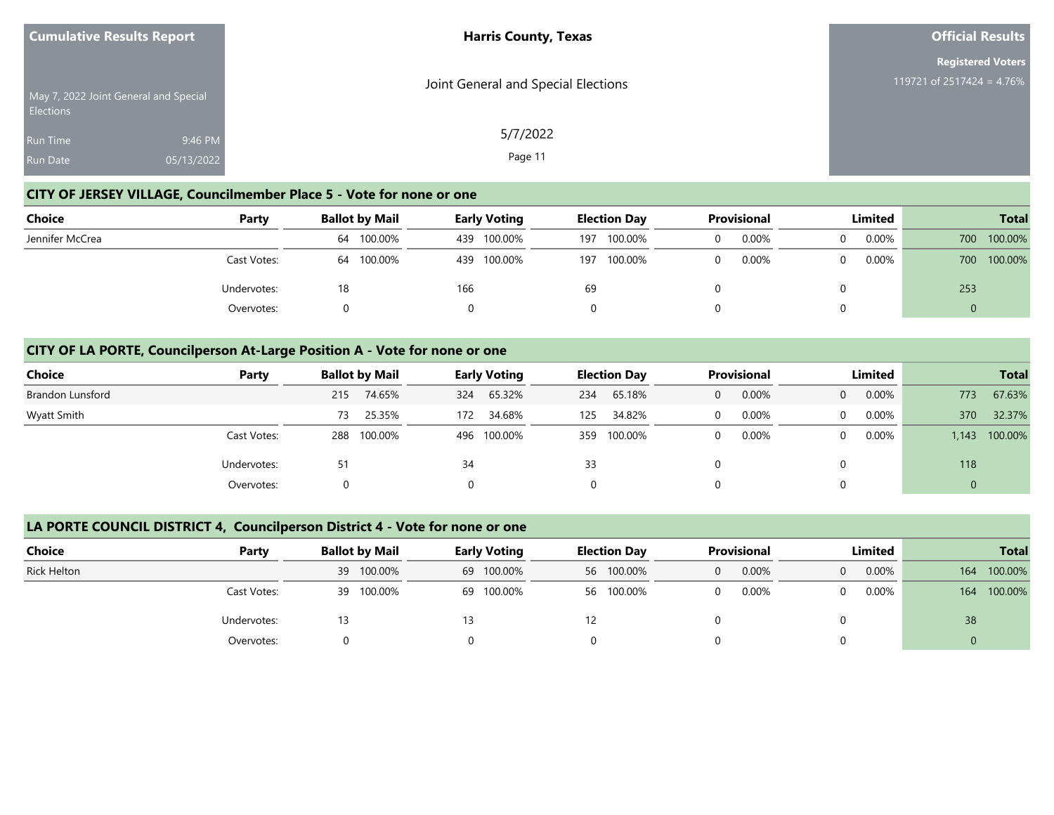## CITY OF JERSEY VILLAGE, Councilmember Place 5 - Vote for none or one

| Choice | Party | Ballot by Mail | | Early Voting | | Election Day | | Provisional | | Limited | | Total | |
|---|---|---|---|---|---|---|---|---|---|---|---|---|---|
| Jennifer McCrea | | 64 | 100.00% | 439 | 100.00% | 197 | 100.00% | 0 | 0.00% | 0 | 0.00% | 700 | 100.00% |
| | Cast Votes: | 64 | 100.00% | 439 | 100.00% | 197 | 100.00% | 0 | 0.00% | 0 | 0.00% | 700 | 100.00% |
| | Undervotes: | 18 | | 166 | | 69 | | 0 | | 0 | | 253 | |
| | Overvotes: | 0 | | 0 | | 0 | | 0 | | 0 | | 0 | |

## CITY OF LA PORTE, Councilperson At-Large Position A - Vote for none or one

| Choice | Party | Ballot by Mail | | Early Voting | | Election Day | | Provisional | | Limited | | Total | |
|---|---|---|---|---|---|---|---|---|---|---|---|---|---|
| Brandon Lunsford | | 215 | 74.65% | 324 | 65.32% | 234 | 65.18% | 0 | 0.00% | 0 | 0.00% | 773 | 67.63% |
| Wyatt Smith | | 73 | 25.35% | 172 | 34.68% | 125 | 34.82% | 0 | 0.00% | 0 | 0.00% | 370 | 32.37% |
| | Cast Votes: | 288 | 100.00% | 496 | 100.00% | 359 | 100.00% | 0 | 0.00% | 0 | 0.00% | 1,143 | 100.00% |
| | Undervotes: | 51 | | 34 | | 33 | | 0 | | 0 | | 118 | |
| | Overvotes: | 0 | | 0 | | 0 | | 0 | | 0 | | 0 | |

## LA PORTE COUNCIL DISTRICT 4, Councilperson District 4 - Vote for none or one

| Choice | Party | Ballot by Mail | | Early Voting | | Election Day | | Provisional | | Limited | | Total | |
|---|---|---|---|---|---|---|---|---|---|---|---|---|---|
| Rick Helton | | 39 | 100.00% | 69 | 100.00% | 56 | 100.00% | 0 | 0.00% | 0 | 0.00% | 164 | 100.00% |
| | Cast Votes: | 39 | 100.00% | 69 | 100.00% | 56 | 100.00% | 0 | 0.00% | 0 | 0.00% | 164 | 100.00% |
| | Undervotes: | 13 | | 13 | | 12 | | 0 | | 0 | | 38 | |
| | Overvotes: | 0 | | 0 | | 0 | | 0 | | 0 | | 0 | |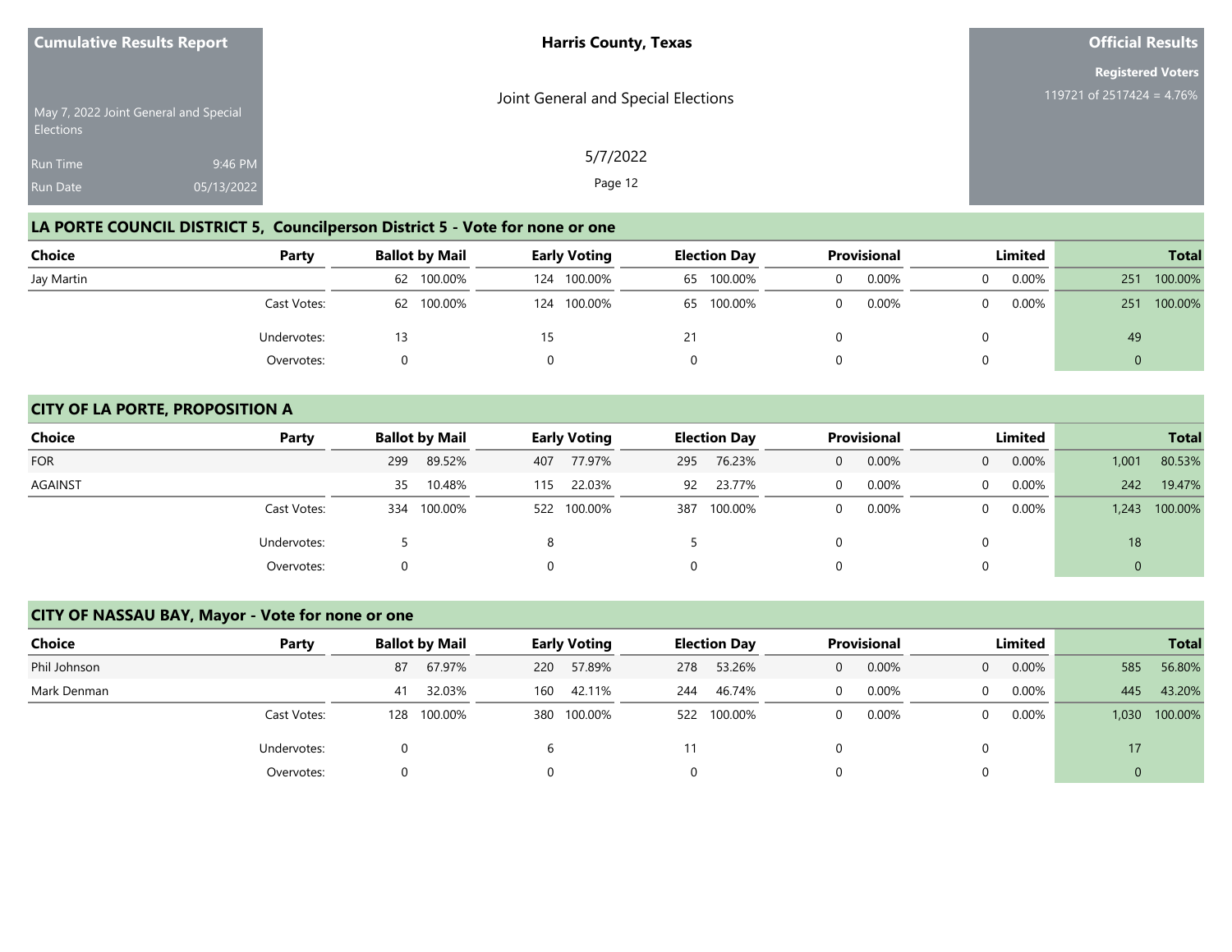**Cumulative Results Report**

May 7, 2022 Joint General and Special Elections

Run Time 9:46 PM

Run Date 05/13/2022

**Harris County, Texas**

Joint General and Special Elections

5/7/2022

**Official Results**

**Registered Voters**

119721 of 2517424 = 4.76%

## LA PORTE COUNCIL DISTRICT 5, Councilperson District 5 - Vote for none or one

| Choice | Party | Ballot by Mail | | Early Voting | | Election Day | | Provisional | | Limited | | Total | |
|---|---|---|---|---|---|---|---|---|---|---|---|---|---|
| Jay Martin | | 62 | 100.00% | 124 | 100.00% | 65 | 100.00% | 0 | 0.00% | 0 | 0.00% | 251 | 100.00% |
| | Cast Votes: | 62 | 100.00% | 124 | 100.00% | 65 | 100.00% | 0 | 0.00% | 0 | 0.00% | 251 | 100.00% |
| | Undervotes: | 13 | | 15 | | 21 | | 0 | | 0 | | 49 | |
| | Overvotes: | 0 | | 0 | | 0 | | 0 | | 0 | | 0 | |

## CITY OF LA PORTE, PROPOSITION A

| Choice | Party | Ballot by Mail | | Early Voting | | Election Day | | Provisional | | Limited | | Total | |
|---|---|---|---|---|---|---|---|---|---|---|---|---|---|
| FOR | | 299 | 89.52% | 407 | 77.97% | 295 | 76.23% | 0 | 0.00% | 0 | 0.00% | 1,001 | 80.53% |
| AGAINST | | 35 | 10.48% | 115 | 22.03% | 92 | 23.77% | 0 | 0.00% | 0 | 0.00% | 242 | 19.47% |
| | Cast Votes: | 334 | 100.00% | 522 | 100.00% | 387 | 100.00% | 0 | 0.00% | 0 | 0.00% | 1,243 | 100.00% |
| | Undervotes: | 5 | | 8 | | 5 | | 0 | | 0 | | 18 | |
| | Overvotes: | 0 | | 0 | | 0 | | 0 | | 0 | | 0 | |

## CITY OF NASSAU BAY, Mayor - Vote for none or one

| Choice | Party | Ballot by Mail | | Early Voting | | Election Day | | Provisional | | Limited | | Total | |
|---|---|---|---|---|---|---|---|---|---|---|---|---|---|
| Phil Johnson | | 87 | 67.97% | 220 | 57.89% | 278 | 53.26% | 0 | 0.00% | 0 | 0.00% | 585 | 56.80% |
| Mark Denman | | 41 | 32.03% | 160 | 42.11% | 244 | 46.74% | 0 | 0.00% | 0 | 0.00% | 445 | 43.20% |
| | Cast Votes: | 128 | 100.00% | 380 | 100.00% | 522 | 100.00% | 0 | 0.00% | 0 | 0.00% | 1,030 | 100.00% |
| | Undervotes: | 0 | | 6 | | 11 | | 0 | | 0 | | 17 | |
| | Overvotes: | 0 | | 0 | | 0 | | 0 | | 0 | | 0 | |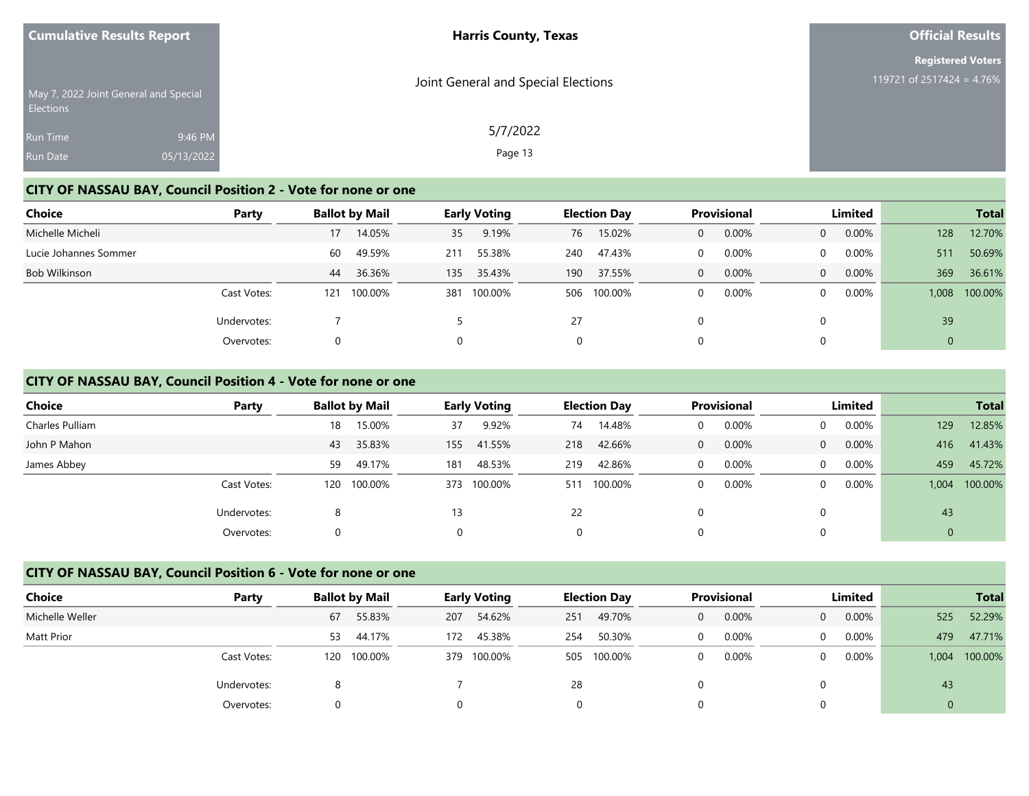Cumulative Results Report

May 7, 2022 Joint General and Special Elections

Run Time 9:46 PM
Run Date 05/13/2022

**Harris County, Texas**

Joint General and Special Elections

5/7/2022

**Official Results**

**Registered Voters**
119721 of 2517424 = 4.76%

## CITY OF NASSAU BAY, Council Position 2 - Vote for none or one

| Choice | Party | Ballot by Mail | | Early Voting | | Election Day | | Provisional | | Limited | | Total | |
|---|---|---|---|---|---|---|---|---|---|---|---|---|---|
| Michelle Micheli | | 17 | 14.05% | 35 | 9.19% | 76 | 15.02% | 0 | 0.00% | 0 | 0.00% | 128 | 12.70% |
| Lucie Johannes Sommer | | 60 | 49.59% | 211 | 55.38% | 240 | 47.43% | 0 | 0.00% | 0 | 0.00% | 511 | 50.69% |
| Bob Wilkinson | | 44 | 36.36% | 135 | 35.43% | 190 | 37.55% | 0 | 0.00% | 0 | 0.00% | 369 | 36.61% |
| | Cast Votes: | 121 | 100.00% | 381 | 100.00% | 506 | 100.00% | 0 | 0.00% | 0 | 0.00% | 1,008 | 100.00% |
| | Undervotes: | 7 | | 5 | | 27 | | 0 | | 0 | | 39 | |
| | Overvotes: | 0 | | 0 | | 0 | | 0 | | 0 | | 0 | |

## CITY OF NASSAU BAY, Council Position 4 - Vote for none or one

| Choice | Party | Ballot by Mail | | Early Voting | | Election Day | | Provisional | | Limited | | Total | |
|---|---|---|---|---|---|---|---|---|---|---|---|---|---|
| Charles Pulliam | | 18 | 15.00% | 37 | 9.92% | 74 | 14.48% | 0 | 0.00% | 0 | 0.00% | 129 | 12.85% |
| John P Mahon | | 43 | 35.83% | 155 | 41.55% | 218 | 42.66% | 0 | 0.00% | 0 | 0.00% | 416 | 41.43% |
| James Abbey | | 59 | 49.17% | 181 | 48.53% | 219 | 42.86% | 0 | 0.00% | 0 | 0.00% | 459 | 45.72% |
| | Cast Votes: | 120 | 100.00% | 373 | 100.00% | 511 | 100.00% | 0 | 0.00% | 0 | 0.00% | 1,004 | 100.00% |
| | Undervotes: | 8 | | 13 | | 22 | | 0 | | 0 | | 43 | |
| | Overvotes: | 0 | | 0 | | 0 | | 0 | | 0 | | 0 | |

## CITY OF NASSAU BAY, Council Position 6 - Vote for none or one

| Choice | Party | Ballot by Mail | | Early Voting | | Election Day | | Provisional | | Limited | | Total | |
|---|---|---|---|---|---|---|---|---|---|---|---|---|---|
| Michelle Weller | | 67 | 55.83% | 207 | 54.62% | 251 | 49.70% | 0 | 0.00% | 0 | 0.00% | 525 | 52.29% |
| Matt Prior | | 53 | 44.17% | 172 | 45.38% | 254 | 50.30% | 0 | 0.00% | 0 | 0.00% | 479 | 47.71% |
| | Cast Votes: | 120 | 100.00% | 379 | 100.00% | 505 | 100.00% | 0 | 0.00% | 0 | 0.00% | 1,004 | 100.00% |
| | Undervotes: | 8 | | 7 | | 28 | | 0 | | 0 | | 43 | |
| | Overvotes: | 0 | | 0 | | 0 | | 0 | | 0 | | 0 | |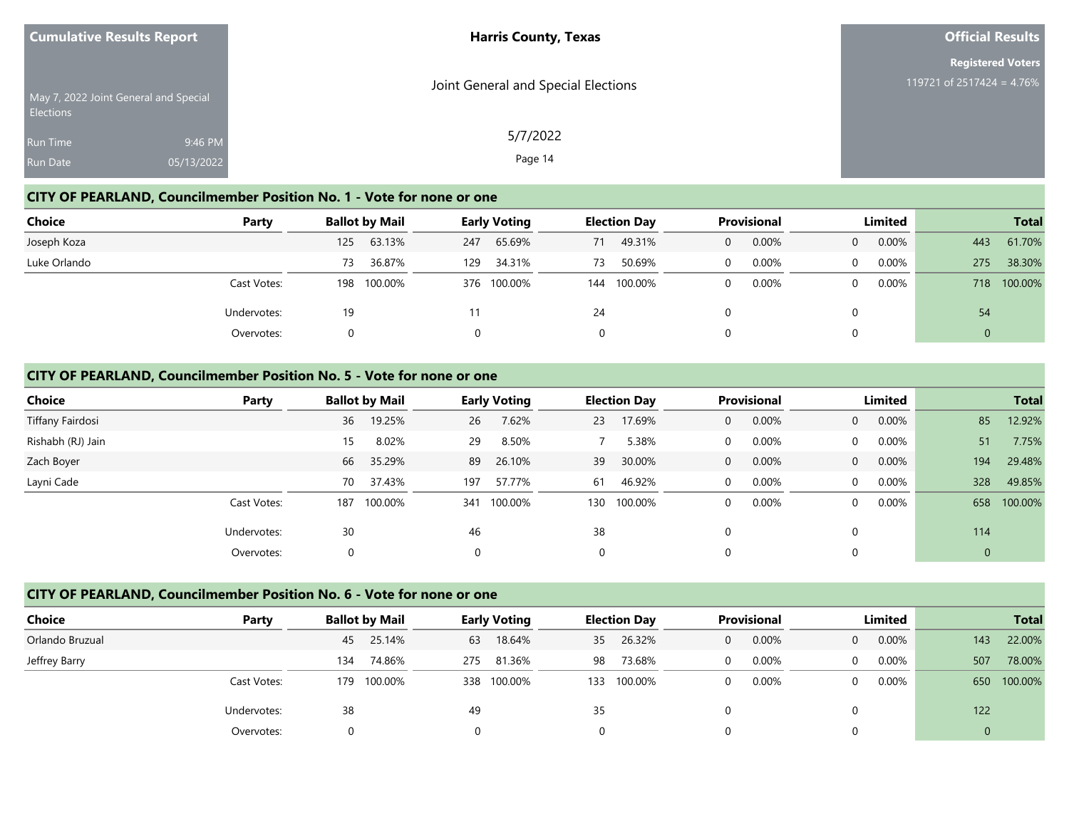Cumulative Results Report

May 7, 2022 Joint General and Special Elections

Run Time 9:46 PM

Run Date 05/13/2022

**Harris County, Texas**

Joint General and Special Elections

5/7/2022

**Official Results**

**Registered Voters**

119721 of 2517424 = 4.76%

## CITY OF PEARLAND, Councilmember Position No. 1 - Vote for none or one

| Choice | Party | Ballot by Mail | | Early Voting | | Election Day | | Provisional | | Limited | | Total | |
|---|---|---|---|---|---|---|---|---|---|---|---|---|---|
| Joseph Koza | | 125 | 63.13% | 247 | 65.69% | 71 | 49.31% | 0 | 0.00% | 0 | 0.00% | 443 | 61.70% |
| Luke Orlando | | 73 | 36.87% | 129 | 34.31% | 73 | 50.69% | 0 | 0.00% | 0 | 0.00% | 275 | 38.30% |
| | Cast Votes: | 198 | 100.00% | 376 | 100.00% | 144 | 100.00% | 0 | 0.00% | 0 | 0.00% | 718 | 100.00% |
| | Undervotes: | 19 | | 11 | | 24 | | 0 | | 0 | | 54 | |
| | Overvotes: | 0 | | 0 | | 0 | | 0 | | 0 | | 0 | |

## CITY OF PEARLAND, Councilmember Position No. 5 - Vote for none or one

| Choice | Party | Ballot by Mail | | Early Voting | | Election Day | | Provisional | | Limited | | Total | |
|---|---|---|---|---|---|---|---|---|---|---|---|---|---|
| Tiffany Fairdosi | | 36 | 19.25% | 26 | 7.62% | 23 | 17.69% | 0 | 0.00% | 0 | 0.00% | 85 | 12.92% |
| Rishabh (RJ) Jain | | 15 | 8.02% | 29 | 8.50% | 7 | 5.38% | 0 | 0.00% | 0 | 0.00% | 51 | 7.75% |
| Zach Boyer | | 66 | 35.29% | 89 | 26.10% | 39 | 30.00% | 0 | 0.00% | 0 | 0.00% | 194 | 29.48% |
| Layni Cade | | 70 | 37.43% | 197 | 57.77% | 61 | 46.92% | 0 | 0.00% | 0 | 0.00% | 328 | 49.85% |
| | Cast Votes: | 187 | 100.00% | 341 | 100.00% | 130 | 100.00% | 0 | 0.00% | 0 | 0.00% | 658 | 100.00% |
| | Undervotes: | 30 | | 46 | | 38 | | 0 | | 0 | | 114 | |
| | Overvotes: | 0 | | 0 | | 0 | | 0 | | 0 | | 0 | |

## CITY OF PEARLAND, Councilmember Position No. 6 - Vote for none or one

| Choice | Party | Ballot by Mail | | Early Voting | | Election Day | | Provisional | | Limited | | Total | |
|---|---|---|---|---|---|---|---|---|---|---|---|---|---|
| Orlando Bruzual | | 45 | 25.14% | 63 | 18.64% | 35 | 26.32% | 0 | 0.00% | 0 | 0.00% | 143 | 22.00% |
| Jeffrey Barry | | 134 | 74.86% | 275 | 81.36% | 98 | 73.68% | 0 | 0.00% | 0 | 0.00% | 507 | 78.00% |
| | Cast Votes: | 179 | 100.00% | 338 | 100.00% | 133 | 100.00% | 0 | 0.00% | 0 | 0.00% | 650 | 100.00% |
| | Undervotes: | 38 | | 49 | | 35 | | 0 | | 0 | | 122 | |
| | Overvotes: | 0 | | 0 | | 0 | | 0 | | 0 | | 0 | |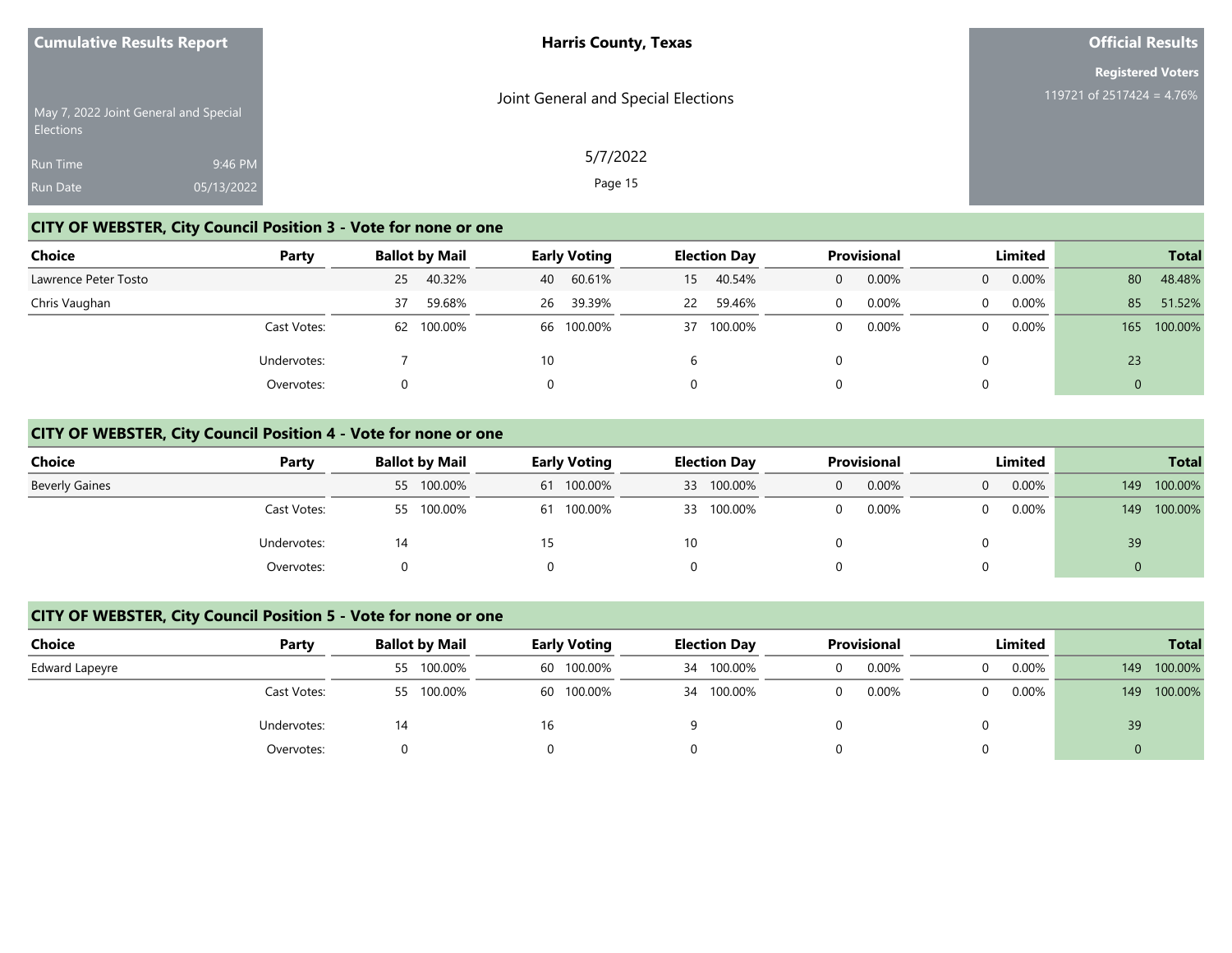## CITY OF WEBSTER, City Council Position 3 - Vote for none or one

| Choice | Party | Ballot by Mail | | Early Voting | | Election Day | | Provisional | | Limited | | Total | |
|---|---|---|---|---|---|---|---|---|---|---|---|---|---|
| Lawrence Peter Tosto | | 25 | 40.32% | 40 | 60.61% | 15 | 40.54% | 0 | 0.00% | 0 | 0.00% | 80 | 48.48% |
| Chris Vaughan | | 37 | 59.68% | 26 | 39.39% | 22 | 59.46% | 0 | 0.00% | 0 | 0.00% | 85 | 51.52% |
| | Cast Votes: | 62 | 100.00% | 66 | 100.00% | 37 | 100.00% | 0 | 0.00% | 0 | 0.00% | 165 | 100.00% |
| | Undervotes: | 7 | | 10 | | 6 | | 0 | | 0 | | 23 | |
| | Overvotes: | 0 | | 0 | | 0 | | 0 | | 0 | | 0 | |

## CITY OF WEBSTER, City Council Position 4 - Vote for none or one

| Choice | Party | Ballot by Mail | | Early Voting | | Election Day | | Provisional | | Limited | | Total | |
|---|---|---|---|---|---|---|---|---|---|---|---|---|---|
| Beverly Gaines | | 55 | 100.00% | 61 | 100.00% | 33 | 100.00% | 0 | 0.00% | 0 | 0.00% | 149 | 100.00% |
| | Cast Votes: | 55 | 100.00% | 61 | 100.00% | 33 | 100.00% | 0 | 0.00% | 0 | 0.00% | 149 | 100.00% |
| | Undervotes: | 14 | | 15 | | 10 | | 0 | | 0 | | 39 | |
| | Overvotes: | 0 | | 0 | | 0 | | 0 | | 0 | | 0 | |

## CITY OF WEBSTER, City Council Position 5 - Vote for none or one

| Choice | Party | Ballot by Mail | | Early Voting | | Election Day | | Provisional | | Limited | | Total | |
|---|---|---|---|---|---|---|---|---|---|---|---|---|---|
| Edward Lapeyre | | 55 | 100.00% | 60 | 100.00% | 34 | 100.00% | 0 | 0.00% | 0 | 0.00% | 149 | 100.00% |
| | Cast Votes: | 55 | 100.00% | 60 | 100.00% | 34 | 100.00% | 0 | 0.00% | 0 | 0.00% | 149 | 100.00% |
| | Undervotes: | 14 | | 16 | | 9 | | 0 | | 0 | | 39 | |
| | Overvotes: | 0 | | 0 | | 0 | | 0 | | 0 | | 0 | |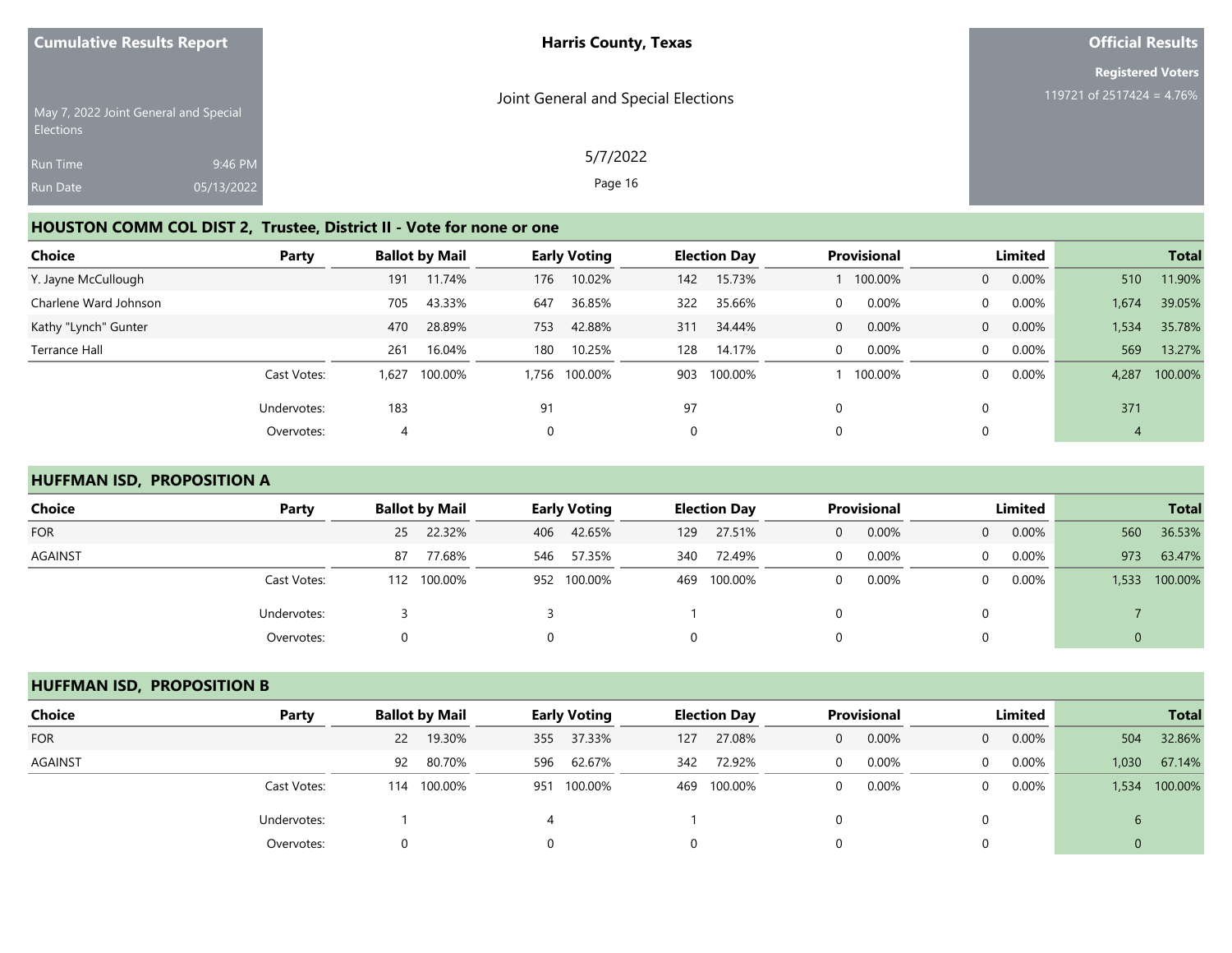## HOUSTON COMM COL DIST 2, Trustee, District II - Vote for none or one

| Choice | Party | Ballot by Mail | | Early Voting | | Election Day | | Provisional | | Limited | | Total | |
|---|---|---|---|---|---|---|---|---|---|---|---|---|---|
| Y. Jayne McCullough | | 191 | 11.74% | 176 | 10.02% | 142 | 15.73% | 1 | 100.00% | 0 | 0.00% | 510 | 11.90% |
| Charlene Ward Johnson | | 705 | 43.33% | 647 | 36.85% | 322 | 35.66% | 0 | 0.00% | 0 | 0.00% | 1,674 | 39.05% |
| Kathy "Lynch" Gunter | | 470 | 28.89% | 753 | 42.88% | 311 | 34.44% | 0 | 0.00% | 0 | 0.00% | 1,534 | 35.78% |
| Terrance Hall | | 261 | 16.04% | 180 | 10.25% | 128 | 14.17% | 0 | 0.00% | 0 | 0.00% | 569 | 13.27% |
| | Cast Votes: | 1,627 | 100.00% | 1,756 | 100.00% | 903 | 100.00% | 1 | 100.00% | 0 | 0.00% | 4,287 | 100.00% |
| | Undervotes: | 183 | | 91 | | 97 | | 0 | | 0 | | 371 | |
| | Overvotes: | 4 | | 0 | | 0 | | 0 | | 0 | | 4 | |

## HUFFMAN ISD, PROPOSITION A

| Choice | Party | Ballot by Mail | | Early Voting | | Election Day | | Provisional | | Limited | | Total | |
|---|---|---|---|---|---|---|---|---|---|---|---|---|---|
| FOR | | 25 | 22.32% | 406 | 42.65% | 129 | 27.51% | 0 | 0.00% | 0 | 0.00% | 560 | 36.53% |
| AGAINST | | 87 | 77.68% | 546 | 57.35% | 340 | 72.49% | 0 | 0.00% | 0 | 0.00% | 973 | 63.47% |
| | Cast Votes: | 112 | 100.00% | 952 | 100.00% | 469 | 100.00% | 0 | 0.00% | 0 | 0.00% | 1,533 | 100.00% |
| | Undervotes: | 3 | | 3 | | 1 | | 0 | | 0 | | 7 | |
| | Overvotes: | 0 | | 0 | | 0 | | 0 | | 0 | | 0 | |

## HUFFMAN ISD, PROPOSITION B

| Choice | Party | Ballot by Mail | | Early Voting | | Election Day | | Provisional | | Limited | | Total | |
|---|---|---|---|---|---|---|---|---|---|---|---|---|---|
| FOR | | 22 | 19.30% | 355 | 37.33% | 127 | 27.08% | 0 | 0.00% | 0 | 0.00% | 504 | 32.86% |
| AGAINST | | 92 | 80.70% | 596 | 62.67% | 342 | 72.92% | 0 | 0.00% | 0 | 0.00% | 1,030 | 67.14% |
| | Cast Votes: | 114 | 100.00% | 951 | 100.00% | 469 | 100.00% | 0 | 0.00% | 0 | 0.00% | 1,534 | 100.00% |
| | Undervotes: | 1 | | 4 | | 1 | | 0 | | 0 | | 6 | |
| | Overvotes: | 0 | | 0 | | 0 | | 0 | | 0 | | 0 | |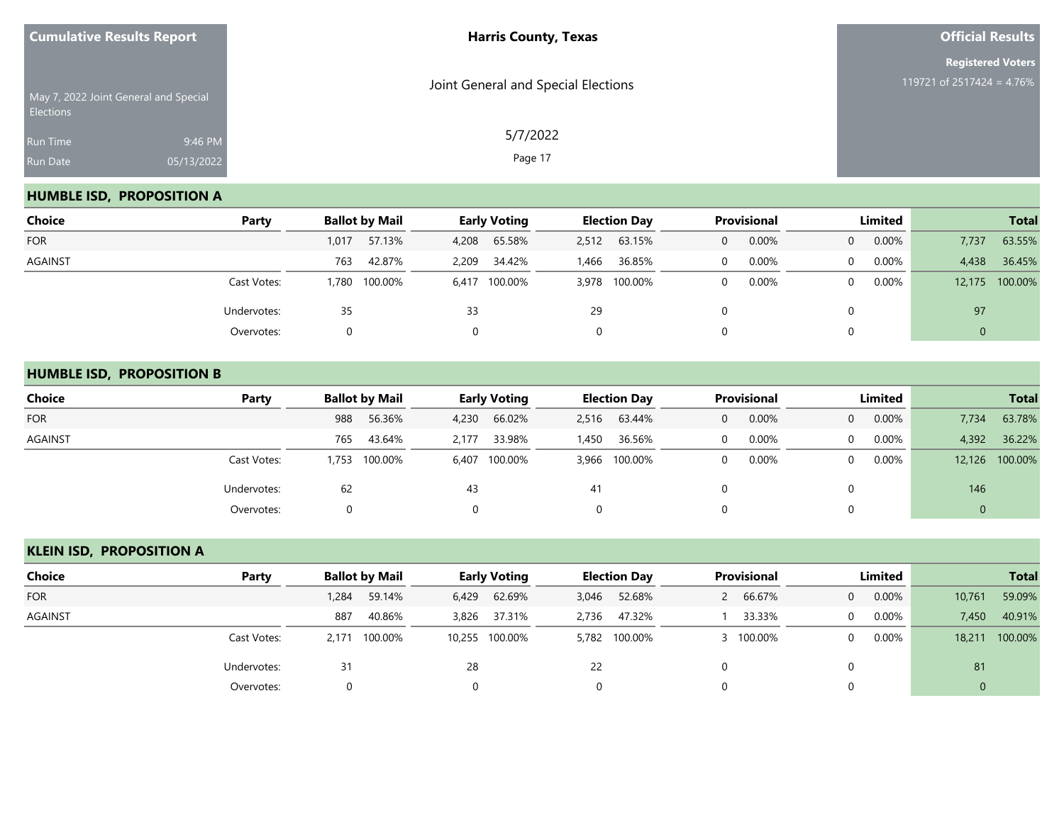**Cumulative Results Report**

May 7, 2022 Joint General and Special Elections

Run Time 9:46 PM

Run Date 05/13/2022

**Harris County, Texas**

Joint General and Special Elections

5/7/2022

**Official Results**

**Registered Voters**

119721 of 2517424 = 4.76%

## HUMBLE ISD, PROPOSITION A

| Choice | Party | Ballot by Mail | | Early Voting | | Election Day | | Provisional | | Limited | | Total | |
|---|---|---|---|---|---|---|---|---|---|---|---|---|---|
| FOR | | 1,017 | 57.13% | 4,208 | 65.58% | 2,512 | 63.15% | 0 | 0.00% | 0 | 0.00% | 7,737 | 63.55% |
| AGAINST | | 763 | 42.87% | 2,209 | 34.42% | 1,466 | 36.85% | 0 | 0.00% | 0 | 0.00% | 4,438 | 36.45% |
| | Cast Votes: | 1,780 | 100.00% | 6,417 | 100.00% | 3,978 | 100.00% | 0 | 0.00% | 0 | 0.00% | 12,175 | 100.00% |
| | Undervotes: | 35 | | 33 | | 29 | | 0 | | 0 | | 97 | |
| | Overvotes: | 0 | | 0 | | 0 | | 0 | | 0 | | 0 | |

## HUMBLE ISD, PROPOSITION B

| Choice | Party | Ballot by Mail | | Early Voting | | Election Day | | Provisional | | Limited | | Total | |
|---|---|---|---|---|---|---|---|---|---|---|---|---|---|
| FOR | | 988 | 56.36% | 4,230 | 66.02% | 2,516 | 63.44% | 0 | 0.00% | 0 | 0.00% | 7,734 | 63.78% |
| AGAINST | | 765 | 43.64% | 2,177 | 33.98% | 1,450 | 36.56% | 0 | 0.00% | 0 | 0.00% | 4,392 | 36.22% |
| | Cast Votes: | 1,753 | 100.00% | 6,407 | 100.00% | 3,966 | 100.00% | 0 | 0.00% | 0 | 0.00% | 12,126 | 100.00% |
| | Undervotes: | 62 | | 43 | | 41 | | 0 | | 0 | | 146 | |
| | Overvotes: | 0 | | 0 | | 0 | | 0 | | 0 | | 0 | |

## KLEIN ISD, PROPOSITION A

| Choice | Party | Ballot by Mail | | Early Voting | | Election Day | | Provisional | | Limited | | Total | |
|---|---|---|---|---|---|---|---|---|---|---|---|---|---|
| FOR | | 1,284 | 59.14% | 6,429 | 62.69% | 3,046 | 52.68% | 2 | 66.67% | 0 | 0.00% | 10,761 | 59.09% |
| AGAINST | | 887 | 40.86% | 3,826 | 37.31% | 2,736 | 47.32% | 1 | 33.33% | 0 | 0.00% | 7,450 | 40.91% |
| | Cast Votes: | 2,171 | 100.00% | 10,255 | 100.00% | 5,782 | 100.00% | 3 | 100.00% | 0 | 0.00% | 18,211 | 100.00% |
| | Undervotes: | 31 | | 28 | | 22 | | 0 | | 0 | | 81 | |
| | Overvotes: | 0 | | 0 | | 0 | | 0 | | 0 | | 0 | |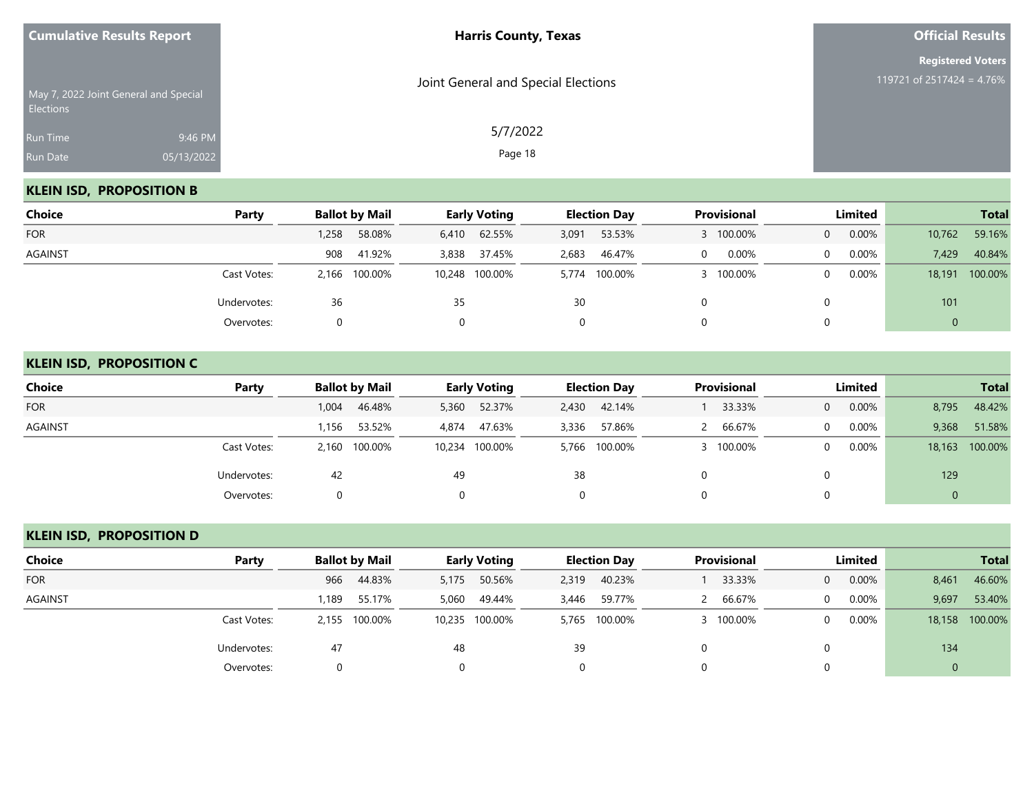## KLEIN ISD, PROPOSITION B

| Choice | Party | Ballot by Mail | | Early Voting | | Election Day | | Provisional | | Limited | | Total | |
|---|---|---|---|---|---|---|---|---|---|---|---|---|---|
| FOR | | 1,258 | 58.08% | 6,410 | 62.55% | 3,091 | 53.53% | 3 | 100.00% | 0 | 0.00% | 10,762 | 59.16% |
| AGAINST | | 908 | 41.92% | 3,838 | 37.45% | 2,683 | 46.47% | 0 | 0.00% | 0 | 0.00% | 7,429 | 40.84% |
| | Cast Votes: | 2,166 | 100.00% | 10,248 | 100.00% | 5,774 | 100.00% | 3 | 100.00% | 0 | 0.00% | 18,191 | 100.00% |
| | Undervotes: | 36 | | 35 | | 30 | | 0 | | 0 | | 101 | |
| | Overvotes: | 0 | | 0 | | 0 | | 0 | | 0 | | 0 | |

## KLEIN ISD, PROPOSITION C

| Choice | Party | Ballot by Mail | | Early Voting | | Election Day | | Provisional | | Limited | | Total | |
|---|---|---|---|---|---|---|---|---|---|---|---|---|---|
| FOR | | 1,004 | 46.48% | 5,360 | 52.37% | 2,430 | 42.14% | 1 | 33.33% | 0 | 0.00% | 8,795 | 48.42% |
| AGAINST | | 1,156 | 53.52% | 4,874 | 47.63% | 3,336 | 57.86% | 2 | 66.67% | 0 | 0.00% | 9,368 | 51.58% |
| | Cast Votes: | 2,160 | 100.00% | 10,234 | 100.00% | 5,766 | 100.00% | 3 | 100.00% | 0 | 0.00% | 18,163 | 100.00% |
| | Undervotes: | 42 | | 49 | | 38 | | 0 | | 0 | | 129 | |
| | Overvotes: | 0 | | 0 | | 0 | | 0 | | 0 | | 0 | |

## KLEIN ISD, PROPOSITION D

| Choice | Party | Ballot by Mail | | Early Voting | | Election Day | | Provisional | | Limited | | Total | |
|---|---|---|---|---|---|---|---|---|---|---|---|---|---|
| FOR | | 966 | 44.83% | 5,175 | 50.56% | 2,319 | 40.23% | 1 | 33.33% | 0 | 0.00% | 8,461 | 46.60% |
| AGAINST | | 1,189 | 55.17% | 5,060 | 49.44% | 3,446 | 59.77% | 2 | 66.67% | 0 | 0.00% | 9,697 | 53.40% |
| | Cast Votes: | 2,155 | 100.00% | 10,235 | 100.00% | 5,765 | 100.00% | 3 | 100.00% | 0 | 0.00% | 18,158 | 100.00% |
| | Undervotes: | 47 | | 48 | | 39 | | 0 | | 0 | | 134 | |
| | Overvotes: | 0 | | 0 | | 0 | | 0 | | 0 | | 0 | |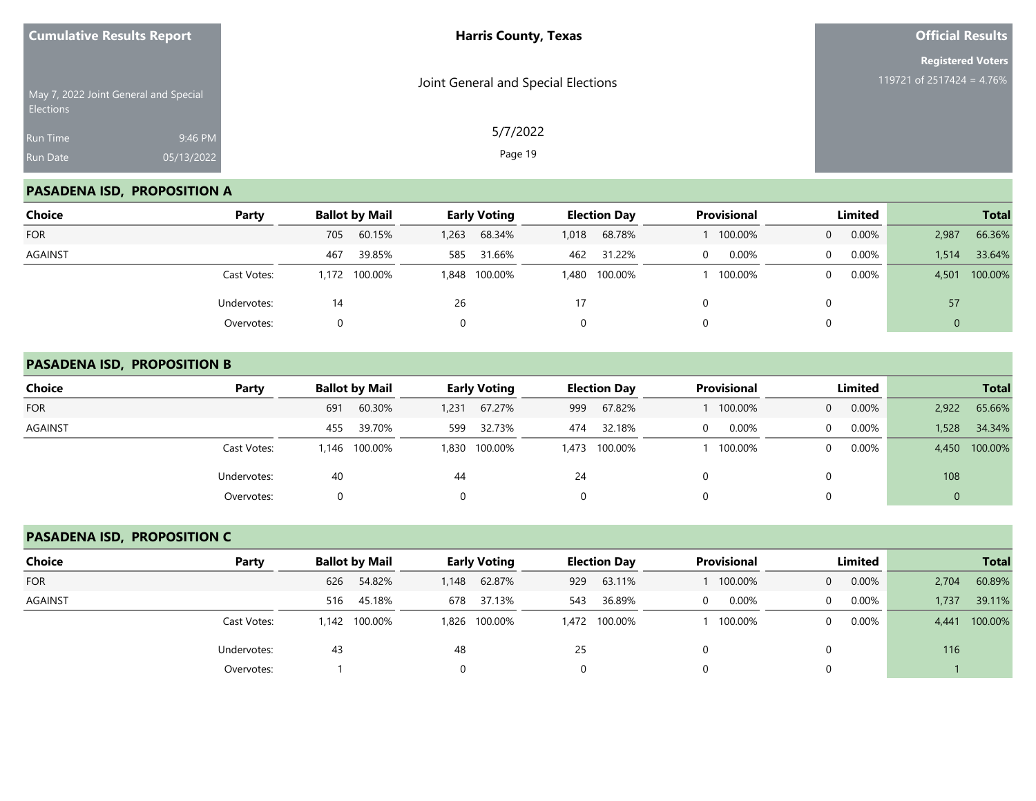Cumulative Results Report

May 7, 2022 Joint General and Special Elections

Run Time 9:46 PM
Run Date 05/13/2022

**Harris County, Texas**

Joint General and Special Elections

5/7/2022

**Official Results**

**Registered Voters**
119721 of 2517424 = 4.76%

## PASADENA ISD, PROPOSITION A

| Choice | Party | Ballot by Mail | | Early Voting | | Election Day | | Provisional | | Limited | | Total | |
|---|---|---|---|---|---|---|---|---|---|---|---|---|---|
| FOR | | 705 | 60.15% | 1,263 | 68.34% | 1,018 | 68.78% | 1 | 100.00% | 0 | 0.00% | 2,987 | 66.36% |
| AGAINST | | 467 | 39.85% | 585 | 31.66% | 462 | 31.22% | 0 | 0.00% | 0 | 0.00% | 1,514 | 33.64% |
| | Cast Votes: | 1,172 | 100.00% | 1,848 | 100.00% | 1,480 | 100.00% | 1 | 100.00% | 0 | 0.00% | 4,501 | 100.00% |
| | Undervotes: | 14 | | 26 | | 17 | | 0 | | 0 | | 57 | |
| | Overvotes: | 0 | | 0 | | 0 | | 0 | | 0 | | 0 | |

## PASADENA ISD, PROPOSITION B

| Choice | Party | Ballot by Mail | | Early Voting | | Election Day | | Provisional | | Limited | | Total | |
|---|---|---|---|---|---|---|---|---|---|---|---|---|---|
| FOR | | 691 | 60.30% | 1,231 | 67.27% | 999 | 67.82% | 1 | 100.00% | 0 | 0.00% | 2,922 | 65.66% |
| AGAINST | | 455 | 39.70% | 599 | 32.73% | 474 | 32.18% | 0 | 0.00% | 0 | 0.00% | 1,528 | 34.34% |
| | Cast Votes: | 1,146 | 100.00% | 1,830 | 100.00% | 1,473 | 100.00% | 1 | 100.00% | 0 | 0.00% | 4,450 | 100.00% |
| | Undervotes: | 40 | | 44 | | 24 | | 0 | | 0 | | 108 | |
| | Overvotes: | 0 | | 0 | | 0 | | 0 | | 0 | | 0 | |

## PASADENA ISD, PROPOSITION C

| Choice | Party | Ballot by Mail | | Early Voting | | Election Day | | Provisional | | Limited | | Total | |
|---|---|---|---|---|---|---|---|---|---|---|---|---|---|
| FOR | | 626 | 54.82% | 1,148 | 62.87% | 929 | 63.11% | 1 | 100.00% | 0 | 0.00% | 2,704 | 60.89% |
| AGAINST | | 516 | 45.18% | 678 | 37.13% | 543 | 36.89% | 0 | 0.00% | 0 | 0.00% | 1,737 | 39.11% |
| | Cast Votes: | 1,142 | 100.00% | 1,826 | 100.00% | 1,472 | 100.00% | 1 | 100.00% | 0 | 0.00% | 4,441 | 100.00% |
| | Undervotes: | 43 | | 48 | | 25 | | 0 | | 0 | | 116 | |
| | Overvotes: | 1 | | 0 | | 0 | | 0 | | 0 | | 1 | |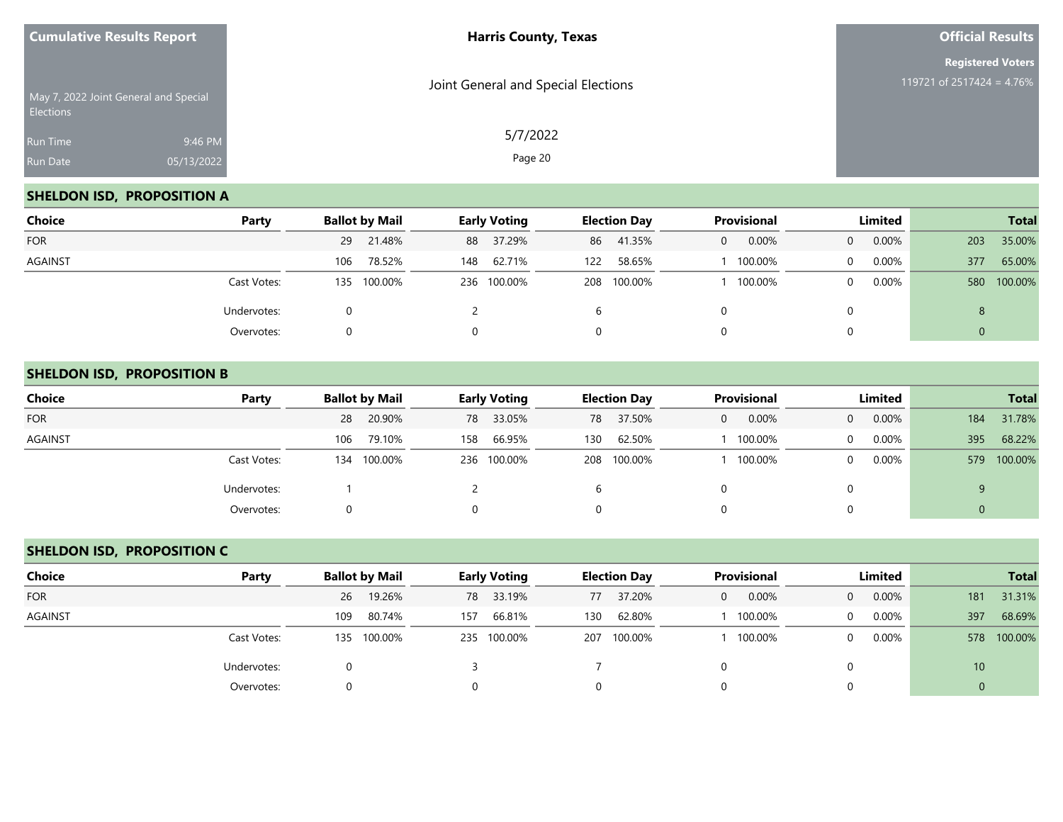Cumulative Results Report

May 7, 2022 Joint General and Special Elections

Run Time 9:46 PM

Run Date 05/13/2022

**Harris County, Texas**

Joint General and Special Elections

5/7/2022

**Official Results**

**Registered Voters**

119721 of 2517424 = 4.76%

## SHELDON ISD, PROPOSITION A

| Choice | Party | Ballot by Mail | | Early Voting | | Election Day | | Provisional | | Limited | | Total | |
|---|---|---|---|---|---|---|---|---|---|---|---|---|---|
| FOR | | 29 | 21.48% | 88 | 37.29% | 86 | 41.35% | 0 | 0.00% | 0 | 0.00% | 203 | 35.00% |
| AGAINST | | 106 | 78.52% | 148 | 62.71% | 122 | 58.65% | 1 | 100.00% | 0 | 0.00% | 377 | 65.00% |
| | Cast Votes: | 135 | 100.00% | 236 | 100.00% | 208 | 100.00% | 1 | 100.00% | 0 | 0.00% | 580 | 100.00% |
| | Undervotes: | 0 | | 2 | | 6 | | 0 | | 0 | | 8 | |
| | Overvotes: | 0 | | 0 | | 0 | | 0 | | 0 | | 0 | |

## SHELDON ISD, PROPOSITION B

| Choice | Party | Ballot by Mail | | Early Voting | | Election Day | | Provisional | | Limited | | Total | |
|---|---|---|---|---|---|---|---|---|---|---|---|---|---|
| FOR | | 28 | 20.90% | 78 | 33.05% | 78 | 37.50% | 0 | 0.00% | 0 | 0.00% | 184 | 31.78% |
| AGAINST | | 106 | 79.10% | 158 | 66.95% | 130 | 62.50% | 1 | 100.00% | 0 | 0.00% | 395 | 68.22% |
| | Cast Votes: | 134 | 100.00% | 236 | 100.00% | 208 | 100.00% | 1 | 100.00% | 0 | 0.00% | 579 | 100.00% |
| | Undervotes: | 1 | | 2 | | 6 | | 0 | | 0 | | 9 | |
| | Overvotes: | 0 | | 0 | | 0 | | 0 | | 0 | | 0 | |

## SHELDON ISD, PROPOSITION C

| Choice | Party | Ballot by Mail | | Early Voting | | Election Day | | Provisional | | Limited | | Total | |
|---|---|---|---|---|---|---|---|---|---|---|---|---|---|
| FOR | | 26 | 19.26% | 78 | 33.19% | 77 | 37.20% | 0 | 0.00% | 0 | 0.00% | 181 | 31.31% |
| AGAINST | | 109 | 80.74% | 157 | 66.81% | 130 | 62.80% | 1 | 100.00% | 0 | 0.00% | 397 | 68.69% |
| | Cast Votes: | 135 | 100.00% | 235 | 100.00% | 207 | 100.00% | 1 | 100.00% | 0 | 0.00% | 578 | 100.00% |
| | Undervotes: | 0 | | 3 | | 7 | | 0 | | 0 | | 10 | |
| | Overvotes: | 0 | | 0 | | 0 | | 0 | | 0 | | 0 | |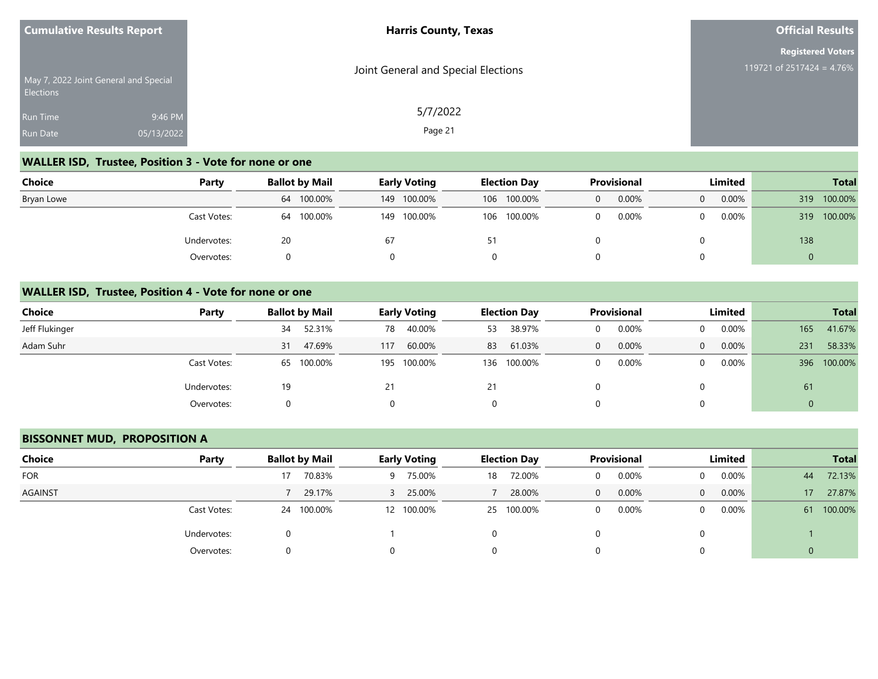| Cumulative Results Report | Harris County, Texas | Official Results |
|---|---|---|
| May 7, 2022 Joint General and Special Elections | Joint General and Special Elections | Registered Voters 119721 of 2517424 = 4.76% |
| Run Time 9:46 PM | 5/7/2022 | |
| Run Date 05/13/2022 | | |

## WALLER ISD, Trustee, Position 3 - Vote for none or one

| Choice | Party | Ballot by Mail | | Early Voting | | Election Day | | Provisional | | Limited | | Total | |
|---|---|---|---|---|---|---|---|---|---|---|---|---|---|
| Bryan Lowe | | 64 | 100.00% | 149 | 100.00% | 106 | 100.00% | 0 | 0.00% | 0 | 0.00% | 319 | 100.00% |
| | Cast Votes: | 64 | 100.00% | 149 | 100.00% | 106 | 100.00% | 0 | 0.00% | 0 | 0.00% | 319 | 100.00% |
| | Undervotes: | 20 | | 67 | | 51 | | 0 | | 0 | | 138 | |
| | Overvotes: | 0 | | 0 | | 0 | | 0 | | 0 | | 0 | |

## WALLER ISD, Trustee, Position 4 - Vote for none or one

| Choice | Party | Ballot by Mail | | Early Voting | | Election Day | | Provisional | | Limited | | Total | |
|---|---|---|---|---|---|---|---|---|---|---|---|---|---|
| Jeff Flukinger | | 34 | 52.31% | 78 | 40.00% | 53 | 38.97% | 0 | 0.00% | 0 | 0.00% | 165 | 41.67% |
| Adam Suhr | | 31 | 47.69% | 117 | 60.00% | 83 | 61.03% | 0 | 0.00% | 0 | 0.00% | 231 | 58.33% |
| | Cast Votes: | 65 | 100.00% | 195 | 100.00% | 136 | 100.00% | 0 | 0.00% | 0 | 0.00% | 396 | 100.00% |
| | Undervotes: | 19 | | 21 | | 21 | | 0 | | 0 | | 61 | |
| | Overvotes: | 0 | | 0 | | 0 | | 0 | | 0 | | 0 | |

## BISSONNET MUD, PROPOSITION A

| Choice | Party | Ballot by Mail | | Early Voting | | Election Day | | Provisional | | Limited | | Total | |
|---|---|---|---|---|---|---|---|---|---|---|---|---|---|
| FOR | | 17 | 70.83% | 9 | 75.00% | 18 | 72.00% | 0 | 0.00% | 0 | 0.00% | 44 | 72.13% |
| AGAINST | | 7 | 29.17% | 3 | 25.00% | 7 | 28.00% | 0 | 0.00% | 0 | 0.00% | 17 | 27.87% |
| | Cast Votes: | 24 | 100.00% | 12 | 100.00% | 25 | 100.00% | 0 | 0.00% | 0 | 0.00% | 61 | 100.00% |
| | Undervotes: | 0 | | 1 | | 0 | | 0 | | 0 | | 1 | |
| | Overvotes: | 0 | | 0 | | 0 | | 0 | | 0 | | 0 | |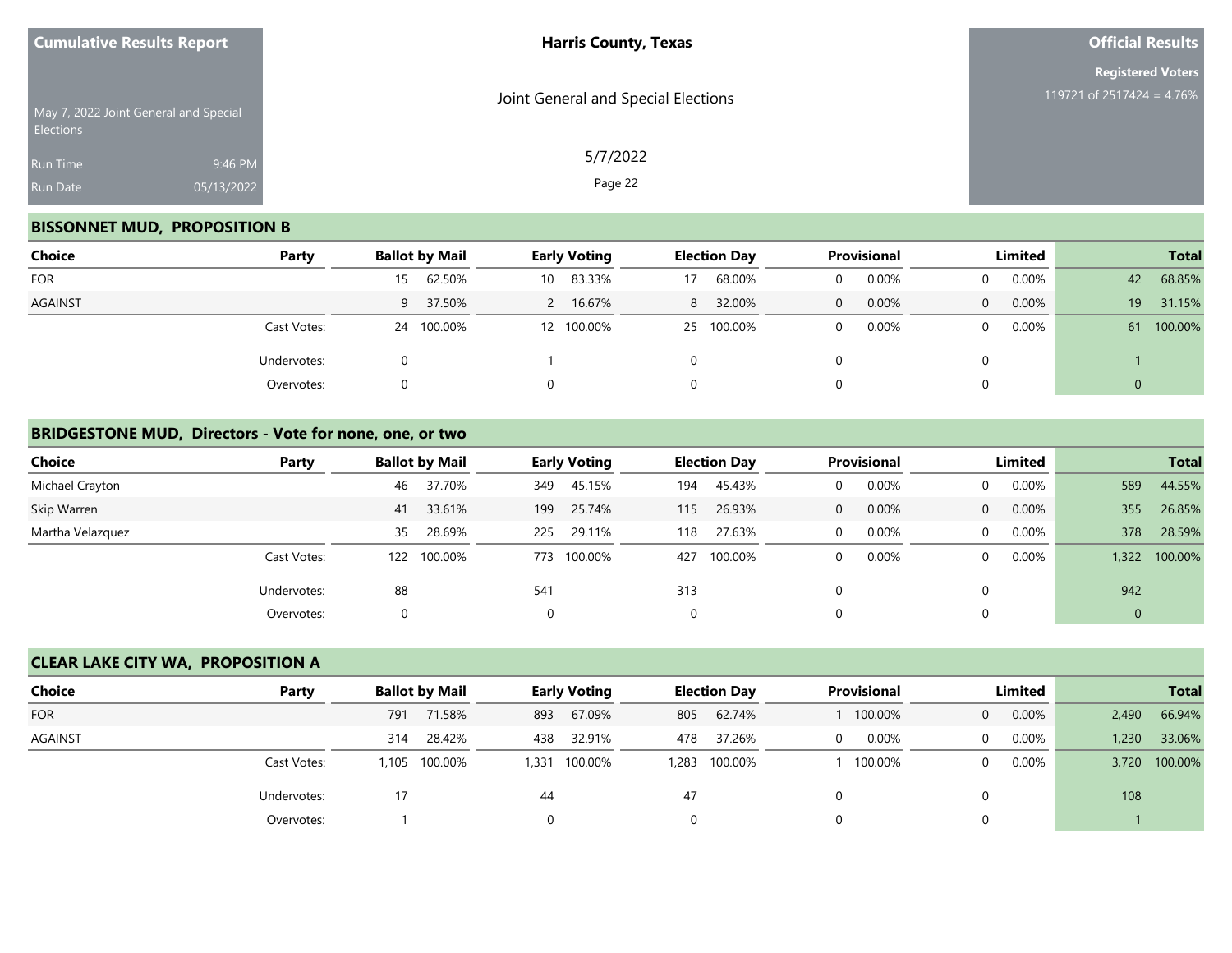Cumulative Results Report

May 7, 2022 Joint General and Special Elections

Run Time 9:46 PM

Run Date 05/13/2022

**Harris County, Texas**

Joint General and Special Elections

5/7/2022

**Official Results**

**Registered Voters**

119721 of 2517424 = 4.76%

## BISSONNET MUD, PROPOSITION B

| Choice | Party | Ballot by Mail | | Early Voting | | Election Day | | Provisional | | Limited | | Total | |
|---|---|---|---|---|---|---|---|---|---|---|---|---|---|
| FOR | | 15 | 62.50% | 10 | 83.33% | 17 | 68.00% | 0 | 0.00% | 0 | 0.00% | 42 | 68.85% |
| AGAINST | | 9 | 37.50% | 2 | 16.67% | 8 | 32.00% | 0 | 0.00% | 0 | 0.00% | 19 | 31.15% |
| | Cast Votes: | 24 | 100.00% | 12 | 100.00% | 25 | 100.00% | 0 | 0.00% | 0 | 0.00% | 61 | 100.00% |
| | Undervotes: | 0 | | 1 | | 0 | | 0 | | 0 | | 1 | |
| | Overvotes: | 0 | | 0 | | 0 | | 0 | | 0 | | 0 | |

## BRIDGESTONE MUD, Directors - Vote for none, one, or two

| Choice | Party | Ballot by Mail | | Early Voting | | Election Day | | Provisional | | Limited | | Total | |
|---|---|---|---|---|---|---|---|---|---|---|---|---|---|
| Michael Crayton | | 46 | 37.70% | 349 | 45.15% | 194 | 45.43% | 0 | 0.00% | 0 | 0.00% | 589 | 44.55% |
| Skip Warren | | 41 | 33.61% | 199 | 25.74% | 115 | 26.93% | 0 | 0.00% | 0 | 0.00% | 355 | 26.85% |
| Martha Velazquez | | 35 | 28.69% | 225 | 29.11% | 118 | 27.63% | 0 | 0.00% | 0 | 0.00% | 378 | 28.59% |
| | Cast Votes: | 122 | 100.00% | 773 | 100.00% | 427 | 100.00% | 0 | 0.00% | 0 | 0.00% | 1,322 | 100.00% |
| | Undervotes: | 88 | | 541 | | 313 | | 0 | | 0 | | 942 | |
| | Overvotes: | 0 | | 0 | | 0 | | 0 | | 0 | | 0 | |

## CLEAR LAKE CITY WA, PROPOSITION A

| Choice | Party | Ballot by Mail | | Early Voting | | Election Day | | Provisional | | Limited | | Total | |
|---|---|---|---|---|---|---|---|---|---|---|---|---|---|
| FOR | | 791 | 71.58% | 893 | 67.09% | 805 | 62.74% | 1 | 100.00% | 0 | 0.00% | 2,490 | 66.94% |
| AGAINST | | 314 | 28.42% | 438 | 32.91% | 478 | 37.26% | 0 | 0.00% | 0 | 0.00% | 1,230 | 33.06% |
| | Cast Votes: | 1,105 | 100.00% | 1,331 | 100.00% | 1,283 | 100.00% | 1 | 100.00% | 0 | 0.00% | 3,720 | 100.00% |
| | Undervotes: | 17 | | 44 | | 47 | | 0 | | 0 | | 108 | |
| | Overvotes: | 1 | | 0 | | 0 | | 0 | | 0 | | 1 | |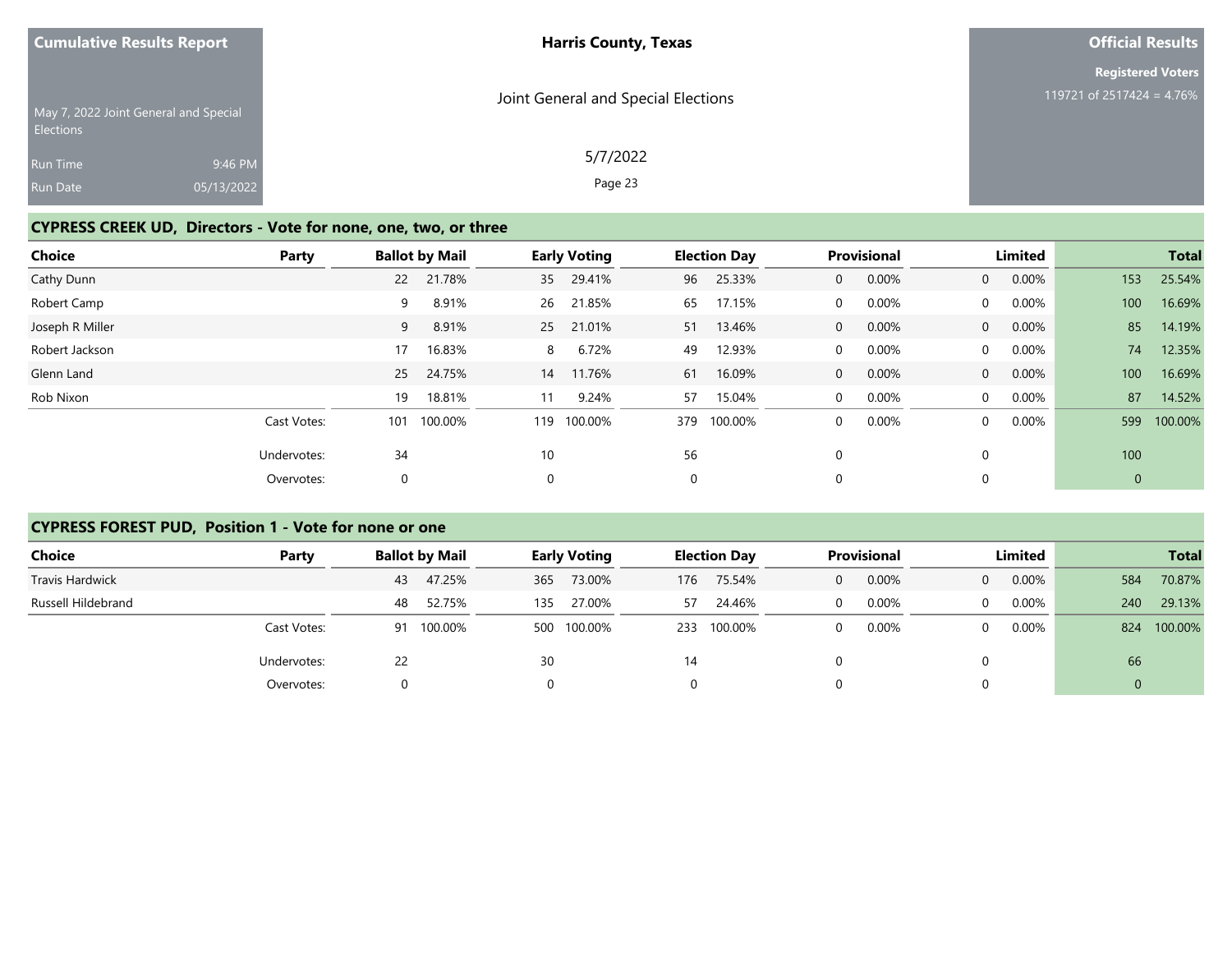**Cumulative Results Report**

May 7, 2022 Joint General and Special Elections

Run Time 9:46 PM

Run Date 05/13/2022

**Harris County, Texas**

Joint General and Special Elections

5/7/2022

**Official Results**

**Registered Voters**

119721 of 2517424 = 4.76%

## CYPRESS CREEK UD, Directors - Vote for none, one, two, or three

| Choice | Party | Ballot by Mail | | Early Voting | | Election Day | | Provisional | | Limited | | Total | |
|---|---|---|---|---|---|---|---|---|---|---|---|---|---|
| Cathy Dunn | | 22 | 21.78% | 35 | 29.41% | 96 | 25.33% | 0 | 0.00% | 0 | 0.00% | 153 | 25.54% |
| Robert Camp | | 9 | 8.91% | 26 | 21.85% | 65 | 17.15% | 0 | 0.00% | 0 | 0.00% | 100 | 16.69% |
| Joseph R Miller | | 9 | 8.91% | 25 | 21.01% | 51 | 13.46% | 0 | 0.00% | 0 | 0.00% | 85 | 14.19% |
| Robert Jackson | | 17 | 16.83% | 8 | 6.72% | 49 | 12.93% | 0 | 0.00% | 0 | 0.00% | 74 | 12.35% |
| Glenn Land | | 25 | 24.75% | 14 | 11.76% | 61 | 16.09% | 0 | 0.00% | 0 | 0.00% | 100 | 16.69% |
| Rob Nixon | | 19 | 18.81% | 11 | 9.24% | 57 | 15.04% | 0 | 0.00% | 0 | 0.00% | 87 | 14.52% |
| | Cast Votes: | 101 | 100.00% | 119 | 100.00% | 379 | 100.00% | 0 | 0.00% | 0 | 0.00% | 599 | 100.00% |
| | Undervotes: | 34 | | 10 | | 56 | | 0 | | 0 | | 100 | |
| | Overvotes: | 0 | | 0 | | 0 | | 0 | | 0 | | 0 | |

## CYPRESS FOREST PUD, Position 1 - Vote for none or one

| Choice | Party | Ballot by Mail | | Early Voting | | Election Day | | Provisional | | Limited | | Total | |
|---|---|---|---|---|---|---|---|---|---|---|---|---|---|
| Travis Hardwick | | 43 | 47.25% | 365 | 73.00% | 176 | 75.54% | 0 | 0.00% | 0 | 0.00% | 584 | 70.87% |
| Russell Hildebrand | | 48 | 52.75% | 135 | 27.00% | 57 | 24.46% | 0 | 0.00% | 0 | 0.00% | 240 | 29.13% |
| | Cast Votes: | 91 | 100.00% | 500 | 100.00% | 233 | 100.00% | 0 | 0.00% | 0 | 0.00% | 824 | 100.00% |
| | Undervotes: | 22 | | 30 | | 14 | | 0 | | 0 | | 66 | |
| | Overvotes: | 0 | | 0 | | 0 | | 0 | | 0 | | 0 | |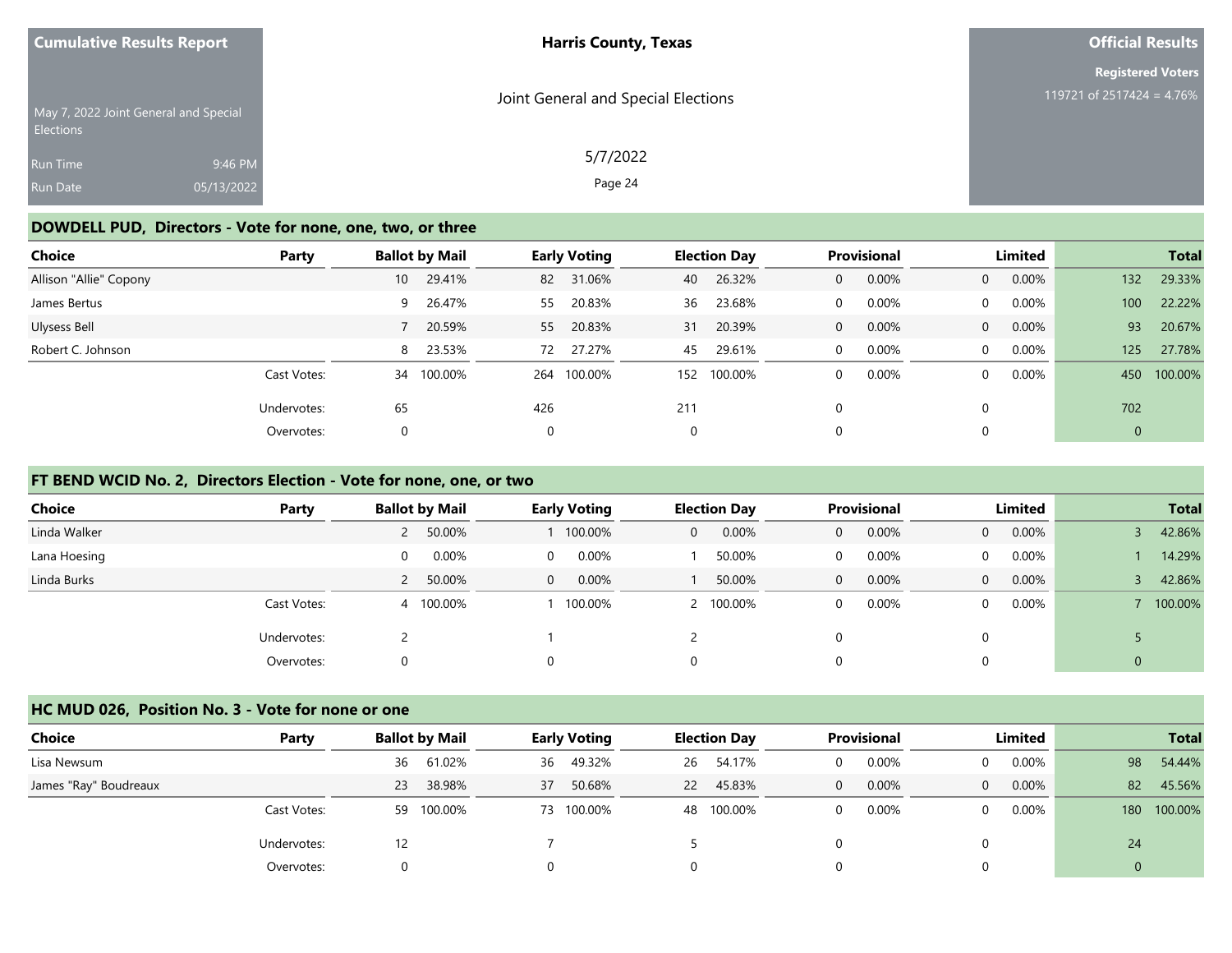Cumulative Results Report

May 7, 2022 Joint General and Special Elections

Run Time 9:46 PM
Run Date 05/13/2022

**Harris County, Texas**

Joint General and Special Elections

5/7/2022

**Official Results**

**Registered Voters**
119721 of 2517424 = 4.76%

## DOWDELL PUD, Directors - Vote for none, one, two, or three

| Choice | Party | Ballot by Mail | | Early Voting | | Election Day | | Provisional | | Limited | | Total | |
|---|---|---|---|---|---|---|---|---|---|---|---|---|---|
| Allison "Allie" Copony | | 10 | 29.41% | 82 | 31.06% | 40 | 26.32% | 0 | 0.00% | 0 | 0.00% | 132 | 29.33% |
| James Bertus | | 9 | 26.47% | 55 | 20.83% | 36 | 23.68% | 0 | 0.00% | 0 | 0.00% | 100 | 22.22% |
| Ulysess Bell | | 7 | 20.59% | 55 | 20.83% | 31 | 20.39% | 0 | 0.00% | 0 | 0.00% | 93 | 20.67% |
| Robert C. Johnson | | 8 | 23.53% | 72 | 27.27% | 45 | 29.61% | 0 | 0.00% | 0 | 0.00% | 125 | 27.78% |
| | Cast Votes: | 34 | 100.00% | 264 | 100.00% | 152 | 100.00% | 0 | 0.00% | 0 | 0.00% | 450 | 100.00% |
| | Undervotes: | 65 | | 426 | | 211 | | 0 | | 0 | | 702 | |
| | Overvotes: | 0 | | 0 | | 0 | | 0 | | 0 | | 0 | |

## FT BEND WCID No. 2, Directors Election - Vote for none, one, or two

| Choice | Party | Ballot by Mail | | Early Voting | | Election Day | | Provisional | | Limited | | Total | |
|---|---|---|---|---|---|---|---|---|---|---|---|---|---|
| Linda Walker | | 2 | 50.00% | 1 | 100.00% | 0 | 0.00% | 0 | 0.00% | 0 | 0.00% | 3 | 42.86% |
| Lana Hoesing | | 0 | 0.00% | 0 | 0.00% | 1 | 50.00% | 0 | 0.00% | 0 | 0.00% | 1 | 14.29% |
| Linda Burks | | 2 | 50.00% | 0 | 0.00% | 1 | 50.00% | 0 | 0.00% | 0 | 0.00% | 3 | 42.86% |
| | Cast Votes: | 4 | 100.00% | 1 | 100.00% | 2 | 100.00% | 0 | 0.00% | 0 | 0.00% | 7 | 100.00% |
| | Undervotes: | 2 | | 1 | | 2 | | 0 | | 0 | | 5 | |
| | Overvotes: | 0 | | 0 | | 0 | | 0 | | 0 | | 0 | |

## HC MUD 026, Position No. 3 - Vote for none or one

| Choice | Party | Ballot by Mail | | Early Voting | | Election Day | | Provisional | | Limited | | Total | |
|---|---|---|---|---|---|---|---|---|---|---|---|---|---|
| Lisa Newsum | | 36 | 61.02% | 36 | 49.32% | 26 | 54.17% | 0 | 0.00% | 0 | 0.00% | 98 | 54.44% |
| James "Ray" Boudreaux | | 23 | 38.98% | 37 | 50.68% | 22 | 45.83% | 0 | 0.00% | 0 | 0.00% | 82 | 45.56% |
| | Cast Votes: | 59 | 100.00% | 73 | 100.00% | 48 | 100.00% | 0 | 0.00% | 0 | 0.00% | 180 | 100.00% |
| | Undervotes: | 12 | | 7 | | 5 | | 0 | | 0 | | 24 | |
| | Overvotes: | 0 | | 0 | | 0 | | 0 | | 0 | | 0 | |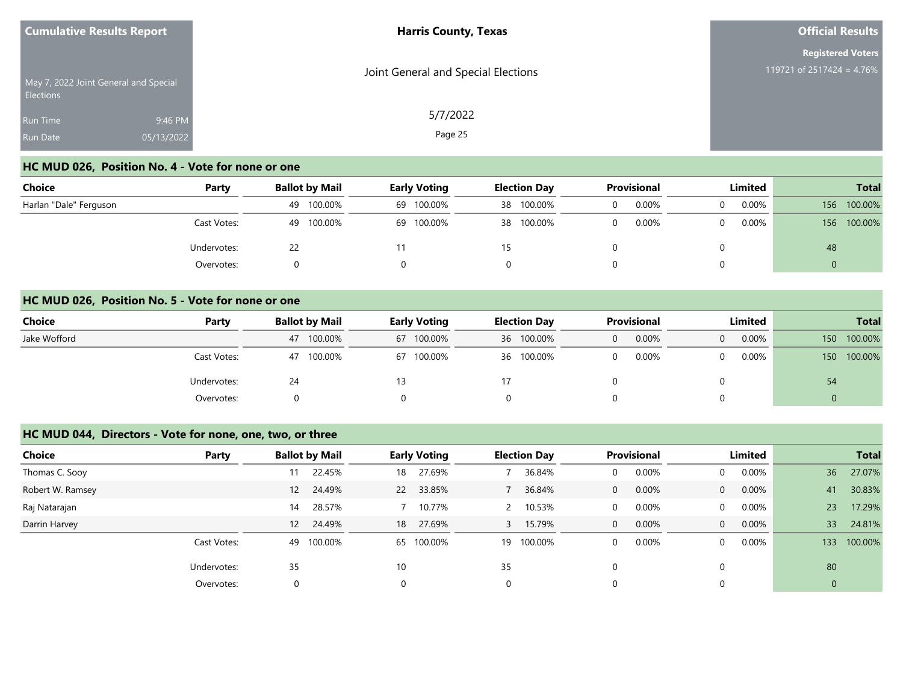**Cumulative Results Report**

May 7, 2022 Joint General and Special Elections

Run Time 9:46 PM

Run Date 05/13/2022

**Harris County, Texas**

Joint General and Special Elections

5/7/2022

**Official Results**

**Registered Voters**

119721 of 2517424 = 4.76%

## HC MUD 026, Position No. 4 - Vote for none or one

| Choice | Party | Ballot by Mail | | Early Voting | | Election Day | | Provisional | | Limited | | Total | |
|---|---|---|---|---|---|---|---|---|---|---|---|---|---|
| Harlan "Dale" Ferguson | | 49 | 100.00% | 69 | 100.00% | 38 | 100.00% | 0 | 0.00% | 0 | 0.00% | 156 | 100.00% |
| | Cast Votes: | 49 | 100.00% | 69 | 100.00% | 38 | 100.00% | 0 | 0.00% | 0 | 0.00% | 156 | 100.00% |
| | Undervotes: | 22 | | 11 | | 15 | | 0 | | 0 | | 48 | |
| | Overvotes: | 0 | | 0 | | 0 | | 0 | | 0 | | 0 | |

## HC MUD 026, Position No. 5 - Vote for none or one

| Choice | Party | Ballot by Mail | | Early Voting | | Election Day | | Provisional | | Limited | | Total | |
|---|---|---|---|---|---|---|---|---|---|---|---|---|---|
| Jake Wofford | | 47 | 100.00% | 67 | 100.00% | 36 | 100.00% | 0 | 0.00% | 0 | 0.00% | 150 | 100.00% |
| | Cast Votes: | 47 | 100.00% | 67 | 100.00% | 36 | 100.00% | 0 | 0.00% | 0 | 0.00% | 150 | 100.00% |
| | Undervotes: | 24 | | 13 | | 17 | | 0 | | 0 | | 54 | |
| | Overvotes: | 0 | | 0 | | 0 | | 0 | | 0 | | 0 | |

## HC MUD 044, Directors - Vote for none, one, two, or three

| Choice | Party | Ballot by Mail | | Early Voting | | Election Day | | Provisional | | Limited | | Total | |
|---|---|---|---|---|---|---|---|---|---|---|---|---|---|
| Thomas C. Sooy | | 11 | 22.45% | 18 | 27.69% | 7 | 36.84% | 0 | 0.00% | 0 | 0.00% | 36 | 27.07% |
| Robert W. Ramsey | | 12 | 24.49% | 22 | 33.85% | 7 | 36.84% | 0 | 0.00% | 0 | 0.00% | 41 | 30.83% |
| Raj Natarajan | | 14 | 28.57% | 7 | 10.77% | 2 | 10.53% | 0 | 0.00% | 0 | 0.00% | 23 | 17.29% |
| Darrin Harvey | | 12 | 24.49% | 18 | 27.69% | 3 | 15.79% | 0 | 0.00% | 0 | 0.00% | 33 | 24.81% |
| | Cast Votes: | 49 | 100.00% | 65 | 100.00% | 19 | 100.00% | 0 | 0.00% | 0 | 0.00% | 133 | 100.00% |
| | Undervotes: | 35 | | 10 | | 35 | | 0 | | 0 | | 80 | |
| | Overvotes: | 0 | | 0 | | 0 | | 0 | | 0 | | 0 | |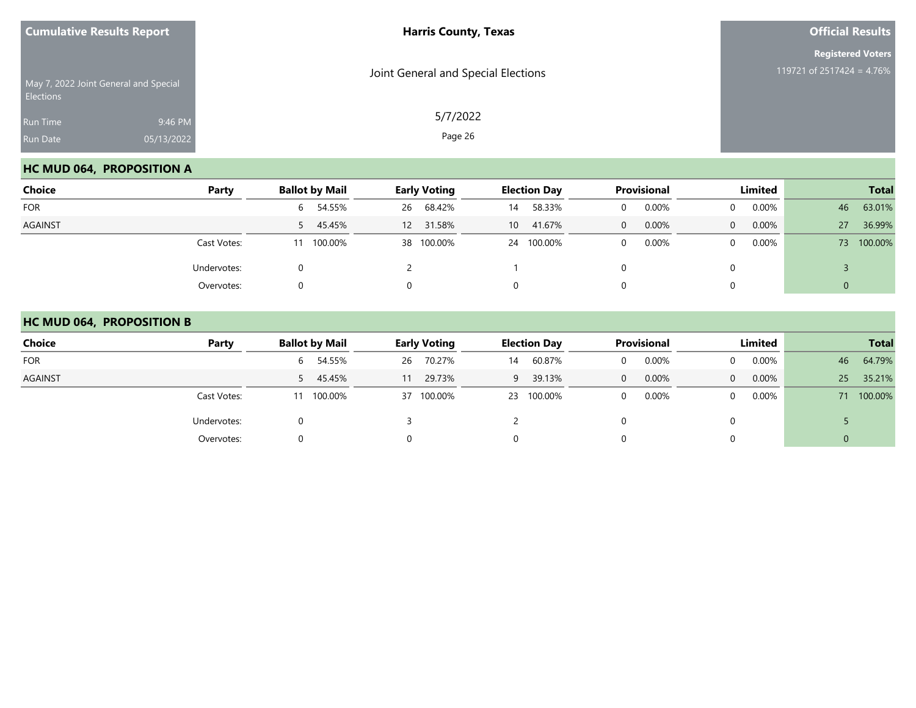Cumulative Results Report

May 7, 2022 Joint General and Special Elections

Run Time 9:46 PM
Run Date 05/13/2022

**Harris County, Texas**

Joint General and Special Elections

5/7/2022

**Official Results**

**Registered Voters**
119721 of 2517424 = 4.76%

## HC MUD 064, PROPOSITION A

| Choice | Party | Ballot by Mail | | Early Voting | | Election Day | | Provisional | | Limited | | Total | |
|---|---|---|---|---|---|---|---|---|---|---|---|---|---|
| FOR | | 6 | 54.55% | 26 | 68.42% | 14 | 58.33% | 0 | 0.00% | 0 | 0.00% | 46 | 63.01% |
| AGAINST | | 5 | 45.45% | 12 | 31.58% | 10 | 41.67% | 0 | 0.00% | 0 | 0.00% | 27 | 36.99% |
| | Cast Votes: | 11 | 100.00% | 38 | 100.00% | 24 | 100.00% | 0 | 0.00% | 0 | 0.00% | 73 | 100.00% |
| | Undervotes: | 0 | | 2 | | 1 | | 0 | | 0 | | 3 | |
| | Overvotes: | 0 | | 0 | | 0 | | 0 | | 0 | | 0 | |

## HC MUD 064, PROPOSITION B

| Choice | Party | Ballot by Mail | | Early Voting | | Election Day | | Provisional | | Limited | | Total | |
|---|---|---|---|---|---|---|---|---|---|---|---|---|---|
| FOR | | 6 | 54.55% | 26 | 70.27% | 14 | 60.87% | 0 | 0.00% | 0 | 0.00% | 46 | 64.79% |
| AGAINST | | 5 | 45.45% | 11 | 29.73% | 9 | 39.13% | 0 | 0.00% | 0 | 0.00% | 25 | 35.21% |
| | Cast Votes: | 11 | 100.00% | 37 | 100.00% | 23 | 100.00% | 0 | 0.00% | 0 | 0.00% | 71 | 100.00% |
| | Undervotes: | 0 | | 3 | | 2 | | 0 | | 0 | | 5 | |
| | Overvotes: | 0 | | 0 | | 0 | | 0 | | 0 | | 0 | |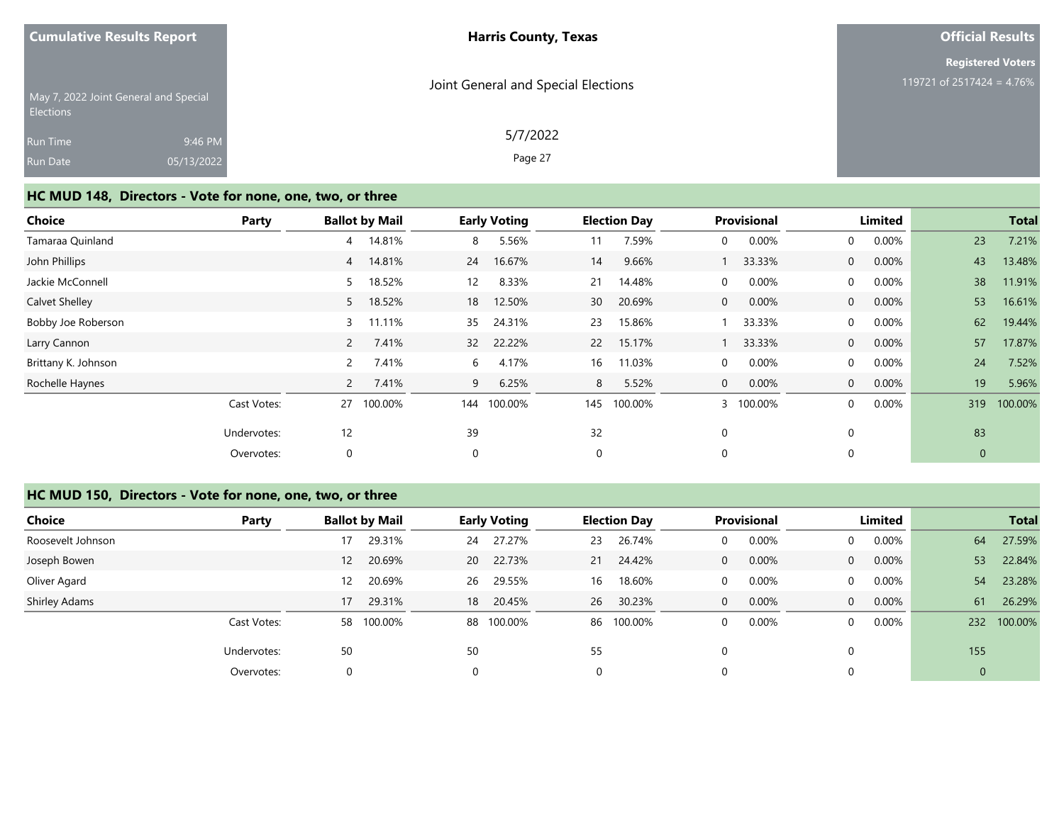## HC MUD 148, Directors - Vote for none, one, two, or three

| Choice | Party | Ballot by Mail | | Early Voting | | Election Day | | Provisional | | Limited | | Total | |
|---|---|---|---|---|---|---|---|---|---|---|---|---|---|
| Tamaraa Quinland | | 4 | 14.81% | 8 | 5.56% | 11 | 7.59% | 0 | 0.00% | 0 | 0.00% | 23 | 7.21% |
| John Phillips | | 4 | 14.81% | 24 | 16.67% | 14 | 9.66% | 1 | 33.33% | 0 | 0.00% | 43 | 13.48% |
| Jackie McConnell | | 5 | 18.52% | 12 | 8.33% | 21 | 14.48% | 0 | 0.00% | 0 | 0.00% | 38 | 11.91% |
| Calvet Shelley | | 5 | 18.52% | 18 | 12.50% | 30 | 20.69% | 0 | 0.00% | 0 | 0.00% | 53 | 16.61% |
| Bobby Joe Roberson | | 3 | 11.11% | 35 | 24.31% | 23 | 15.86% | 1 | 33.33% | 0 | 0.00% | 62 | 19.44% |
| Larry Cannon | | 2 | 7.41% | 32 | 22.22% | 22 | 15.17% | 1 | 33.33% | 0 | 0.00% | 57 | 17.87% |
| Brittany K. Johnson | | 2 | 7.41% | 6 | 4.17% | 16 | 11.03% | 0 | 0.00% | 0 | 0.00% | 24 | 7.52% |
| Rochelle Haynes | | 2 | 7.41% | 9 | 6.25% | 8 | 5.52% | 0 | 0.00% | 0 | 0.00% | 19 | 5.96% |
| | Cast Votes: | 27 | 100.00% | 144 | 100.00% | 145 | 100.00% | 3 | 100.00% | 0 | 0.00% | 319 | 100.00% |
| | Undervotes: | 12 | | 39 | | 32 | | 0 | | 0 | | 83 | |
| | Overvotes: | 0 | | 0 | | 0 | | 0 | | 0 | | 0 | |

## HC MUD 150, Directors - Vote for none, one, two, or three

| Choice | Party | Ballot by Mail | | Early Voting | | Election Day | | Provisional | | Limited | | Total | |
|---|---|---|---|---|---|---|---|---|---|---|---|---|---|
| Roosevelt Johnson | | 17 | 29.31% | 24 | 27.27% | 23 | 26.74% | 0 | 0.00% | 0 | 0.00% | 64 | 27.59% |
| Joseph Bowen | | 12 | 20.69% | 20 | 22.73% | 21 | 24.42% | 0 | 0.00% | 0 | 0.00% | 53 | 22.84% |
| Oliver Agard | | 12 | 20.69% | 26 | 29.55% | 16 | 18.60% | 0 | 0.00% | 0 | 0.00% | 54 | 23.28% |
| Shirley Adams | | 17 | 29.31% | 18 | 20.45% | 26 | 30.23% | 0 | 0.00% | 0 | 0.00% | 61 | 26.29% |
| | Cast Votes: | 58 | 100.00% | 88 | 100.00% | 86 | 100.00% | 0 | 0.00% | 0 | 0.00% | 232 | 100.00% |
| | Undervotes: | 50 | | 50 | | 55 | | 0 | | 0 | | 155 | |
| | Overvotes: | 0 | | 0 | | 0 | | 0 | | 0 | | 0 | |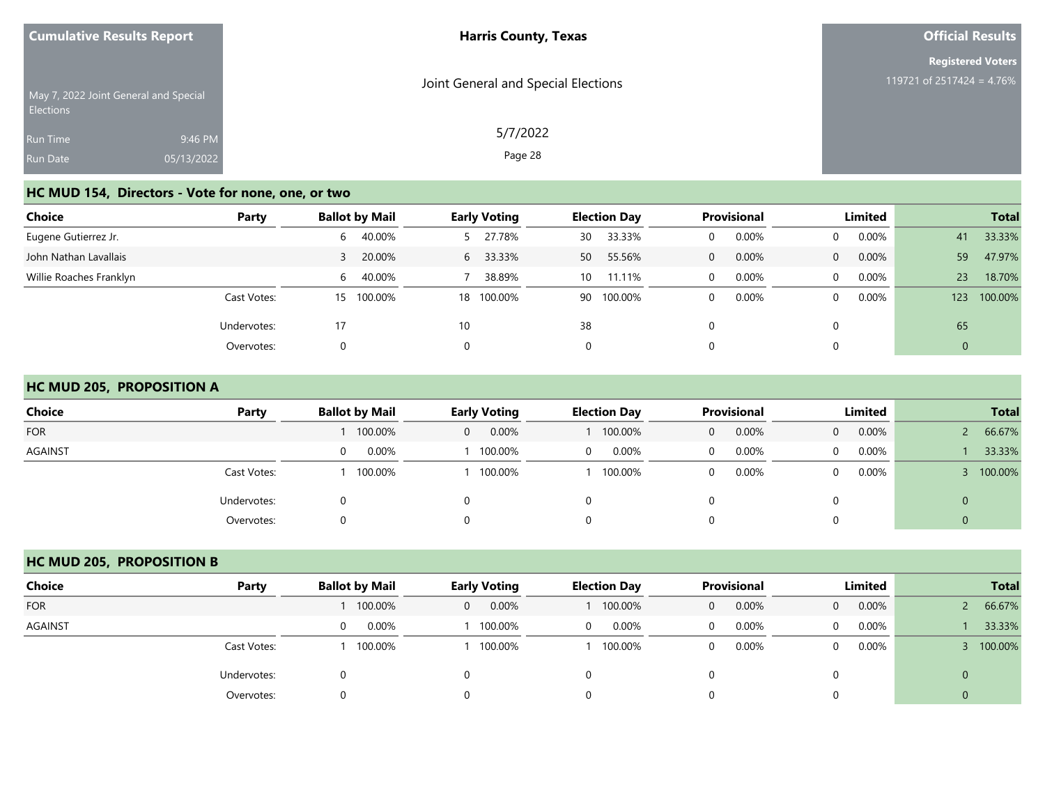Cumulative Results Report

May 7, 2022 Joint General and Special Elections

Run Time 9:46 PM
Run Date 05/13/2022

Harris County, Texas

Joint General and Special Elections

5/7/2022

Official Results

Registered Voters
119721 of 2517424 = 4.76%

## HC MUD 154, Directors - Vote for none, one, or two

| Choice | Party | Ballot by Mail | | Early Voting | | Election Day | | Provisional | | Limited | | Total | |
|---|---|---|---|---|---|---|---|---|---|---|---|---|---|
| Eugene Gutierrez Jr. | | 6 | 40.00% | 5 | 27.78% | 30 | 33.33% | 0 | 0.00% | 0 | 0.00% | 41 | 33.33% |
| John Nathan Lavallais | | 3 | 20.00% | 6 | 33.33% | 50 | 55.56% | 0 | 0.00% | 0 | 0.00% | 59 | 47.97% |
| Willie Roaches Franklyn | | 6 | 40.00% | 7 | 38.89% | 10 | 11.11% | 0 | 0.00% | 0 | 0.00% | 23 | 18.70% |
| | Cast Votes: | 15 | 100.00% | 18 | 100.00% | 90 | 100.00% | 0 | 0.00% | 0 | 0.00% | 123 | 100.00% |
| | Undervotes: | 17 | | 10 | | 38 | | 0 | | 0 | | 65 | |
| | Overvotes: | 0 | | 0 | | 0 | | 0 | | 0 | | 0 | |

## HC MUD 205, PROPOSITION A

| Choice | Party | Ballot by Mail | | Early Voting | | Election Day | | Provisional | | Limited | | Total | |
|---|---|---|---|---|---|---|---|---|---|---|---|---|---|
| FOR | | 1 | 100.00% | 0 | 0.00% | 1 | 100.00% | 0 | 0.00% | 0 | 0.00% | 2 | 66.67% |
| AGAINST | | 0 | 0.00% | 1 | 100.00% | 0 | 0.00% | 0 | 0.00% | 0 | 0.00% | 1 | 33.33% |
| | Cast Votes: | 1 | 100.00% | 1 | 100.00% | 1 | 100.00% | 0 | 0.00% | 0 | 0.00% | 3 | 100.00% |
| | Undervotes: | 0 | | 0 | | 0 | | 0 | | 0 | | 0 | |
| | Overvotes: | 0 | | 0 | | 0 | | 0 | | 0 | | 0 | |

## HC MUD 205, PROPOSITION B

| Choice | Party | Ballot by Mail | | Early Voting | | Election Day | | Provisional | | Limited | | Total | |
|---|---|---|---|---|---|---|---|---|---|---|---|---|---|
| FOR | | 1 | 100.00% | 0 | 0.00% | 1 | 100.00% | 0 | 0.00% | 0 | 0.00% | 2 | 66.67% |
| AGAINST | | 0 | 0.00% | 1 | 100.00% | 0 | 0.00% | 0 | 0.00% | 0 | 0.00% | 1 | 33.33% |
| | Cast Votes: | 1 | 100.00% | 1 | 100.00% | 1 | 100.00% | 0 | 0.00% | 0 | 0.00% | 3 | 100.00% |
| | Undervotes: | 0 | | 0 | | 0 | | 0 | | 0 | | 0 | |
| | Overvotes: | 0 | | 0 | | 0 | | 0 | | 0 | | 0 | |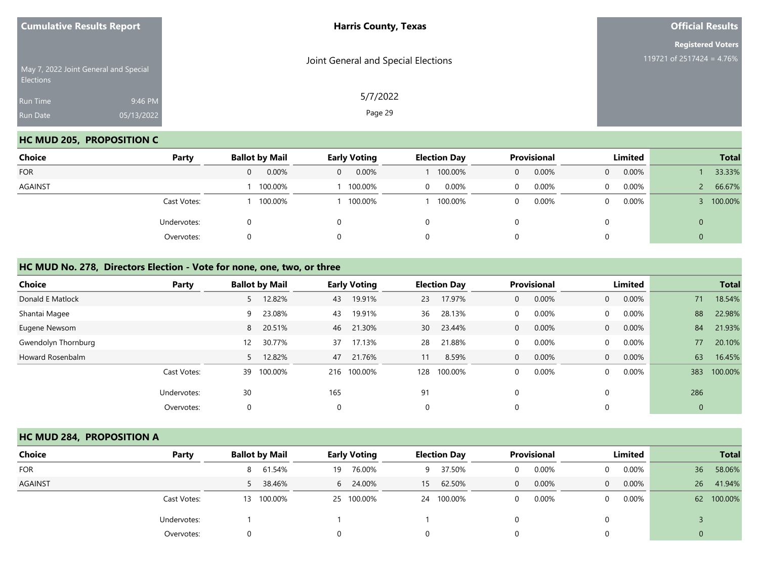## HC MUD 205, PROPOSITION C

| Choice | Party | Ballot by Mail | | Early Voting | | Election Day | | Provisional | | Limited | | Total | |
|---|---|---|---|---|---|---|---|---|---|---|---|---|---|
| FOR | | 0 | 0.00% | 0 | 0.00% | 1 | 100.00% | 0 | 0.00% | 0 | 0.00% | 1 | 33.33% |
| AGAINST | | 1 | 100.00% | 1 | 100.00% | 0 | 0.00% | 0 | 0.00% | 0 | 0.00% | 2 | 66.67% |
| | Cast Votes: | 1 | 100.00% | 1 | 100.00% | 1 | 100.00% | 0 | 0.00% | 0 | 0.00% | 3 | 100.00% |
| | Undervotes: | 0 | | 0 | | 0 | | 0 | | 0 | | 0 | |
| | Overvotes: | 0 | | 0 | | 0 | | 0 | | 0 | | 0 | |

## HC MUD No. 278, Directors Election - Vote for none, one, two, or three

| Choice | Party | Ballot by Mail | | Early Voting | | Election Day | | Provisional | | Limited | | Total | |
|---|---|---|---|---|---|---|---|---|---|---|---|---|---|
| Donald E Matlock | | 5 | 12.82% | 43 | 19.91% | 23 | 17.97% | 0 | 0.00% | 0 | 0.00% | 71 | 18.54% |
| Shantai Magee | | 9 | 23.08% | 43 | 19.91% | 36 | 28.13% | 0 | 0.00% | 0 | 0.00% | 88 | 22.98% |
| Eugene Newsom | | 8 | 20.51% | 46 | 21.30% | 30 | 23.44% | 0 | 0.00% | 0 | 0.00% | 84 | 21.93% |
| Gwendolyn Thornburg | | 12 | 30.77% | 37 | 17.13% | 28 | 21.88% | 0 | 0.00% | 0 | 0.00% | 77 | 20.10% |
| Howard Rosenbalm | | 5 | 12.82% | 47 | 21.76% | 11 | 8.59% | 0 | 0.00% | 0 | 0.00% | 63 | 16.45% |
| | Cast Votes: | 39 | 100.00% | 216 | 100.00% | 128 | 100.00% | 0 | 0.00% | 0 | 0.00% | 383 | 100.00% |
| | Undervotes: | 30 | | 165 | | 91 | | 0 | | 0 | | 286 | |
| | Overvotes: | 0 | | 0 | | 0 | | 0 | | 0 | | 0 | |

## HC MUD 284, PROPOSITION A

| Choice | Party | Ballot by Mail | | Early Voting | | Election Day | | Provisional | | Limited | | Total | |
|---|---|---|---|---|---|---|---|---|---|---|---|---|---|
| FOR | | 8 | 61.54% | 19 | 76.00% | 9 | 37.50% | 0 | 0.00% | 0 | 0.00% | 36 | 58.06% |
| AGAINST | | 5 | 38.46% | 6 | 24.00% | 15 | 62.50% | 0 | 0.00% | 0 | 0.00% | 26 | 41.94% |
| | Cast Votes: | 13 | 100.00% | 25 | 100.00% | 24 | 100.00% | 0 | 0.00% | 0 | 0.00% | 62 | 100.00% |
| | Undervotes: | 1 | | 1 | | 1 | | 0 | | 0 | | 3 | |
| | Overvotes: | 0 | | 0 | | 0 | | 0 | | 0 | | 0 | |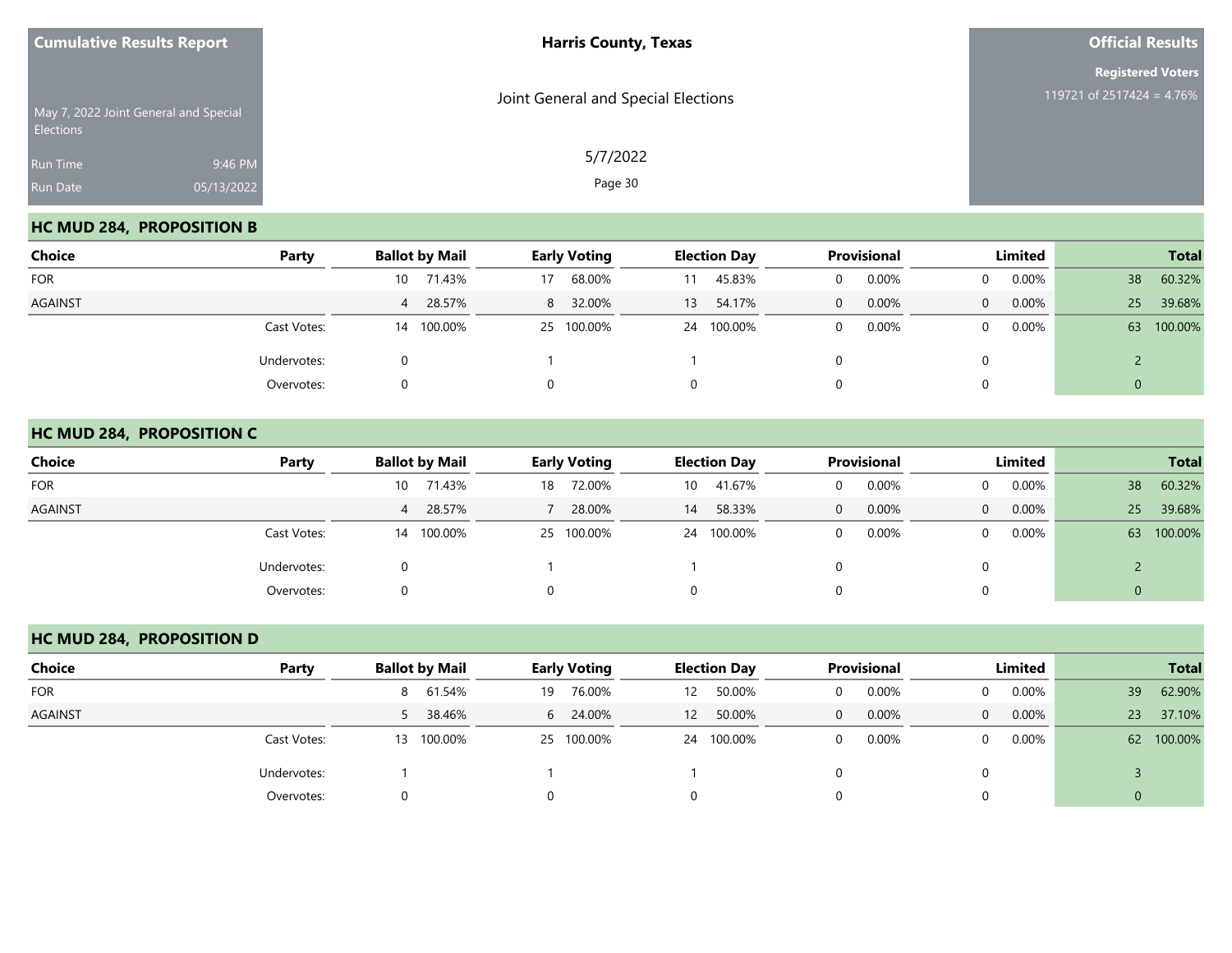## HC MUD 284, PROPOSITION B

| Choice | Party | Ballot by Mail | | Early Voting | | Election Day | | Provisional | | Limited | | Total | |
|---|---|---|---|---|---|---|---|---|---|---|---|---|---|
| FOR | | 10 | 71.43% | 17 | 68.00% | 11 | 45.83% | 0 | 0.00% | 0 | 0.00% | 38 | 60.32% |
| AGAINST | | 4 | 28.57% | 8 | 32.00% | 13 | 54.17% | 0 | 0.00% | 0 | 0.00% | 25 | 39.68% |
| | Cast Votes: | 14 | 100.00% | 25 | 100.00% | 24 | 100.00% | 0 | 0.00% | 0 | 0.00% | 63 | 100.00% |
| | Undervotes: | 0 | | 1 | | 1 | | 0 | | 0 | | 2 | |
| | Overvotes: | 0 | | 0 | | 0 | | 0 | | 0 | | 0 | |

## HC MUD 284, PROPOSITION C

| Choice | Party | Ballot by Mail | | Early Voting | | Election Day | | Provisional | | Limited | | Total | |
|---|---|---|---|---|---|---|---|---|---|---|---|---|---|
| FOR | | 10 | 71.43% | 18 | 72.00% | 10 | 41.67% | 0 | 0.00% | 0 | 0.00% | 38 | 60.32% |
| AGAINST | | 4 | 28.57% | 7 | 28.00% | 14 | 58.33% | 0 | 0.00% | 0 | 0.00% | 25 | 39.68% |
| | Cast Votes: | 14 | 100.00% | 25 | 100.00% | 24 | 100.00% | 0 | 0.00% | 0 | 0.00% | 63 | 100.00% |
| | Undervotes: | 0 | | 1 | | 1 | | 0 | | 0 | | 2 | |
| | Overvotes: | 0 | | 0 | | 0 | | 0 | | 0 | | 0 | |

## HC MUD 284, PROPOSITION D

| Choice | Party | Ballot by Mail | | Early Voting | | Election Day | | Provisional | | Limited | | Total | |
|---|---|---|---|---|---|---|---|---|---|---|---|---|---|
| FOR | | 8 | 61.54% | 19 | 76.00% | 12 | 50.00% | 0 | 0.00% | 0 | 0.00% | 39 | 62.90% |
| AGAINST | | 5 | 38.46% | 6 | 24.00% | 12 | 50.00% | 0 | 0.00% | 0 | 0.00% | 23 | 37.10% |
| | Cast Votes: | 13 | 100.00% | 25 | 100.00% | 24 | 100.00% | 0 | 0.00% | 0 | 0.00% | 62 | 100.00% |
| | Undervotes: | 1 | | 1 | | 1 | | 0 | | 0 | | 3 | |
| | Overvotes: | 0 | | 0 | | 0 | | 0 | | 0 | | 0 | |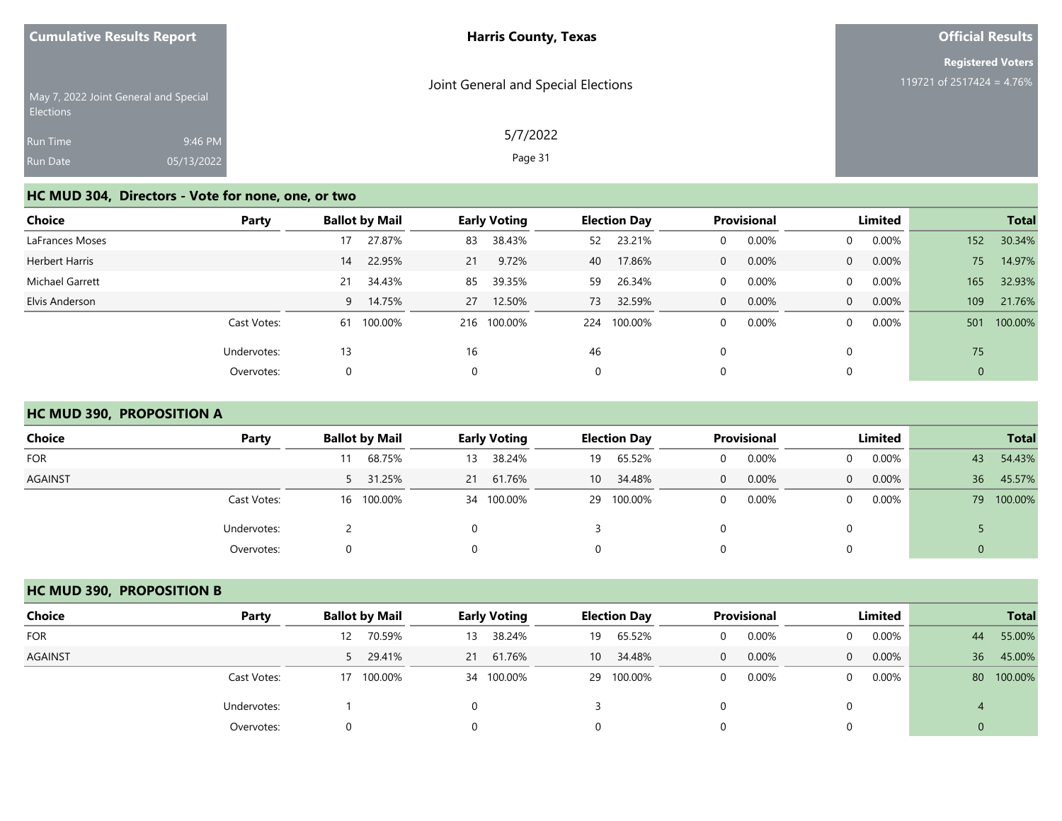## HC MUD 304, Directors - Vote for none, one, or two

| Choice | Party | Ballot by Mail | | Early Voting | | Election Day | | Provisional | | Limited | | Total | |
|---|---|---|---|---|---|---|---|---|---|---|---|---|---|
| LaFrances Moses | | 17 | 27.87% | 83 | 38.43% | 52 | 23.21% | 0 | 0.00% | 0 | 0.00% | 152 | 30.34% |
| Herbert Harris | | 14 | 22.95% | 21 | 9.72% | 40 | 17.86% | 0 | 0.00% | 0 | 0.00% | 75 | 14.97% |
| Michael Garrett | | 21 | 34.43% | 85 | 39.35% | 59 | 26.34% | 0 | 0.00% | 0 | 0.00% | 165 | 32.93% |
| Elvis Anderson | | 9 | 14.75% | 27 | 12.50% | 73 | 32.59% | 0 | 0.00% | 0 | 0.00% | 109 | 21.76% |
| | Cast Votes: | 61 | 100.00% | 216 | 100.00% | 224 | 100.00% | 0 | 0.00% | 0 | 0.00% | 501 | 100.00% |
| | Undervotes: | 13 | | 16 | | 46 | | 0 | | 0 | | 75 | |
| | Overvotes: | 0 | | 0 | | 0 | | 0 | | 0 | | 0 | |

## HC MUD 390, PROPOSITION A

| Choice | Party | Ballot by Mail | | Early Voting | | Election Day | | Provisional | | Limited | | Total | |
|---|---|---|---|---|---|---|---|---|---|---|---|---|---|
| FOR | | 11 | 68.75% | 13 | 38.24% | 19 | 65.52% | 0 | 0.00% | 0 | 0.00% | 43 | 54.43% |
| AGAINST | | 5 | 31.25% | 21 | 61.76% | 10 | 34.48% | 0 | 0.00% | 0 | 0.00% | 36 | 45.57% |
| | Cast Votes: | 16 | 100.00% | 34 | 100.00% | 29 | 100.00% | 0 | 0.00% | 0 | 0.00% | 79 | 100.00% |
| | Undervotes: | 2 | | 0 | | 3 | | 0 | | 0 | | 5 | |
| | Overvotes: | 0 | | 0 | | 0 | | 0 | | 0 | | 0 | |

## HC MUD 390, PROPOSITION B

| Choice | Party | Ballot by Mail | | Early Voting | | Election Day | | Provisional | | Limited | | Total | |
|---|---|---|---|---|---|---|---|---|---|---|---|---|---|
| FOR | | 12 | 70.59% | 13 | 38.24% | 19 | 65.52% | 0 | 0.00% | 0 | 0.00% | 44 | 55.00% |
| AGAINST | | 5 | 29.41% | 21 | 61.76% | 10 | 34.48% | 0 | 0.00% | 0 | 0.00% | 36 | 45.00% |
| | Cast Votes: | 17 | 100.00% | 34 | 100.00% | 29 | 100.00% | 0 | 0.00% | 0 | 0.00% | 80 | 100.00% |
| | Undervotes: | 1 | | 0 | | 3 | | 0 | | 0 | | 4 | |
| | Overvotes: | 0 | | 0 | | 0 | | 0 | | 0 | | 0 | |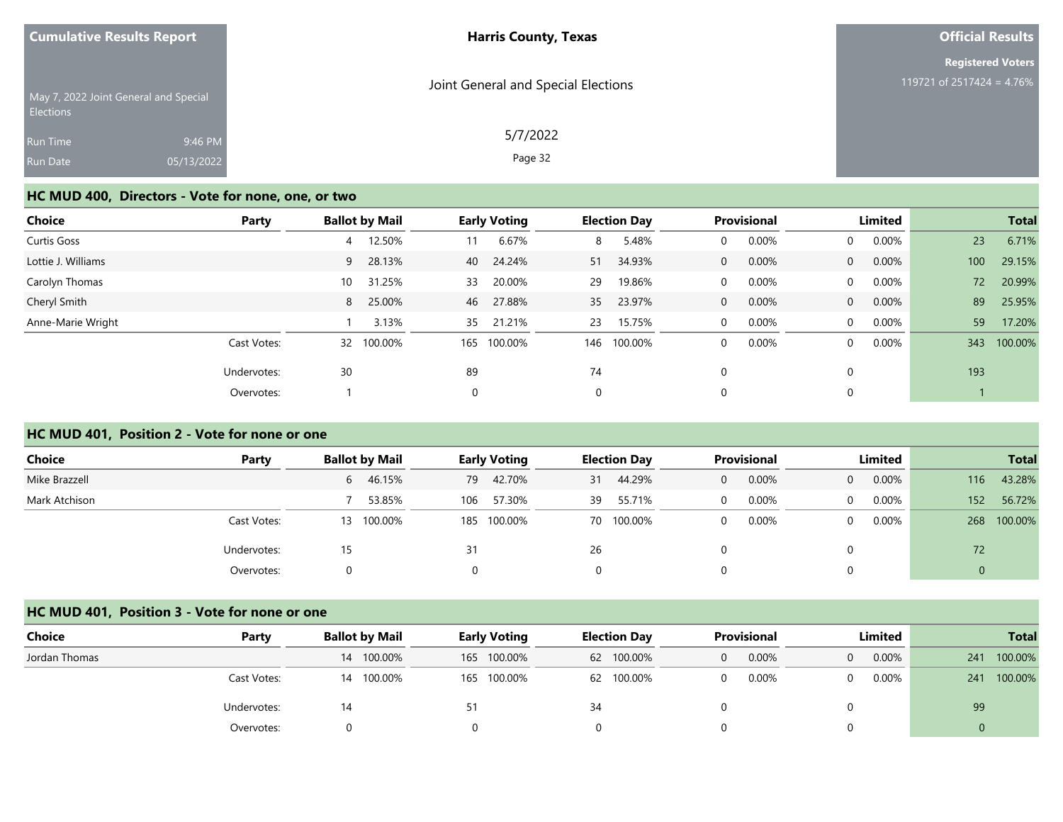Cumulative Results Report

May 7, 2022 Joint General and Special Elections

Run Time 9:46 PM
Run Date 05/13/2022

**Harris County, Texas**

Joint General and Special Elections

5/7/2022

**Official Results**

**Registered Voters**
119721 of 2517424 = 4.76%

## HC MUD 400, Directors - Vote for none, one, or two

| Choice | Party | Ballot by Mail | | Early Voting | | Election Day | | Provisional | | Limited | | Total | |
|---|---|---|---|---|---|---|---|---|---|---|---|---|---|
| Curtis Goss | | 4 | 12.50% | 11 | 6.67% | 8 | 5.48% | 0 | 0.00% | 0 | 0.00% | 23 | 6.71% |
| Lottie J. Williams | | 9 | 28.13% | 40 | 24.24% | 51 | 34.93% | 0 | 0.00% | 0 | 0.00% | 100 | 29.15% |
| Carolyn Thomas | | 10 | 31.25% | 33 | 20.00% | 29 | 19.86% | 0 | 0.00% | 0 | 0.00% | 72 | 20.99% |
| Cheryl Smith | | 8 | 25.00% | 46 | 27.88% | 35 | 23.97% | 0 | 0.00% | 0 | 0.00% | 89 | 25.95% |
| Anne-Marie Wright | | 1 | 3.13% | 35 | 21.21% | 23 | 15.75% | 0 | 0.00% | 0 | 0.00% | 59 | 17.20% |
| | Cast Votes: | 32 | 100.00% | 165 | 100.00% | 146 | 100.00% | 0 | 0.00% | 0 | 0.00% | 343 | 100.00% |
| | Undervotes: | 30 | | 89 | | 74 | | 0 | | 0 | | 193 | |
| | Overvotes: | 1 | | 0 | | 0 | | 0 | | 0 | | 1 | |

## HC MUD 401, Position 2 - Vote for none or one

| Choice | Party | Ballot by Mail | | Early Voting | | Election Day | | Provisional | | Limited | | Total | |
|---|---|---|---|---|---|---|---|---|---|---|---|---|---|
| Mike Brazzell | | 6 | 46.15% | 79 | 42.70% | 31 | 44.29% | 0 | 0.00% | 0 | 0.00% | 116 | 43.28% |
| Mark Atchison | | 7 | 53.85% | 106 | 57.30% | 39 | 55.71% | 0 | 0.00% | 0 | 0.00% | 152 | 56.72% |
| | Cast Votes: | 13 | 100.00% | 185 | 100.00% | 70 | 100.00% | 0 | 0.00% | 0 | 0.00% | 268 | 100.00% |
| | Undervotes: | 15 | | 31 | | 26 | | 0 | | 0 | | 72 | |
| | Overvotes: | 0 | | 0 | | 0 | | 0 | | 0 | | 0 | |

## HC MUD 401, Position 3 - Vote for none or one

| Choice | Party | Ballot by Mail | | Early Voting | | Election Day | | Provisional | | Limited | | Total | |
|---|---|---|---|---|---|---|---|---|---|---|---|---|---|
| Jordan Thomas | | 14 | 100.00% | 165 | 100.00% | 62 | 100.00% | 0 | 0.00% | 0 | 0.00% | 241 | 100.00% |
| | Cast Votes: | 14 | 100.00% | 165 | 100.00% | 62 | 100.00% | 0 | 0.00% | 0 | 0.00% | 241 | 100.00% |
| | Undervotes: | 14 | | 51 | | 34 | | 0 | | 0 | | 99 | |
| | Overvotes: | 0 | | 0 | | 0 | | 0 | | 0 | | 0 | |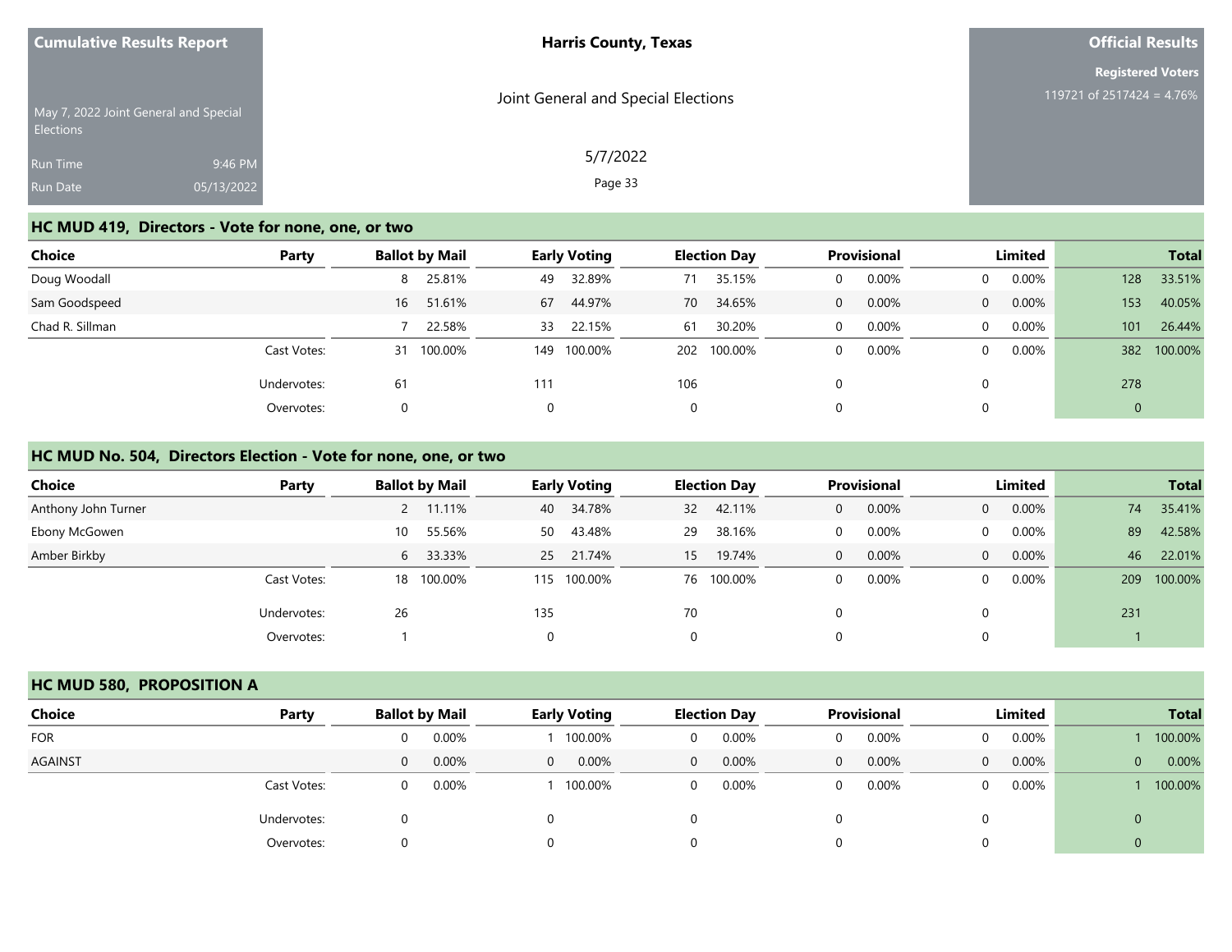Cumulative Results Report

May 7, 2022 Joint General and Special Elections

Run Time 9:46 PM
Run Date 05/13/2022

**Harris County, Texas**

Joint General and Special Elections

5/7/2022

**Official Results**

**Registered Voters**
119721 of 2517424 = 4.76%

## HC MUD 419, Directors - Vote for none, one, or two

| Choice | Party | Ballot by Mail | | Early Voting | | Election Day | | Provisional | | Limited | | Total | |
|---|---|---|---|---|---|---|---|---|---|---|---|---|---|
| Doug Woodall | | 8 | 25.81% | 49 | 32.89% | 71 | 35.15% | 0 | 0.00% | 0 | 0.00% | 128 | 33.51% |
| Sam Goodspeed | | 16 | 51.61% | 67 | 44.97% | 70 | 34.65% | 0 | 0.00% | 0 | 0.00% | 153 | 40.05% |
| Chad R. Sillman | | 7 | 22.58% | 33 | 22.15% | 61 | 30.20% | 0 | 0.00% | 0 | 0.00% | 101 | 26.44% |
| | Cast Votes: | 31 | 100.00% | 149 | 100.00% | 202 | 100.00% | 0 | 0.00% | 0 | 0.00% | 382 | 100.00% |
| | Undervotes: | 61 | | 111 | | 106 | | 0 | | 0 | | 278 | |
| | Overvotes: | 0 | | 0 | | 0 | | 0 | | 0 | | 0 | |

## HC MUD No. 504, Directors Election - Vote for none, one, or two

| Choice | Party | Ballot by Mail | | Early Voting | | Election Day | | Provisional | | Limited | | Total | |
|---|---|---|---|---|---|---|---|---|---|---|---|---|---|
| Anthony John Turner | | 2 | 11.11% | 40 | 34.78% | 32 | 42.11% | 0 | 0.00% | 0 | 0.00% | 74 | 35.41% |
| Ebony McGowen | | 10 | 55.56% | 50 | 43.48% | 29 | 38.16% | 0 | 0.00% | 0 | 0.00% | 89 | 42.58% |
| Amber Birkby | | 6 | 33.33% | 25 | 21.74% | 15 | 19.74% | 0 | 0.00% | 0 | 0.00% | 46 | 22.01% |
| | Cast Votes: | 18 | 100.00% | 115 | 100.00% | 76 | 100.00% | 0 | 0.00% | 0 | 0.00% | 209 | 100.00% |
| | Undervotes: | 26 | | 135 | | 70 | | 0 | | 0 | | 231 | |
| | Overvotes: | 1 | | 0 | | 0 | | 0 | | 0 | | 1 | |

## HC MUD 580, PROPOSITION A

| Choice | Party | Ballot by Mail | | Early Voting | | Election Day | | Provisional | | Limited | | Total | |
|---|---|---|---|---|---|---|---|---|---|---|---|---|---|
| FOR | | 0 | 0.00% | 1 | 100.00% | 0 | 0.00% | 0 | 0.00% | 0 | 0.00% | 1 | 100.00% |
| AGAINST | | 0 | 0.00% | 0 | 0.00% | 0 | 0.00% | 0 | 0.00% | 0 | 0.00% | 0 | 0.00% |
| | Cast Votes: | 0 | 0.00% | 1 | 100.00% | 0 | 0.00% | 0 | 0.00% | 0 | 0.00% | 1 | 100.00% |
| | Undervotes: | 0 | | 0 | | 0 | | 0 | | 0 | | 0 | |
| | Overvotes: | 0 | | 0 | | 0 | | 0 | | 0 | | 0 | |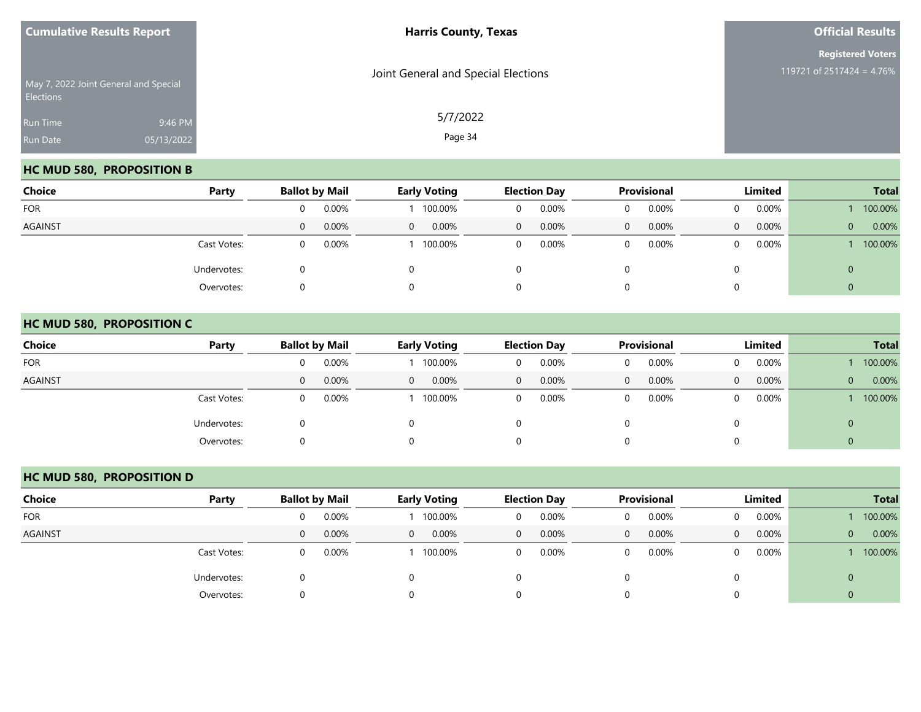Cumulative Results Report

May 7, 2022 Joint General and Special Elections

Run Time 9:46 PM

Run Date 05/13/2022

**Harris County, Texas**

Joint General and Special Elections

5/7/2022

**Official Results**

**Registered Voters**

119721 of 2517424 = 4.76%

## HC MUD 580, PROPOSITION B

| Choice | Party | Ballot by Mail | | Early Voting | | Election Day | | Provisional | | Limited | | Total | |
|---|---|---|---|---|---|---|---|---|---|---|---|---|---|
| FOR | | 0 | 0.00% | 1 | 100.00% | 0 | 0.00% | 0 | 0.00% | 0 | 0.00% | 1 | 100.00% |
| AGAINST | | 0 | 0.00% | 0 | 0.00% | 0 | 0.00% | 0 | 0.00% | 0 | 0.00% | 0 | 0.00% |
| | Cast Votes: | 0 | 0.00% | 1 | 100.00% | 0 | 0.00% | 0 | 0.00% | 0 | 0.00% | 1 | 100.00% |
| | Undervotes: | 0 | | 0 | | 0 | | 0 | | 0 | | 0 | |
| | Overvotes: | 0 | | 0 | | 0 | | 0 | | 0 | | 0 | |

## HC MUD 580, PROPOSITION C

| Choice | Party | Ballot by Mail | | Early Voting | | Election Day | | Provisional | | Limited | | Total | |
|---|---|---|---|---|---|---|---|---|---|---|---|---|---|
| FOR | | 0 | 0.00% | 1 | 100.00% | 0 | 0.00% | 0 | 0.00% | 0 | 0.00% | 1 | 100.00% |
| AGAINST | | 0 | 0.00% | 0 | 0.00% | 0 | 0.00% | 0 | 0.00% | 0 | 0.00% | 0 | 0.00% |
| | Cast Votes: | 0 | 0.00% | 1 | 100.00% | 0 | 0.00% | 0 | 0.00% | 0 | 0.00% | 1 | 100.00% |
| | Undervotes: | 0 | | 0 | | 0 | | 0 | | 0 | | 0 | |
| | Overvotes: | 0 | | 0 | | 0 | | 0 | | 0 | | 0 | |

## HC MUD 580, PROPOSITION D

| Choice | Party | Ballot by Mail | | Early Voting | | Election Day | | Provisional | | Limited | | Total | |
|---|---|---|---|---|---|---|---|---|---|---|---|---|---|
| FOR | | 0 | 0.00% | 1 | 100.00% | 0 | 0.00% | 0 | 0.00% | 0 | 0.00% | 1 | 100.00% |
| AGAINST | | 0 | 0.00% | 0 | 0.00% | 0 | 0.00% | 0 | 0.00% | 0 | 0.00% | 0 | 0.00% |
| | Cast Votes: | 0 | 0.00% | 1 | 100.00% | 0 | 0.00% | 0 | 0.00% | 0 | 0.00% | 1 | 100.00% |
| | Undervotes: | 0 | | 0 | | 0 | | 0 | | 0 | | 0 | |
| | Overvotes: | 0 | | 0 | | 0 | | 0 | | 0 | | 0 | |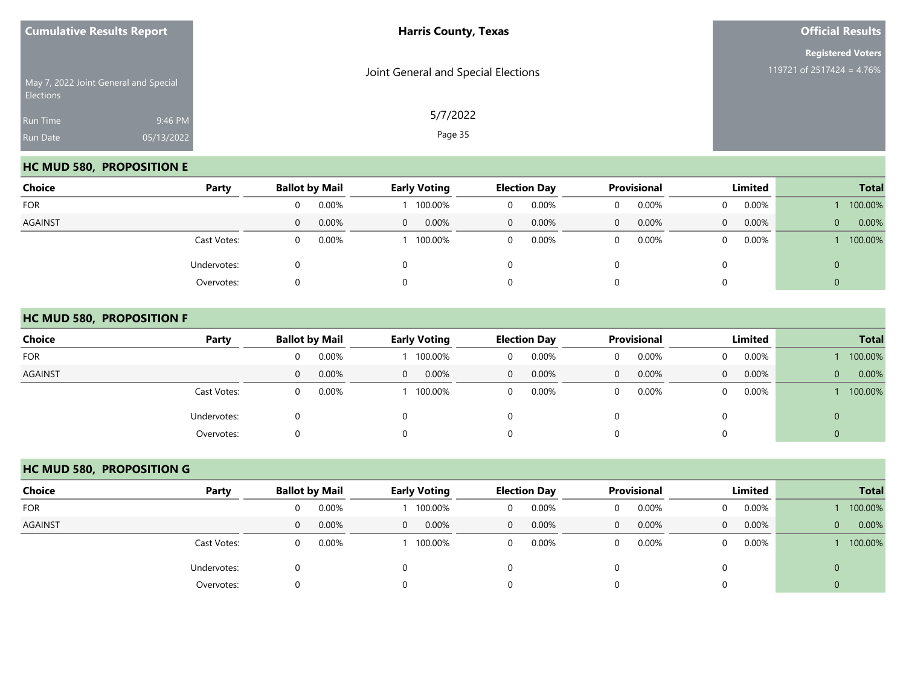**Cumulative Results Report**

May 7, 2022 Joint General and Special Elections

Run Time 9:46 PM
Run Date 05/13/2022

**Harris County, Texas**

Joint General and Special Elections

5/7/2022

**Official Results**

**Registered Voters**
119721 of 2517424 = 4.76%

## HC MUD 580, PROPOSITION E

| Choice | Party | Ballot by Mail | | Early Voting | | Election Day | | Provisional | | Limited | | Total | |
|---|---|---|---|---|---|---|---|---|---|---|---|---|---|
| FOR | | 0 | 0.00% | 1 | 100.00% | 0 | 0.00% | 0 | 0.00% | 0 | 0.00% | 1 | 100.00% |
| AGAINST | | 0 | 0.00% | 0 | 0.00% | 0 | 0.00% | 0 | 0.00% | 0 | 0.00% | 0 | 0.00% |
| | Cast Votes: | 0 | 0.00% | 1 | 100.00% | 0 | 0.00% | 0 | 0.00% | 0 | 0.00% | 1 | 100.00% |
| | Undervotes: | 0 | | 0 | | 0 | | 0 | | 0 | | 0 | |
| | Overvotes: | 0 | | 0 | | 0 | | 0 | | 0 | | 0 | |

## HC MUD 580, PROPOSITION F

| Choice | Party | Ballot by Mail | | Early Voting | | Election Day | | Provisional | | Limited | | Total | |
|---|---|---|---|---|---|---|---|---|---|---|---|---|---|
| FOR | | 0 | 0.00% | 1 | 100.00% | 0 | 0.00% | 0 | 0.00% | 0 | 0.00% | 1 | 100.00% |
| AGAINST | | 0 | 0.00% | 0 | 0.00% | 0 | 0.00% | 0 | 0.00% | 0 | 0.00% | 0 | 0.00% |
| | Cast Votes: | 0 | 0.00% | 1 | 100.00% | 0 | 0.00% | 0 | 0.00% | 0 | 0.00% | 1 | 100.00% |
| | Undervotes: | 0 | | 0 | | 0 | | 0 | | 0 | | 0 | |
| | Overvotes: | 0 | | 0 | | 0 | | 0 | | 0 | | 0 | |

## HC MUD 580, PROPOSITION G

| Choice | Party | Ballot by Mail | | Early Voting | | Election Day | | Provisional | | Limited | | Total | |
|---|---|---|---|---|---|---|---|---|---|---|---|---|---|
| FOR | | 0 | 0.00% | 1 | 100.00% | 0 | 0.00% | 0 | 0.00% | 0 | 0.00% | 1 | 100.00% |
| AGAINST | | 0 | 0.00% | 0 | 0.00% | 0 | 0.00% | 0 | 0.00% | 0 | 0.00% | 0 | 0.00% |
| | Cast Votes: | 0 | 0.00% | 1 | 100.00% | 0 | 0.00% | 0 | 0.00% | 0 | 0.00% | 1 | 100.00% |
| | Undervotes: | 0 | | 0 | | 0 | | 0 | | 0 | | 0 | |
| | Overvotes: | 0 | | 0 | | 0 | | 0 | | 0 | | 0 | |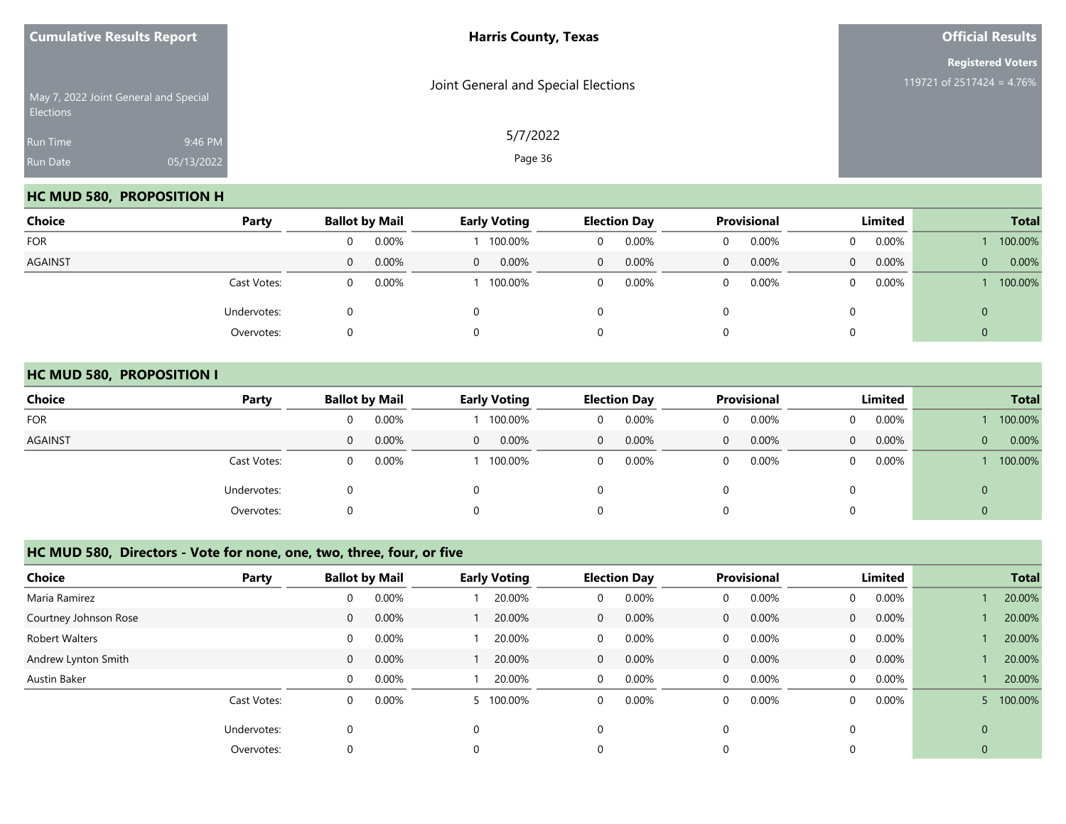**Cumulative Results Report**

May 7, 2022 Joint General and Special Elections

Run Time 9:46 PM

Run Date 05/13/2022

**Harris County, Texas**

Joint General and Special Elections

5/7/2022

**Official Results**

**Registered Voters**

119721 of 2517424 = 4.76%

## HC MUD 580, PROPOSITION H

| Choice | Party | Ballot by Mail | | Early Voting | | Election Day | | Provisional | | Limited | | Total | |
|---|---|---|---|---|---|---|---|---|---|---|---|---|---|
| FOR | | 0 | 0.00% | 1 | 100.00% | 0 | 0.00% | 0 | 0.00% | 0 | 0.00% | 1 | 100.00% |
| AGAINST | | 0 | 0.00% | 0 | 0.00% | 0 | 0.00% | 0 | 0.00% | 0 | 0.00% | 0 | 0.00% |
| | Cast Votes: | 0 | 0.00% | 1 | 100.00% | 0 | 0.00% | 0 | 0.00% | 0 | 0.00% | 1 | 100.00% |
| | Undervotes: | 0 | | 0 | | 0 | | 0 | | 0 | | 0 | |
| | Overvotes: | 0 | | 0 | | 0 | | 0 | | 0 | | 0 | |

## HC MUD 580, PROPOSITION I

| Choice | Party | Ballot by Mail | | Early Voting | | Election Day | | Provisional | | Limited | | Total | |
|---|---|---|---|---|---|---|---|---|---|---|---|---|---|
| FOR | | 0 | 0.00% | 1 | 100.00% | 0 | 0.00% | 0 | 0.00% | 0 | 0.00% | 1 | 100.00% |
| AGAINST | | 0 | 0.00% | 0 | 0.00% | 0 | 0.00% | 0 | 0.00% | 0 | 0.00% | 0 | 0.00% |
| | Cast Votes: | 0 | 0.00% | 1 | 100.00% | 0 | 0.00% | 0 | 0.00% | 0 | 0.00% | 1 | 100.00% |
| | Undervotes: | 0 | | 0 | | 0 | | 0 | | 0 | | 0 | |
| | Overvotes: | 0 | | 0 | | 0 | | 0 | | 0 | | 0 | |

## HC MUD 580, Directors - Vote for none, one, two, three, four, or five

| Choice | Party | Ballot by Mail | | Early Voting | | Election Day | | Provisional | | Limited | | Total | |
|---|---|---|---|---|---|---|---|---|---|---|---|---|---|
| Maria Ramirez | | 0 | 0.00% | 1 | 20.00% | 0 | 0.00% | 0 | 0.00% | 0 | 0.00% | 1 | 20.00% |
| Courtney Johnson Rose | | 0 | 0.00% | 1 | 20.00% | 0 | 0.00% | 0 | 0.00% | 0 | 0.00% | 1 | 20.00% |
| Robert Walters | | 0 | 0.00% | 1 | 20.00% | 0 | 0.00% | 0 | 0.00% | 0 | 0.00% | 1 | 20.00% |
| Andrew Lynton Smith | | 0 | 0.00% | 1 | 20.00% | 0 | 0.00% | 0 | 0.00% | 0 | 0.00% | 1 | 20.00% |
| Austin Baker | | 0 | 0.00% | 1 | 20.00% | 0 | 0.00% | 0 | 0.00% | 0 | 0.00% | 1 | 20.00% |
| | Cast Votes: | 0 | 0.00% | 5 | 100.00% | 0 | 0.00% | 0 | 0.00% | 0 | 0.00% | 5 | 100.00% |
| | Undervotes: | 0 | | 0 | | 0 | | 0 | | 0 | | 0 | |
| | Overvotes: | 0 | | 0 | | 0 | | 0 | | 0 | | 0 | |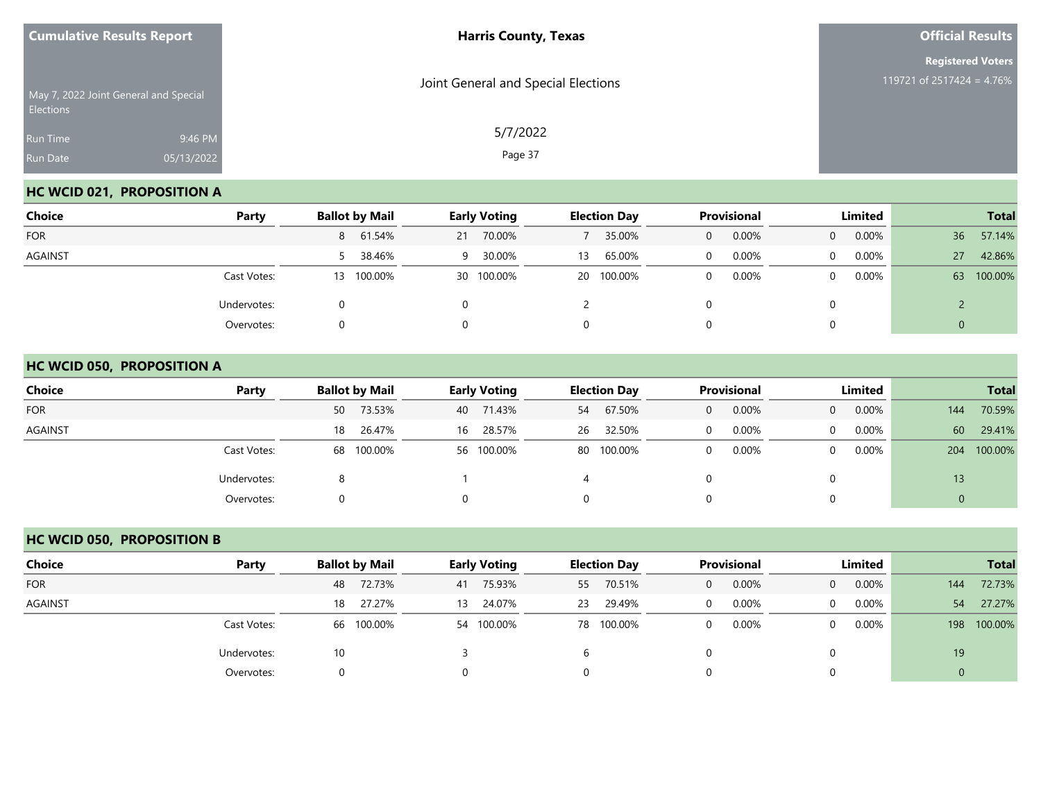Cumulative Results Report

May 7, 2022 Joint General and Special Elections

Run Time 9:46 PM

Run Date 05/13/2022

**Harris County, Texas**

Joint General and Special Elections

5/7/2022

**Official Results**

**Registered Voters**

119721 of 2517424 = 4.76%

## HC WCID 021, PROPOSITION A

| Choice | Party | Ballot by Mail | | Early Voting | | Election Day | | Provisional | | Limited | | Total | |
|---|---|---|---|---|---|---|---|---|---|---|---|---|---|
| FOR | | 8 | 61.54% | 21 | 70.00% | 7 | 35.00% | 0 | 0.00% | 0 | 0.00% | 36 | 57.14% |
| AGAINST | | 5 | 38.46% | 9 | 30.00% | 13 | 65.00% | 0 | 0.00% | 0 | 0.00% | 27 | 42.86% |
| | Cast Votes: | 13 | 100.00% | 30 | 100.00% | 20 | 100.00% | 0 | 0.00% | 0 | 0.00% | 63 | 100.00% |
| | Undervotes: | 0 | | 0 | | 2 | | 0 | | 0 | | 2 | |
| | Overvotes: | 0 | | 0 | | 0 | | 0 | | 0 | | 0 | |

## HC WCID 050, PROPOSITION A

| Choice | Party | Ballot by Mail | | Early Voting | | Election Day | | Provisional | | Limited | | Total | |
|---|---|---|---|---|---|---|---|---|---|---|---|---|---|
| FOR | | 50 | 73.53% | 40 | 71.43% | 54 | 67.50% | 0 | 0.00% | 0 | 0.00% | 144 | 70.59% |
| AGAINST | | 18 | 26.47% | 16 | 28.57% | 26 | 32.50% | 0 | 0.00% | 0 | 0.00% | 60 | 29.41% |
| | Cast Votes: | 68 | 100.00% | 56 | 100.00% | 80 | 100.00% | 0 | 0.00% | 0 | 0.00% | 204 | 100.00% |
| | Undervotes: | 8 | | 1 | | 4 | | 0 | | 0 | | 13 | |
| | Overvotes: | 0 | | 0 | | 0 | | 0 | | 0 | | 0 | |

## HC WCID 050, PROPOSITION B

| Choice | Party | Ballot by Mail | | Early Voting | | Election Day | | Provisional | | Limited | | Total | |
|---|---|---|---|---|---|---|---|---|---|---|---|---|---|
| FOR | | 48 | 72.73% | 41 | 75.93% | 55 | 70.51% | 0 | 0.00% | 0 | 0.00% | 144 | 72.73% |
| AGAINST | | 18 | 27.27% | 13 | 24.07% | 23 | 29.49% | 0 | 0.00% | 0 | 0.00% | 54 | 27.27% |
| | Cast Votes: | 66 | 100.00% | 54 | 100.00% | 78 | 100.00% | 0 | 0.00% | 0 | 0.00% | 198 | 100.00% |
| | Undervotes: | 10 | | 3 | | 6 | | 0 | | 0 | | 19 | |
| | Overvotes: | 0 | | 0 | | 0 | | 0 | | 0 | | 0 | |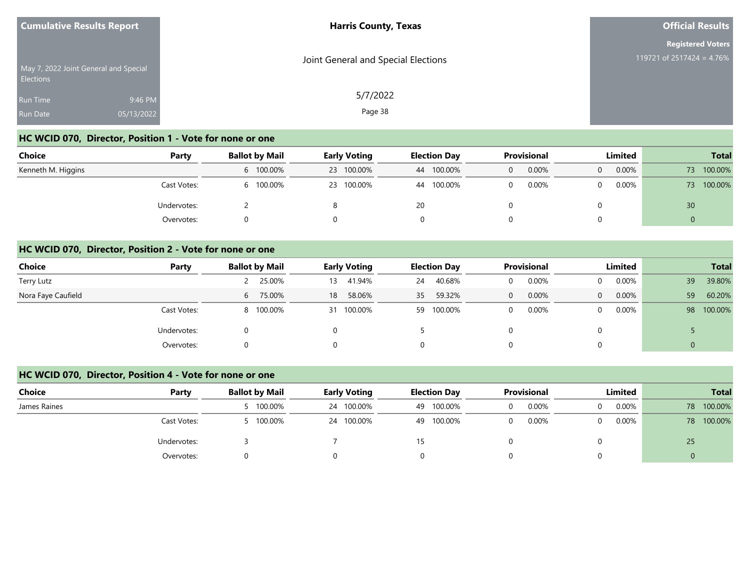Cumulative Results Report

May 7, 2022 Joint General and Special Elections

Run Time 9:46 PM
Run Date 05/13/2022

**Harris County, Texas**

Joint General and Special Elections

5/7/2022

**Official Results**

**Registered Voters**
119721 of 2517424 = 4.76%

## HC WCID 070, Director, Position 1 - Vote for none or one

| Choice | Party | Ballot by Mail | | Early Voting | | Election Day | | Provisional | | Limited | | Total | |
|---|---|---|---|---|---|---|---|---|---|---|---|---|---|
| Kenneth M. Higgins | | 6 | 100.00% | 23 | 100.00% | 44 | 100.00% | 0 | 0.00% | 0 | 0.00% | 73 | 100.00% |
| | Cast Votes: | 6 | 100.00% | 23 | 100.00% | 44 | 100.00% | 0 | 0.00% | 0 | 0.00% | 73 | 100.00% |
| | Undervotes: | 2 | | 8 | | 20 | | 0 | | 0 | | 30 | |
| | Overvotes: | 0 | | 0 | | 0 | | 0 | | 0 | | 0 | |

## HC WCID 070, Director, Position 2 - Vote for none or one

| Choice | Party | Ballot by Mail | | Early Voting | | Election Day | | Provisional | | Limited | | Total | |
|---|---|---|---|---|---|---|---|---|---|---|---|---|---|
| Terry Lutz | | 2 | 25.00% | 13 | 41.94% | 24 | 40.68% | 0 | 0.00% | 0 | 0.00% | 39 | 39.80% |
| Nora Faye Caufield | | 6 | 75.00% | 18 | 58.06% | 35 | 59.32% | 0 | 0.00% | 0 | 0.00% | 59 | 60.20% |
| | Cast Votes: | 8 | 100.00% | 31 | 100.00% | 59 | 100.00% | 0 | 0.00% | 0 | 0.00% | 98 | 100.00% |
| | Undervotes: | 0 | | 0 | | 5 | | 0 | | 0 | | 5 | |
| | Overvotes: | 0 | | 0 | | 0 | | 0 | | 0 | | 0 | |

## HC WCID 070, Director, Position 4 - Vote for none or one

| Choice | Party | Ballot by Mail | | Early Voting | | Election Day | | Provisional | | Limited | | Total | |
|---|---|---|---|---|---|---|---|---|---|---|---|---|---|
| James Raines | | 5 | 100.00% | 24 | 100.00% | 49 | 100.00% | 0 | 0.00% | 0 | 0.00% | 78 | 100.00% |
| | Cast Votes: | 5 | 100.00% | 24 | 100.00% | 49 | 100.00% | 0 | 0.00% | 0 | 0.00% | 78 | 100.00% |
| | Undervotes: | 3 | | 7 | | 15 | | 0 | | 0 | | 25 | |
| | Overvotes: | 0 | | 0 | | 0 | | 0 | | 0 | | 0 | |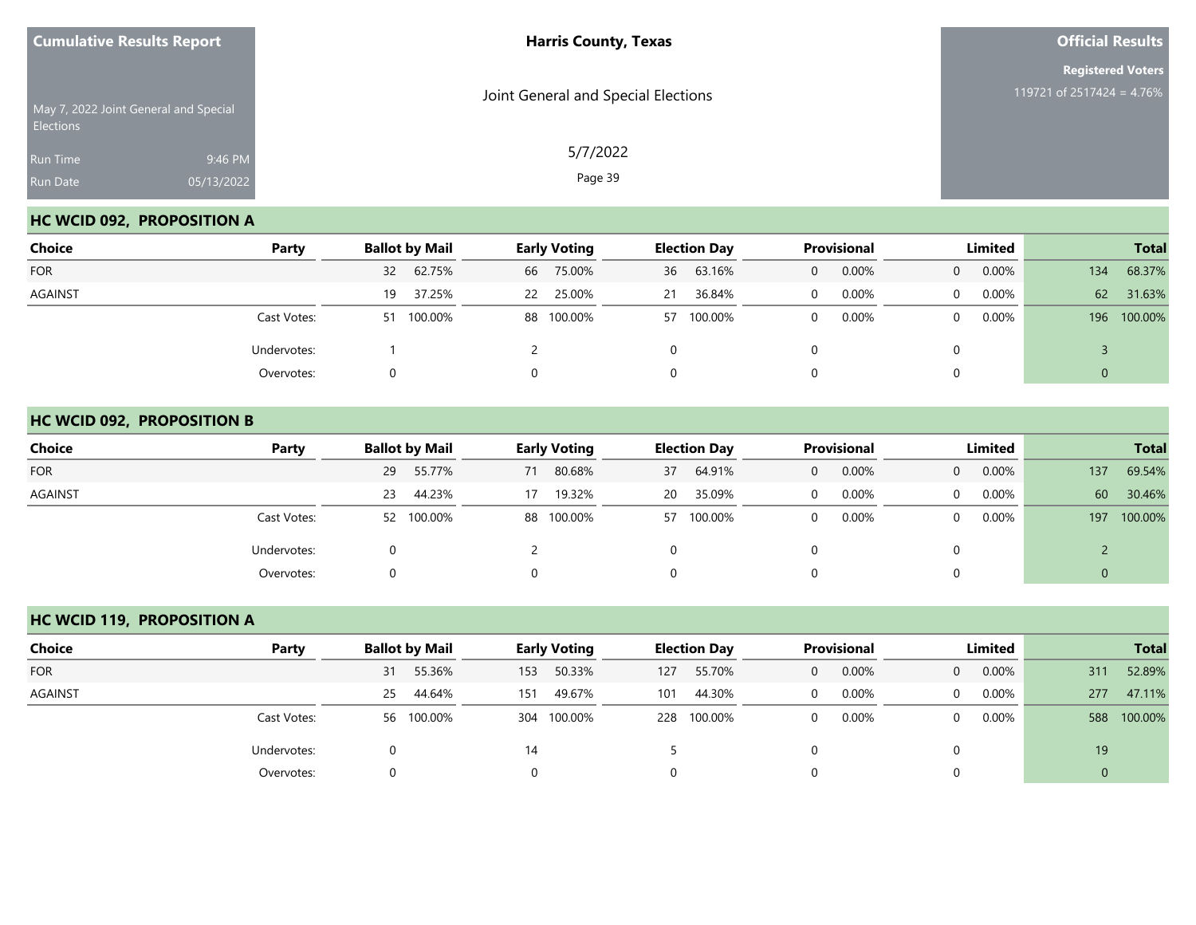Cumulative Results Report

May 7, 2022 Joint General and Special Elections

Run Time 9:46 PM
Run Date 05/13/2022

**Harris County, Texas**

Joint General and Special Elections

5/7/2022

**Official Results**

**Registered Voters**
119721 of 2517424 = 4.76%

## HC WCID 092, PROPOSITION A

| Choice | Party | Ballot by Mail | | Early Voting | | Election Day | | Provisional | | Limited | | Total | |
|---|---|---|---|---|---|---|---|---|---|---|---|---|---|
| FOR | | 32 | 62.75% | 66 | 75.00% | 36 | 63.16% | 0 | 0.00% | 0 | 0.00% | 134 | 68.37% |
| AGAINST | | 19 | 37.25% | 22 | 25.00% | 21 | 36.84% | 0 | 0.00% | 0 | 0.00% | 62 | 31.63% |
| | Cast Votes: | 51 | 100.00% | 88 | 100.00% | 57 | 100.00% | 0 | 0.00% | 0 | 0.00% | 196 | 100.00% |
| | Undervotes: | 1 | | 2 | | 0 | | 0 | | 0 | | 3 | |
| | Overvotes: | 0 | | 0 | | 0 | | 0 | | 0 | | 0 | |

## HC WCID 092, PROPOSITION B

| Choice | Party | Ballot by Mail | | Early Voting | | Election Day | | Provisional | | Limited | | Total | |
|---|---|---|---|---|---|---|---|---|---|---|---|---|---|
| FOR | | 29 | 55.77% | 71 | 80.68% | 37 | 64.91% | 0 | 0.00% | 0 | 0.00% | 137 | 69.54% |
| AGAINST | | 23 | 44.23% | 17 | 19.32% | 20 | 35.09% | 0 | 0.00% | 0 | 0.00% | 60 | 30.46% |
| | Cast Votes: | 52 | 100.00% | 88 | 100.00% | 57 | 100.00% | 0 | 0.00% | 0 | 0.00% | 197 | 100.00% |
| | Undervotes: | 0 | | 2 | | 0 | | 0 | | 0 | | 2 | |
| | Overvotes: | 0 | | 0 | | 0 | | 0 | | 0 | | 0 | |

## HC WCID 119, PROPOSITION A

| Choice | Party | Ballot by Mail | | Early Voting | | Election Day | | Provisional | | Limited | | Total | |
|---|---|---|---|---|---|---|---|---|---|---|---|---|---|
| FOR | | 31 | 55.36% | 153 | 50.33% | 127 | 55.70% | 0 | 0.00% | 0 | 0.00% | 311 | 52.89% |
| AGAINST | | 25 | 44.64% | 151 | 49.67% | 101 | 44.30% | 0 | 0.00% | 0 | 0.00% | 277 | 47.11% |
| | Cast Votes: | 56 | 100.00% | 304 | 100.00% | 228 | 100.00% | 0 | 0.00% | 0 | 0.00% | 588 | 100.00% |
| | Undervotes: | 0 | | 14 | | 5 | | 0 | | 0 | | 19 | |
| | Overvotes: | 0 | | 0 | | 0 | | 0 | | 0 | | 0 | |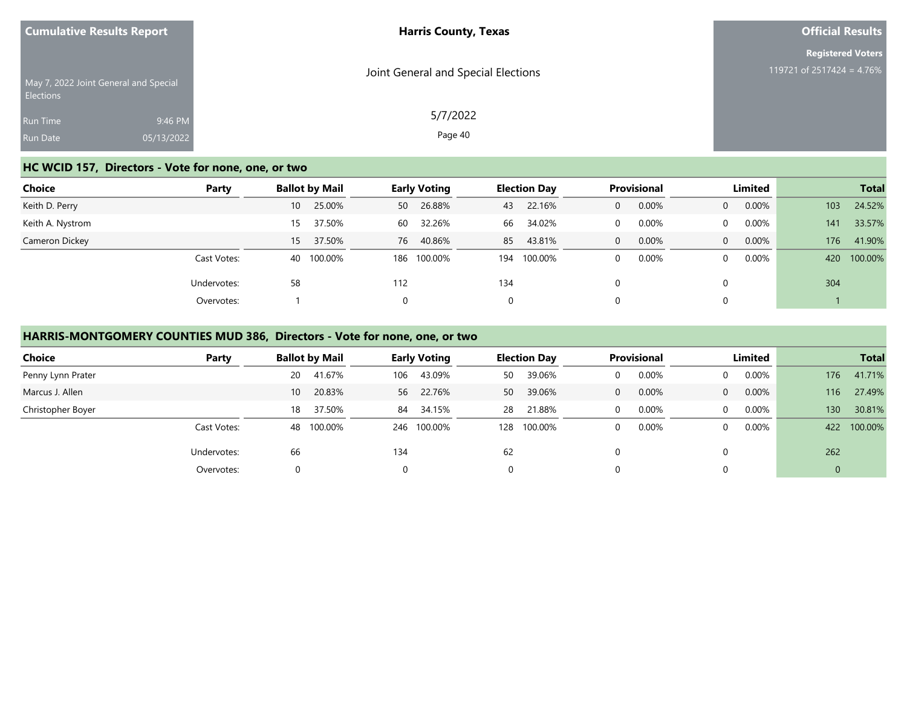## HC WCID 157, Directors - Vote for none, one, or two

| Choice | Party | Ballot by Mail | | Early Voting | | Election Day | | Provisional | | Limited | | Total | |
|---|---|---|---|---|---|---|---|---|---|---|---|---|---|
| Keith D. Perry | | 10 | 25.00% | 50 | 26.88% | 43 | 22.16% | 0 | 0.00% | 0 | 0.00% | 103 | 24.52% |
| Keith A. Nystrom | | 15 | 37.50% | 60 | 32.26% | 66 | 34.02% | 0 | 0.00% | 0 | 0.00% | 141 | 33.57% |
| Cameron Dickey | | 15 | 37.50% | 76 | 40.86% | 85 | 43.81% | 0 | 0.00% | 0 | 0.00% | 176 | 41.90% |
| | Cast Votes: | 40 | 100.00% | 186 | 100.00% | 194 | 100.00% | 0 | 0.00% | 0 | 0.00% | 420 | 100.00% |
| | Undervotes: | 58 | | 112 | | 134 | | 0 | | 0 | | 304 | |
| | Overvotes: | 1 | | 0 | | 0 | | 0 | | 0 | | 1 | |

## HARRIS-MONTGOMERY COUNTIES MUD 386, Directors - Vote for none, one, or two

| Choice | Party | Ballot by Mail | | Early Voting | | Election Day | | Provisional | | Limited | | Total | |
|---|---|---|---|---|---|---|---|---|---|---|---|---|---|
| Penny Lynn Prater | | 20 | 41.67% | 106 | 43.09% | 50 | 39.06% | 0 | 0.00% | 0 | 0.00% | 176 | 41.71% |
| Marcus J. Allen | | 10 | 20.83% | 56 | 22.76% | 50 | 39.06% | 0 | 0.00% | 0 | 0.00% | 116 | 27.49% |
| Christopher Boyer | | 18 | 37.50% | 84 | 34.15% | 28 | 21.88% | 0 | 0.00% | 0 | 0.00% | 130 | 30.81% |
| | Cast Votes: | 48 | 100.00% | 246 | 100.00% | 128 | 100.00% | 0 | 0.00% | 0 | 0.00% | 422 | 100.00% |
| | Undervotes: | 66 | | 134 | | 62 | | 0 | | 0 | | 262 | |
| | Overvotes: | 0 | | 0 | | 0 | | 0 | | 0 | | 0 | |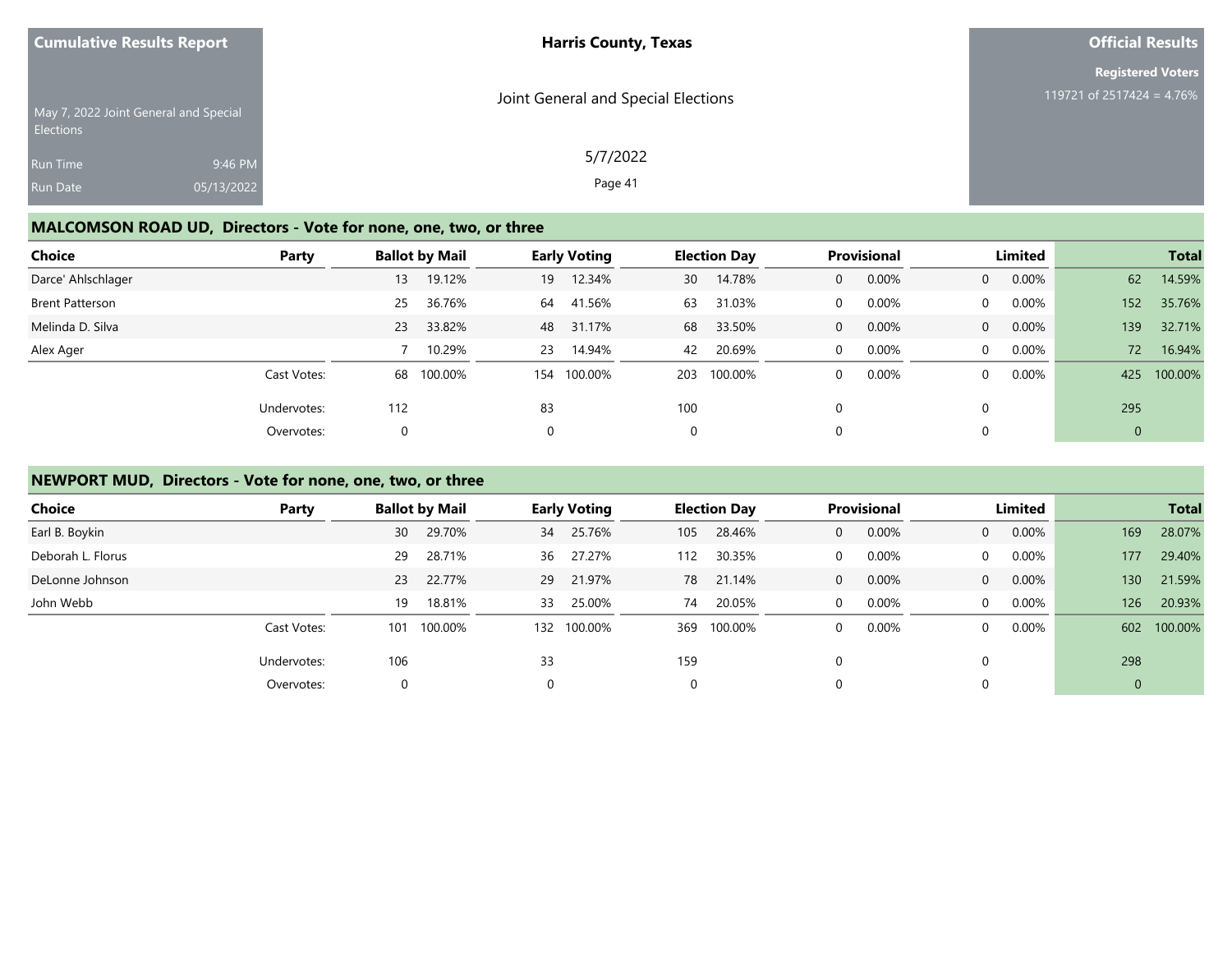## MALCOMSON ROAD UD, Directors - Vote for none, one, two, or three

| Choice | Party | Ballot by Mail | | Early Voting | | Election Day | | Provisional | | Limited | | Total | |
|---|---|---|---|---|---|---|---|---|---|---|---|---|---|
| Darce' Ahlschlager | | 13 | 19.12% | 19 | 12.34% | 30 | 14.78% | 0 | 0.00% | 0 | 0.00% | 62 | 14.59% |
| Brent Patterson | | 25 | 36.76% | 64 | 41.56% | 63 | 31.03% | 0 | 0.00% | 0 | 0.00% | 152 | 35.76% |
| Melinda D. Silva | | 23 | 33.82% | 48 | 31.17% | 68 | 33.50% | 0 | 0.00% | 0 | 0.00% | 139 | 32.71% |
| Alex Ager | | 7 | 10.29% | 23 | 14.94% | 42 | 20.69% | 0 | 0.00% | 0 | 0.00% | 72 | 16.94% |
| | Cast Votes: | 68 | 100.00% | 154 | 100.00% | 203 | 100.00% | 0 | 0.00% | 0 | 0.00% | 425 | 100.00% |
| | Undervotes: | 112 | | 83 | | 100 | | 0 | | 0 | | 295 | |
| | Overvotes: | 0 | | 0 | | 0 | | 0 | | 0 | | 0 | |

## NEWPORT MUD, Directors - Vote for none, one, two, or three

| Choice | Party | Ballot by Mail | | Early Voting | | Election Day | | Provisional | | Limited | | Total | |
|---|---|---|---|---|---|---|---|---|---|---|---|---|---|
| Earl B. Boykin | | 30 | 29.70% | 34 | 25.76% | 105 | 28.46% | 0 | 0.00% | 0 | 0.00% | 169 | 28.07% |
| Deborah L. Florus | | 29 | 28.71% | 36 | 27.27% | 112 | 30.35% | 0 | 0.00% | 0 | 0.00% | 177 | 29.40% |
| DeLonne Johnson | | 23 | 22.77% | 29 | 21.97% | 78 | 21.14% | 0 | 0.00% | 0 | 0.00% | 130 | 21.59% |
| John Webb | | 19 | 18.81% | 33 | 25.00% | 74 | 20.05% | 0 | 0.00% | 0 | 0.00% | 126 | 20.93% |
| | Cast Votes: | 101 | 100.00% | 132 | 100.00% | 369 | 100.00% | 0 | 0.00% | 0 | 0.00% | 602 | 100.00% |
| | Undervotes: | 106 | | 33 | | 159 | | 0 | | 0 | | 298 | |
| | Overvotes: | 0 | | 0 | | 0 | | 0 | | 0 | | 0 | |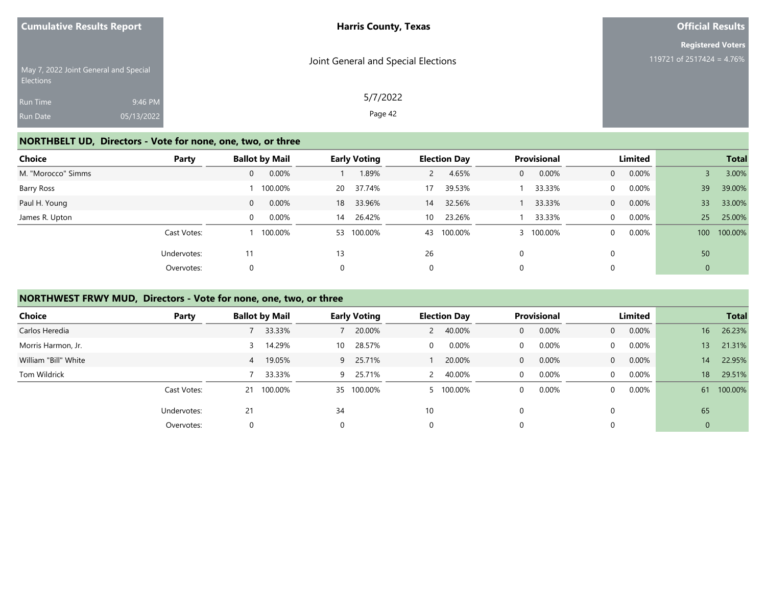**Cumulative Results Report**

May 7, 2022 Joint General and Special Elections

Run Time 9:46 PM

Run Date 05/13/2022

**Harris County, Texas**

Joint General and Special Elections

5/7/2022

**Official Results**

**Registered Voters**

119721 of 2517424 = 4.76%

## NORTHBELT UD, Directors - Vote for none, one, two, or three

| Choice | Party | Ballot by Mail | | Early Voting | | Election Day | | Provisional | | Limited | | Total | |
|---|---|---|---|---|---|---|---|---|---|---|---|---|---|
| M. "Morocco" Simms | | 0 | 0.00% | 1 | 1.89% | 2 | 4.65% | 0 | 0.00% | 0 | 0.00% | 3 | 3.00% |
| Barry Ross | | 1 | 100.00% | 20 | 37.74% | 17 | 39.53% | 1 | 33.33% | 0 | 0.00% | 39 | 39.00% |
| Paul H. Young | | 0 | 0.00% | 18 | 33.96% | 14 | 32.56% | 1 | 33.33% | 0 | 0.00% | 33 | 33.00% |
| James R. Upton | | 0 | 0.00% | 14 | 26.42% | 10 | 23.26% | 1 | 33.33% | 0 | 0.00% | 25 | 25.00% |
| | Cast Votes: | 1 | 100.00% | 53 | 100.00% | 43 | 100.00% | 3 | 100.00% | 0 | 0.00% | 100 | 100.00% |
| | Undervotes: | 11 | | 13 | | 26 | | 0 | | 0 | | 50 | |
| | Overvotes: | 0 | | 0 | | 0 | | 0 | | 0 | | 0 | |

## NORTHWEST FRWY MUD, Directors - Vote for none, one, two, or three

| Choice | Party | Ballot by Mail | | Early Voting | | Election Day | | Provisional | | Limited | | Total | |
|---|---|---|---|---|---|---|---|---|---|---|---|---|---|
| Carlos Heredia | | 7 | 33.33% | 7 | 20.00% | 2 | 40.00% | 0 | 0.00% | 0 | 0.00% | 16 | 26.23% |
| Morris Harmon, Jr. | | 3 | 14.29% | 10 | 28.57% | 0 | 0.00% | 0 | 0.00% | 0 | 0.00% | 13 | 21.31% |
| William "Bill" White | | 4 | 19.05% | 9 | 25.71% | 1 | 20.00% | 0 | 0.00% | 0 | 0.00% | 14 | 22.95% |
| Tom Wildrick | | 7 | 33.33% | 9 | 25.71% | 2 | 40.00% | 0 | 0.00% | 0 | 0.00% | 18 | 29.51% |
| | Cast Votes: | 21 | 100.00% | 35 | 100.00% | 5 | 100.00% | 0 | 0.00% | 0 | 0.00% | 61 | 100.00% |
| | Undervotes: | 21 | | 34 | | 10 | | 0 | | 0 | | 65 | |
| | Overvotes: | 0 | | 0 | | 0 | | 0 | | 0 | | 0 | |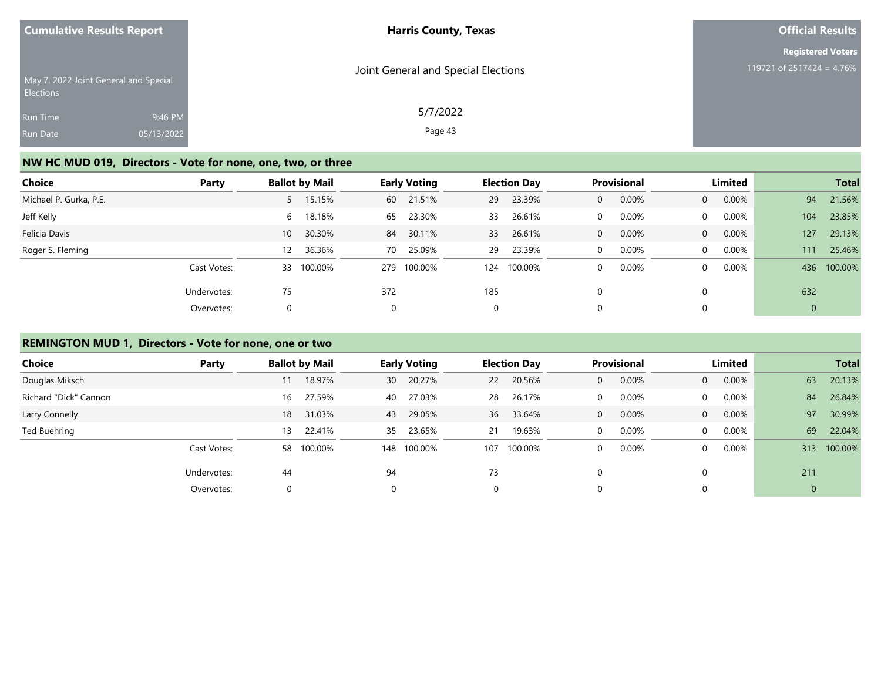**Cumulative Results Report**

May 7, 2022 Joint General and Special Elections

Run Time 9:46 PM
Run Date 05/13/2022

**Harris County, Texas**

Joint General and Special Elections

5/7/2022

**Official Results**

**Registered Voters**
119721 of 2517424 = 4.76%

## NW HC MUD 019, Directors - Vote for none, one, two, or three

| Choice | Party | Ballot by Mail | | Early Voting | | Election Day | | Provisional | | Limited | | Total | |
|---|---|---|---|---|---|---|---|---|---|---|---|---|---|
| Michael P. Gurka, P.E. | | 5 | 15.15% | 60 | 21.51% | 29 | 23.39% | 0 | 0.00% | 0 | 0.00% | 94 | 21.56% |
| Jeff Kelly | | 6 | 18.18% | 65 | 23.30% | 33 | 26.61% | 0 | 0.00% | 0 | 0.00% | 104 | 23.85% |
| Felicia Davis | | 10 | 30.30% | 84 | 30.11% | 33 | 26.61% | 0 | 0.00% | 0 | 0.00% | 127 | 29.13% |
| Roger S. Fleming | | 12 | 36.36% | 70 | 25.09% | 29 | 23.39% | 0 | 0.00% | 0 | 0.00% | 111 | 25.46% |
| | Cast Votes: | 33 | 100.00% | 279 | 100.00% | 124 | 100.00% | 0 | 0.00% | 0 | 0.00% | 436 | 100.00% |
| | Undervotes: | 75 | | 372 | | 185 | | 0 | | 0 | | 632 | |
| | Overvotes: | 0 | | 0 | | 0 | | 0 | | 0 | | 0 | |

## REMINGTON MUD 1, Directors - Vote for none, one or two

| Choice | Party | Ballot by Mail | | Early Voting | | Election Day | | Provisional | | Limited | | Total | |
|---|---|---|---|---|---|---|---|---|---|---|---|---|---|
| Douglas Miksch | | 11 | 18.97% | 30 | 20.27% | 22 | 20.56% | 0 | 0.00% | 0 | 0.00% | 63 | 20.13% |
| Richard "Dick" Cannon | | 16 | 27.59% | 40 | 27.03% | 28 | 26.17% | 0 | 0.00% | 0 | 0.00% | 84 | 26.84% |
| Larry Connelly | | 18 | 31.03% | 43 | 29.05% | 36 | 33.64% | 0 | 0.00% | 0 | 0.00% | 97 | 30.99% |
| Ted Buehring | | 13 | 22.41% | 35 | 23.65% | 21 | 19.63% | 0 | 0.00% | 0 | 0.00% | 69 | 22.04% |
| | Cast Votes: | 58 | 100.00% | 148 | 100.00% | 107 | 100.00% | 0 | 0.00% | 0 | 0.00% | 313 | 100.00% |
| | Undervotes: | 44 | | 94 | | 73 | | 0 | | 0 | | 211 | |
| | Overvotes: | 0 | | 0 | | 0 | | 0 | | 0 | | 0 | |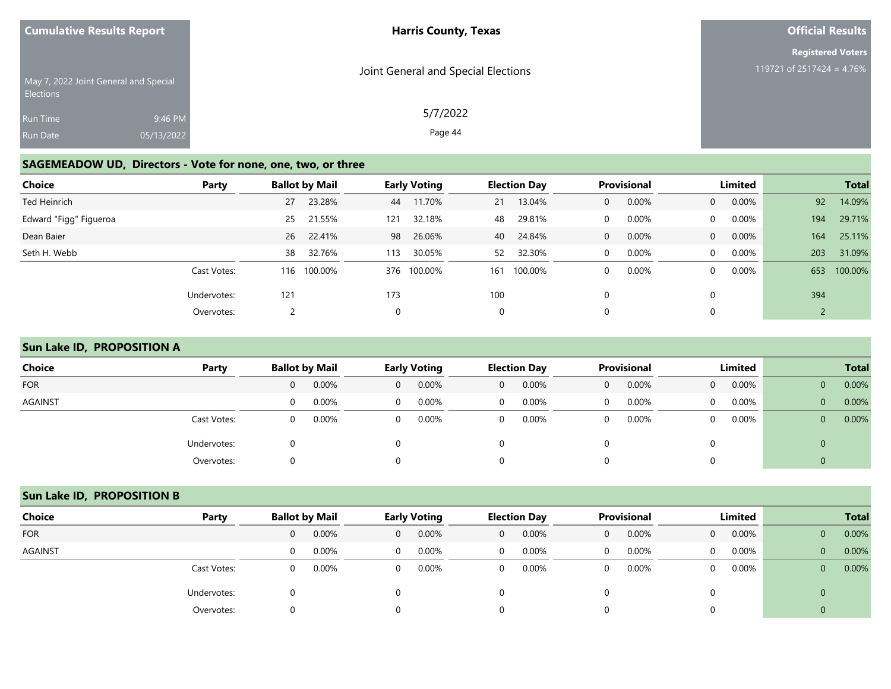Cumulative Results Report

May 7, 2022 Joint General and Special Elections

Run Time 9:46 PM

Run Date 05/13/2022

**Harris County, Texas**

Joint General and Special Elections

5/7/2022

**Official Results**

**Registered Voters**

119721 of 2517424 = 4.76%

## SAGEMEADOW UD, Directors - Vote for none, one, two, or three

| Choice | Party | Ballot by Mail | | Early Voting | | Election Day | | Provisional | | Limited | | Total | |
|---|---|---|---|---|---|---|---|---|---|---|---|---|---|
| Ted Heinrich | | 27 | 23.28% | 44 | 11.70% | 21 | 13.04% | 0 | 0.00% | 0 | 0.00% | 92 | 14.09% |
| Edward "Figg" Figueroa | | 25 | 21.55% | 121 | 32.18% | 48 | 29.81% | 0 | 0.00% | 0 | 0.00% | 194 | 29.71% |
| Dean Baier | | 26 | 22.41% | 98 | 26.06% | 40 | 24.84% | 0 | 0.00% | 0 | 0.00% | 164 | 25.11% |
| Seth H. Webb | | 38 | 32.76% | 113 | 30.05% | 52 | 32.30% | 0 | 0.00% | 0 | 0.00% | 203 | 31.09% |
| | Cast Votes: | 116 | 100.00% | 376 | 100.00% | 161 | 100.00% | 0 | 0.00% | 0 | 0.00% | 653 | 100.00% |
| | Undervotes: | 121 | | 173 | | 100 | | 0 | | 0 | | 394 | |
| | Overvotes: | 2 | | 0 | | 0 | | 0 | | 0 | | 2 | |

## Sun Lake ID, PROPOSITION A

| Choice | Party | Ballot by Mail | | Early Voting | | Election Day | | Provisional | | Limited | | Total | |
|---|---|---|---|---|---|---|---|---|---|---|---|---|---|
| FOR | | 0 | 0.00% | 0 | 0.00% | 0 | 0.00% | 0 | 0.00% | 0 | 0.00% | 0 | 0.00% |
| AGAINST | | 0 | 0.00% | 0 | 0.00% | 0 | 0.00% | 0 | 0.00% | 0 | 0.00% | 0 | 0.00% |
| | Cast Votes: | 0 | 0.00% | 0 | 0.00% | 0 | 0.00% | 0 | 0.00% | 0 | 0.00% | 0 | 0.00% |
| | Undervotes: | 0 | | 0 | | 0 | | 0 | | 0 | | 0 | |
| | Overvotes: | 0 | | 0 | | 0 | | 0 | | 0 | | 0 | |

## Sun Lake ID, PROPOSITION B

| Choice | Party | Ballot by Mail | | Early Voting | | Election Day | | Provisional | | Limited | | Total | |
|---|---|---|---|---|---|---|---|---|---|---|---|---|---|
| FOR | | 0 | 0.00% | 0 | 0.00% | 0 | 0.00% | 0 | 0.00% | 0 | 0.00% | 0 | 0.00% |
| AGAINST | | 0 | 0.00% | 0 | 0.00% | 0 | 0.00% | 0 | 0.00% | 0 | 0.00% | 0 | 0.00% |
| | Cast Votes: | 0 | 0.00% | 0 | 0.00% | 0 | 0.00% | 0 | 0.00% | 0 | 0.00% | 0 | 0.00% |
| | Undervotes: | 0 | | 0 | | 0 | | 0 | | 0 | | 0 | |
| | Overvotes: | 0 | | 0 | | 0 | | 0 | | 0 | | 0 | |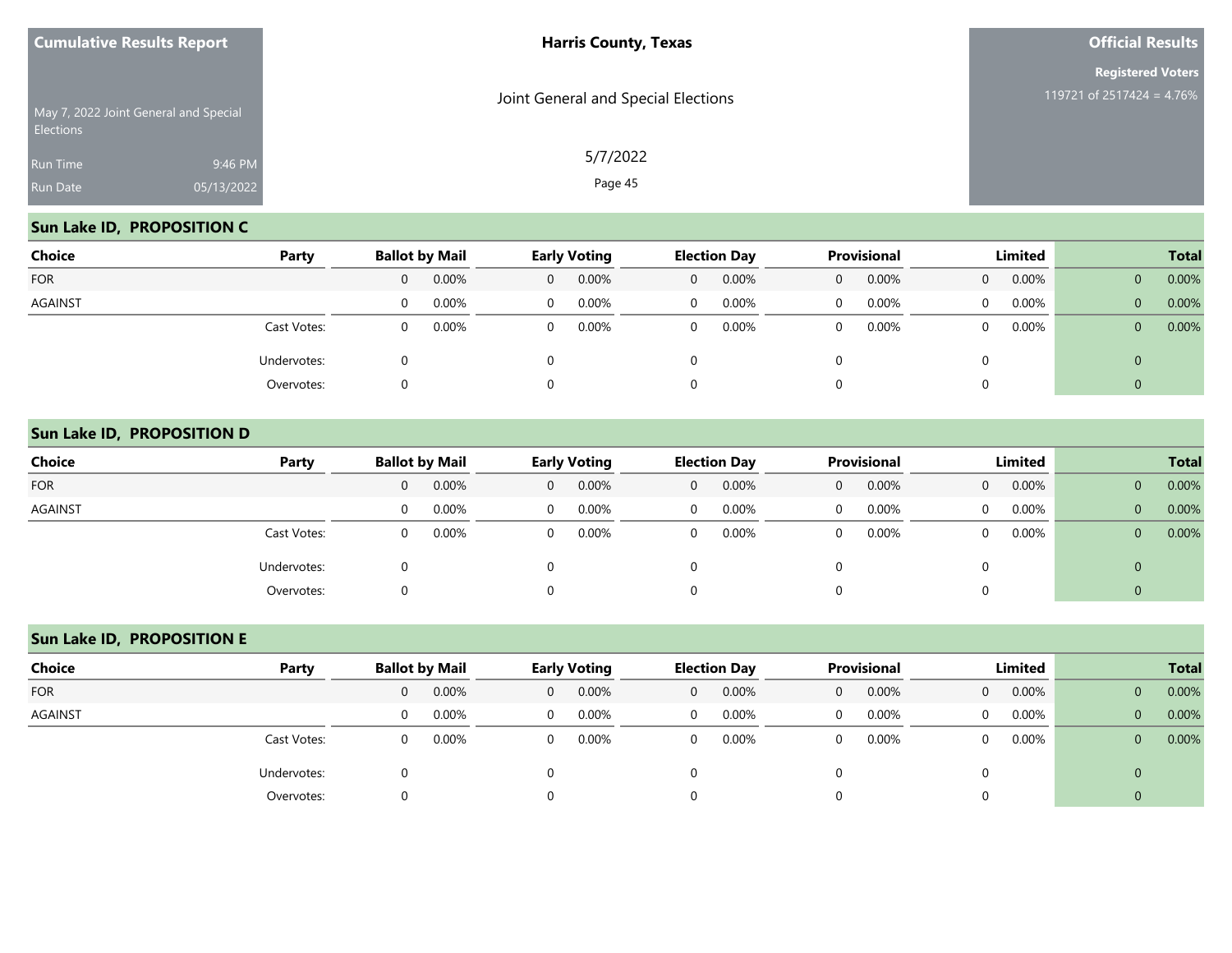Cumulative Results Report

May 7, 2022 Joint General and Special Elections

Run Time 9:46 PM

Run Date 05/13/2022

**Harris County, Texas**

Joint General and Special Elections

5/7/2022

**Official Results**

**Registered Voters**

119721 of 2517424 = 4.76%

## Sun Lake ID, PROPOSITION C

| Choice | Party | Ballot by Mail | | Early Voting | | Election Day | | Provisional | | Limited | | Total | |
|---|---|---|---|---|---|---|---|---|---|---|---|---|---|
| FOR | | 0 | 0.00% | 0 | 0.00% | 0 | 0.00% | 0 | 0.00% | 0 | 0.00% | 0 | 0.00% |
| AGAINST | | 0 | 0.00% | 0 | 0.00% | 0 | 0.00% | 0 | 0.00% | 0 | 0.00% | 0 | 0.00% |
| | Cast Votes: | 0 | 0.00% | 0 | 0.00% | 0 | 0.00% | 0 | 0.00% | 0 | 0.00% | 0 | 0.00% |
| | Undervotes: | 0 | | 0 | | 0 | | 0 | | 0 | | 0 | |
| | Overvotes: | 0 | | 0 | | 0 | | 0 | | 0 | | 0 | |

## Sun Lake ID, PROPOSITION D

| Choice | Party | Ballot by Mail | | Early Voting | | Election Day | | Provisional | | Limited | | Total | |
|---|---|---|---|---|---|---|---|---|---|---|---|---|---|
| FOR | | 0 | 0.00% | 0 | 0.00% | 0 | 0.00% | 0 | 0.00% | 0 | 0.00% | 0 | 0.00% |
| AGAINST | | 0 | 0.00% | 0 | 0.00% | 0 | 0.00% | 0 | 0.00% | 0 | 0.00% | 0 | 0.00% |
| | Cast Votes: | 0 | 0.00% | 0 | 0.00% | 0 | 0.00% | 0 | 0.00% | 0 | 0.00% | 0 | 0.00% |
| | Undervotes: | 0 | | 0 | | 0 | | 0 | | 0 | | 0 | |
| | Overvotes: | 0 | | 0 | | 0 | | 0 | | 0 | | 0 | |

## Sun Lake ID, PROPOSITION E

| Choice | Party | Ballot by Mail | | Early Voting | | Election Day | | Provisional | | Limited | | Total | |
|---|---|---|---|---|---|---|---|---|---|---|---|---|---|
| FOR | | 0 | 0.00% | 0 | 0.00% | 0 | 0.00% | 0 | 0.00% | 0 | 0.00% | 0 | 0.00% |
| AGAINST | | 0 | 0.00% | 0 | 0.00% | 0 | 0.00% | 0 | 0.00% | 0 | 0.00% | 0 | 0.00% |
| | Cast Votes: | 0 | 0.00% | 0 | 0.00% | 0 | 0.00% | 0 | 0.00% | 0 | 0.00% | 0 | 0.00% |
| | Undervotes: | 0 | | 0 | | 0 | | 0 | | 0 | | 0 | |
| | Overvotes: | 0 | | 0 | | 0 | | 0 | | 0 | | 0 | |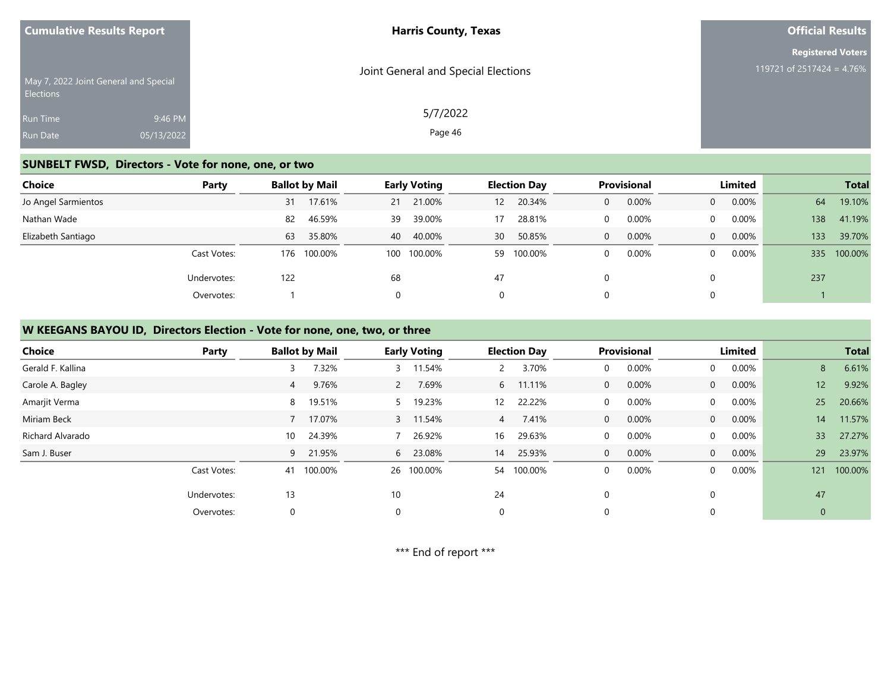| Cumulative Results Report | Harris County, Texas | Official Results |
|---|---|---|
| May 7, 2022 Joint General and Special Elections | Joint General and Special Elections | Registered Voters 119721 of 2517424 = 4.76% |
| Run Time 9:46 PM | 5/7/2022 | |
| Run Date 05/13/2022 | | |

## SUNBELT FWSD, Directors - Vote for none, one, or two

| Choice | Party | Ballot by Mail | | Early Voting | | Election Day | | Provisional | | Limited | | Total | |
|---|---|---|---|---|---|---|---|---|---|---|---|---|---|
| Jo Angel Sarmientos | | 31 | 17.61% | 21 | 21.00% | 12 | 20.34% | 0 | 0.00% | 0 | 0.00% | 64 | 19.10% |
| Nathan Wade | | 82 | 46.59% | 39 | 39.00% | 17 | 28.81% | 0 | 0.00% | 0 | 0.00% | 138 | 41.19% |
| Elizabeth Santiago | | 63 | 35.80% | 40 | 40.00% | 30 | 50.85% | 0 | 0.00% | 0 | 0.00% | 133 | 39.70% |
| | Cast Votes: | 176 | 100.00% | 100 | 100.00% | 59 | 100.00% | 0 | 0.00% | 0 | 0.00% | 335 | 100.00% |
| | Undervotes: | 122 | | 68 | | 47 | | 0 | | 0 | | 237 | |
| | Overvotes: | 1 | | 0 | | 0 | | 0 | | 0 | | 1 | |

## W KEEGANS BAYOU ID, Directors Election - Vote for none, one, two, or three

| Choice | Party | Ballot by Mail | | Early Voting | | Election Day | | Provisional | | Limited | | Total | |
|---|---|---|---|---|---|---|---|---|---|---|---|---|---|
| Gerald F. Kallina | | 3 | 7.32% | 3 | 11.54% | 2 | 3.70% | 0 | 0.00% | 0 | 0.00% | 8 | 6.61% |
| Carole A. Bagley | | 4 | 9.76% | 2 | 7.69% | 6 | 11.11% | 0 | 0.00% | 0 | 0.00% | 12 | 9.92% |
| Amarjit Verma | | 8 | 19.51% | 5 | 19.23% | 12 | 22.22% | 0 | 0.00% | 0 | 0.00% | 25 | 20.66% |
| Miriam Beck | | 7 | 17.07% | 3 | 11.54% | 4 | 7.41% | 0 | 0.00% | 0 | 0.00% | 14 | 11.57% |
| Richard Alvarado | | 10 | 24.39% | 7 | 26.92% | 16 | 29.63% | 0 | 0.00% | 0 | 0.00% | 33 | 27.27% |
| Sam J. Buser | | 9 | 21.95% | 6 | 23.08% | 14 | 25.93% | 0 | 0.00% | 0 | 0.00% | 29 | 23.97% |
| | Cast Votes: | 41 | 100.00% | 26 | 100.00% | 54 | 100.00% | 0 | 0.00% | 0 | 0.00% | 121 | 100.00% |
| | Undervotes: | 13 | | 10 | | 24 | | 0 | | 0 | | 47 | |
| | Overvotes: | 0 | | 0 | | 0 | | 0 | | 0 | | 0 | |

*** End of report ***